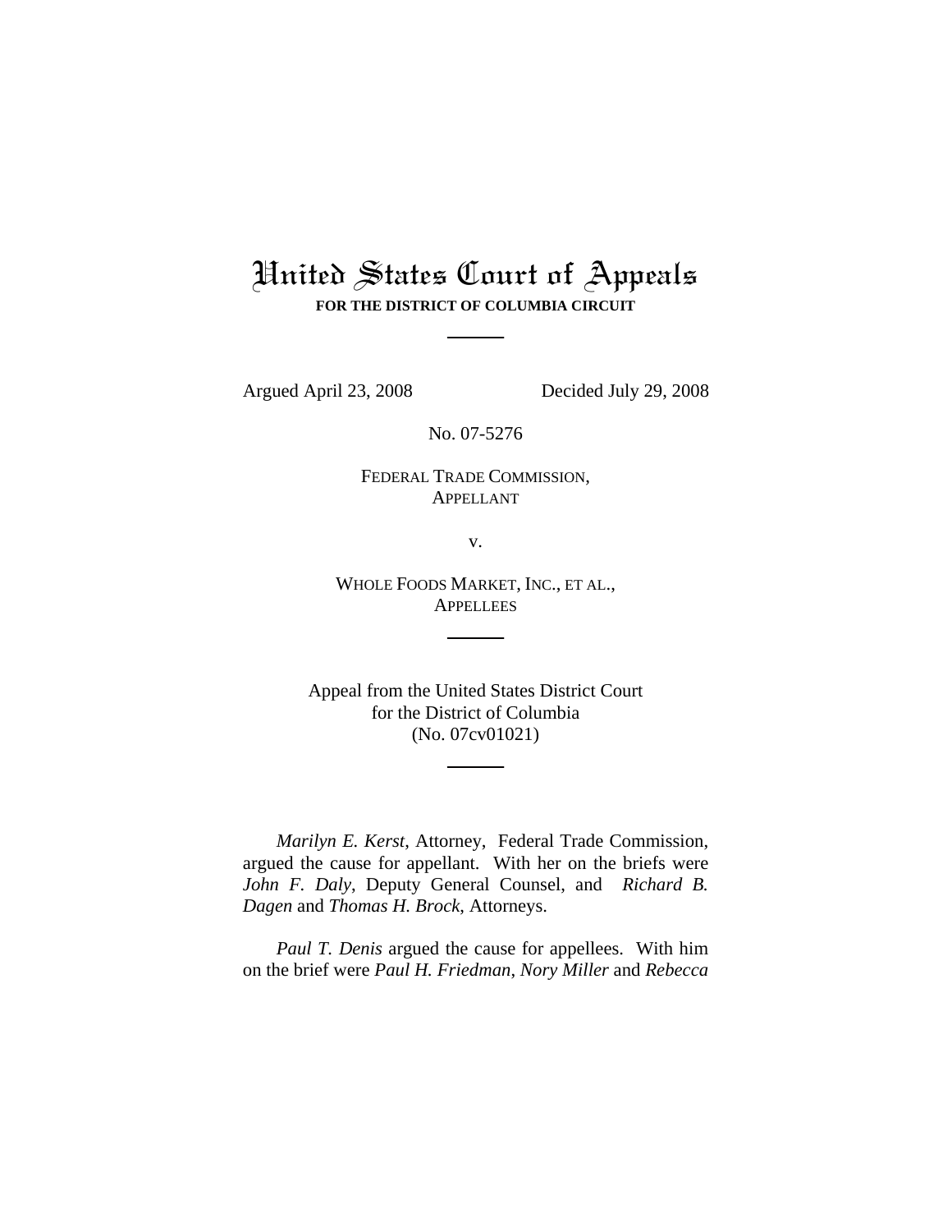# United States Court of Appeals

**FOR THE DISTRICT OF COLUMBIA CIRCUIT**

Argued April 23, 2008 Decided July 29, 2008

No. 07-5276

FEDERAL TRADE COMMISSION,
APPELLANT

v.

WHOLE FOODS MARKET, INC., ET AL.,
APPELLEES

Appeal from the United States District Court
for the District of Columbia
(No. 07cv01021)

*Marilyn E. Kerst*, Attorney, Federal Trade Commission, argued the cause for appellant. With her on the briefs were *John F. Daly*, Deputy General Counsel, and *Richard B. Dagen* and *Thomas H. Brock*, Attorneys.

*Paul T. Denis* argued the cause for appellees. With him on the brief were *Paul H. Friedman*, *Nory Miller* and *Rebecca*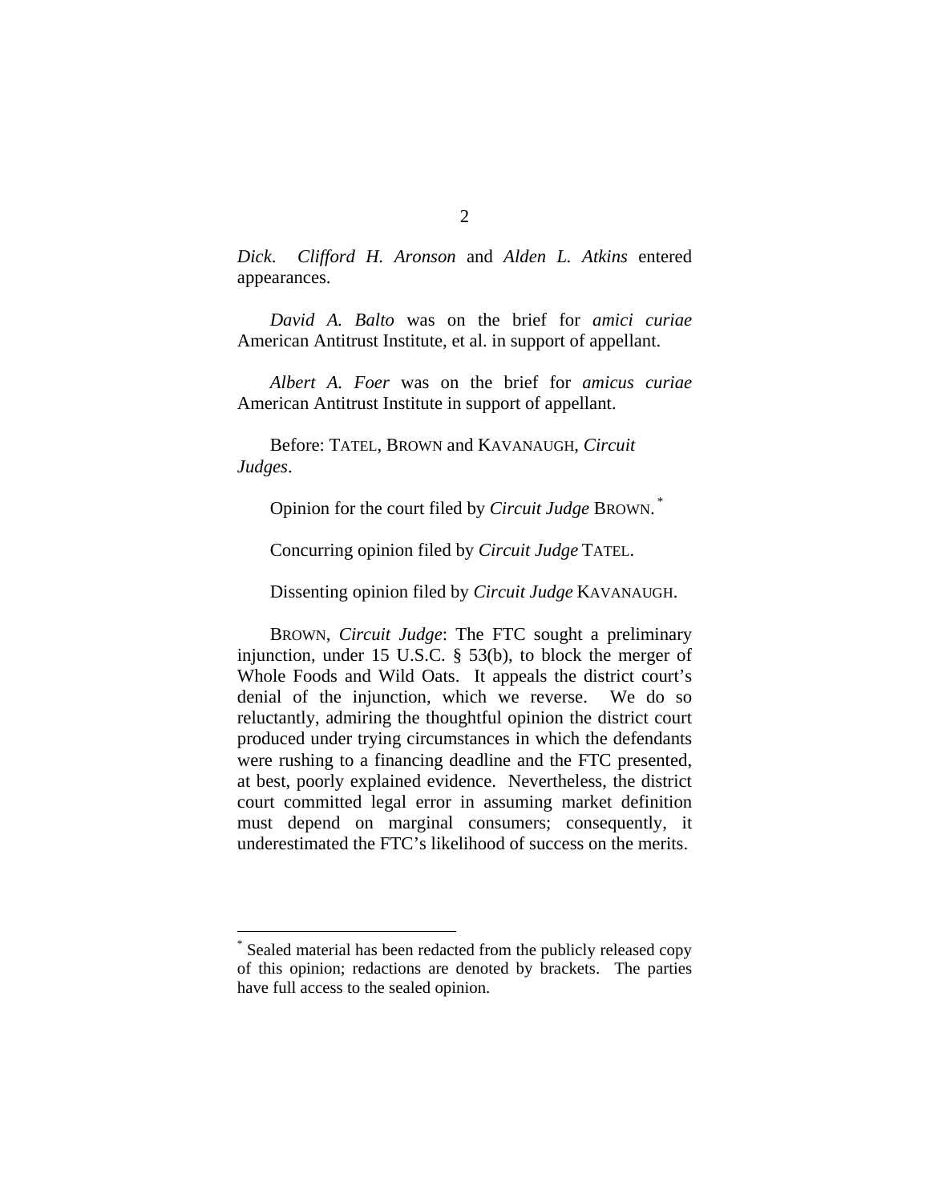*Dick*. *Clifford H. Aronson* and *Alden L. Atkins* entered appearances.

*David A. Balto* was on the brief for *amici curiae* American Antitrust Institute, et al. in support of appellant.

*Albert A. Foer* was on the brief for *amicus curiae* American Antitrust Institute in support of appellant.

Before: TATEL, BROWN and KAVANAUGH, *Circuit Judges*.

Opinion for the court filed by *Circuit Judge* BROWN.[*]

Concurring opinion filed by *Circuit Judge* TATEL.

Dissenting opinion filed by *Circuit Judge* KAVANAUGH.

BROWN, *Circuit Judge*: The FTC sought a preliminary injunction, under 15 U.S.C. § 53(b), to block the merger of Whole Foods and Wild Oats. It appeals the district court's denial of the injunction, which we reverse. We do so reluctantly, admiring the thoughtful opinion the district court produced under trying circumstances in which the defendants were rushing to a financing deadline and the FTC presented, at best, poorly explained evidence. Nevertheless, the district court committed legal error in assuming market definition must depend on marginal consumers; consequently, it underestimated the FTC's likelihood of success on the merits.

---

[*] Sealed material has been redacted from the publicly released copy of this opinion; redactions are denoted by brackets. The parties have full access to the sealed opinion.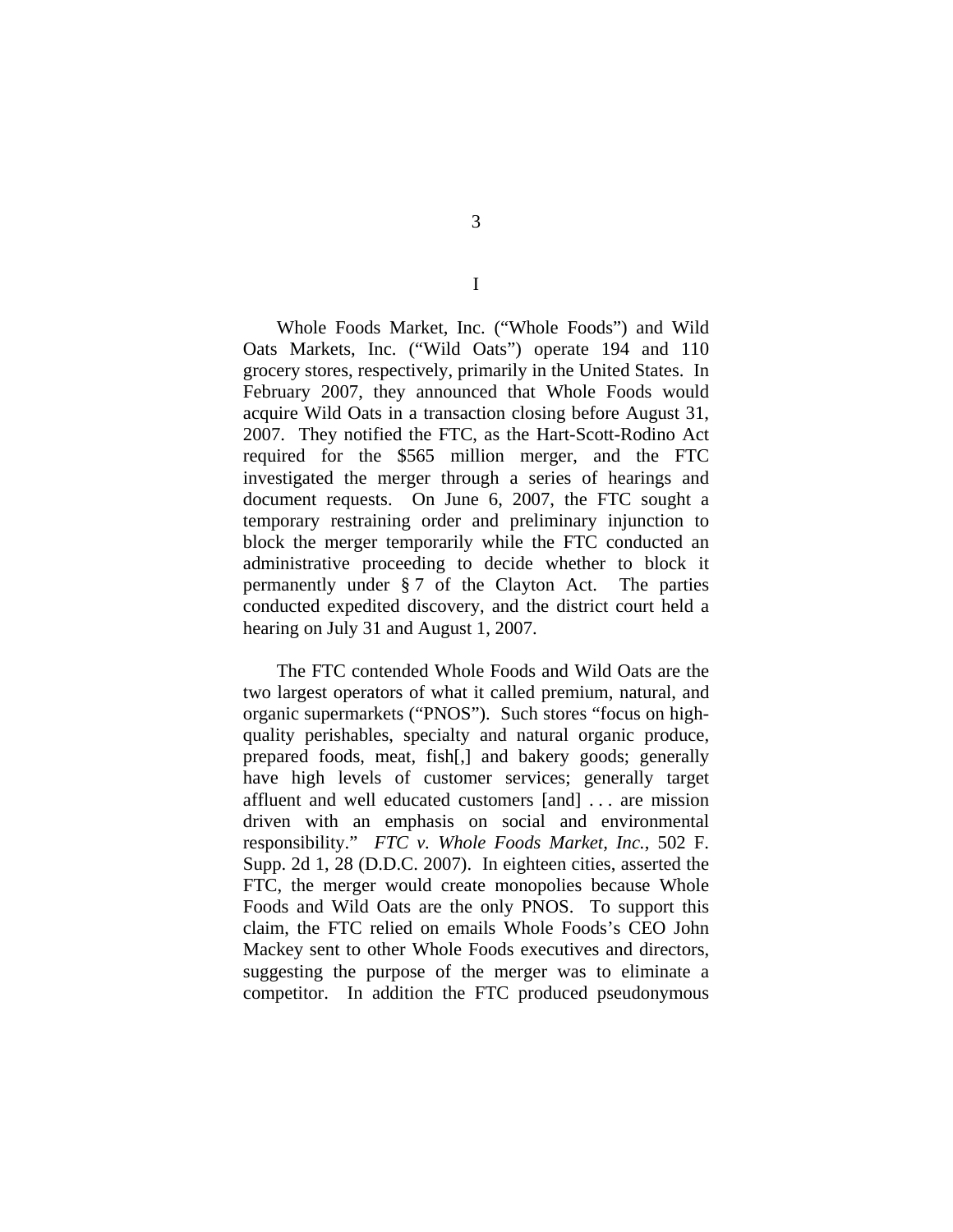# I

Whole Foods Market, Inc. ("Whole Foods") and Wild Oats Markets, Inc. ("Wild Oats") operate 194 and 110 grocery stores, respectively, primarily in the United States. In February 2007, they announced that Whole Foods would acquire Wild Oats in a transaction closing before August 31, 2007. They notified the FTC, as the Hart-Scott-Rodino Act required for the $565 million merger, and the FTC investigated the merger through a series of hearings and document requests. On June 6, 2007, the FTC sought a temporary restraining order and preliminary injunction to block the merger temporarily while the FTC conducted an administrative proceeding to decide whether to block it permanently under § 7 of the Clayton Act. The parties conducted expedited discovery, and the district court held a hearing on July 31 and August 1, 2007.

The FTC contended Whole Foods and Wild Oats are the two largest operators of what it called premium, natural, and organic supermarkets ("PNOS"). Such stores "focus on high-quality perishables, specialty and natural organic produce, prepared foods, meat, fish[,] and bakery goods; generally have high levels of customer services; generally target affluent and well educated customers [and] . . . are mission driven with an emphasis on social and environmental responsibility." *FTC v. Whole Foods Market, Inc.*, 502 F. Supp. 2d 1, 28 (D.D.C. 2007). In eighteen cities, asserted the FTC, the merger would create monopolies because Whole Foods and Wild Oats are the only PNOS. To support this claim, the FTC relied on emails Whole Foods's CEO John Mackey sent to other Whole Foods executives and directors, suggesting the purpose of the merger was to eliminate a competitor. In addition the FTC produced pseudonymous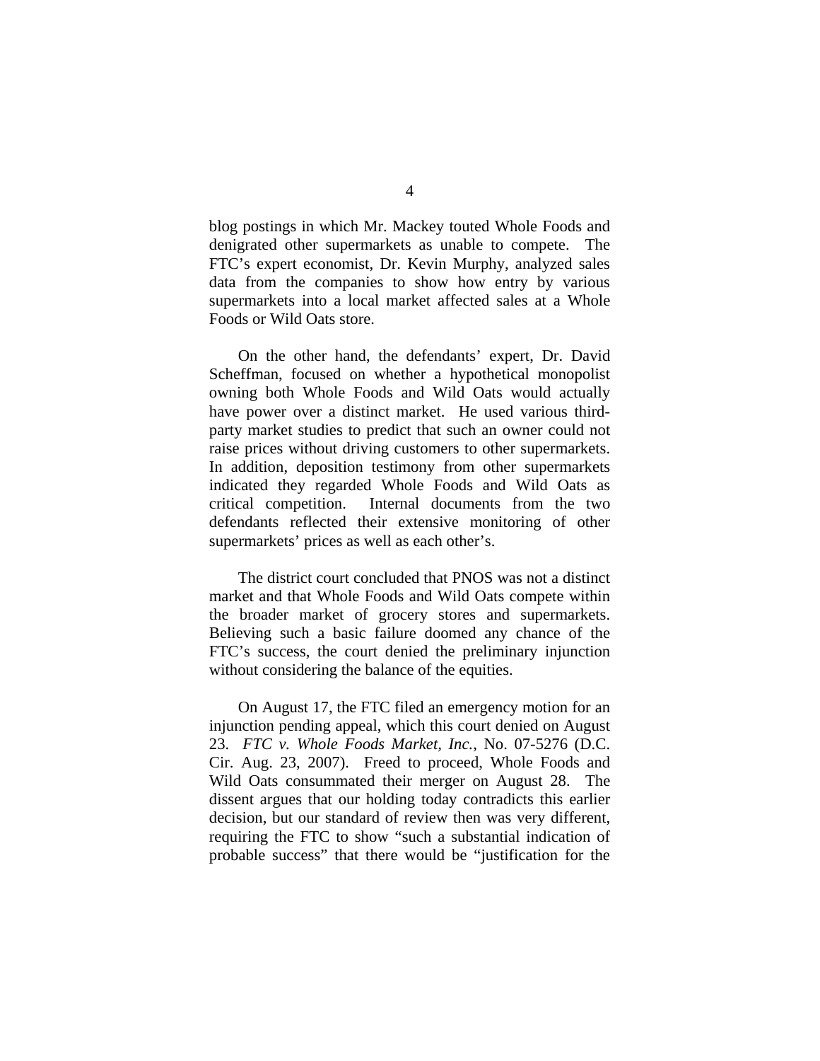blog postings in which Mr. Mackey touted Whole Foods and denigrated other supermarkets as unable to compete. The FTC's expert economist, Dr. Kevin Murphy, analyzed sales data from the companies to show how entry by various supermarkets into a local market affected sales at a Whole Foods or Wild Oats store.

On the other hand, the defendants' expert, Dr. David Scheffman, focused on whether a hypothetical monopolist owning both Whole Foods and Wild Oats would actually have power over a distinct market. He used various third-party market studies to predict that such an owner could not raise prices without driving customers to other supermarkets. In addition, deposition testimony from other supermarkets indicated they regarded Whole Foods and Wild Oats as critical competition. Internal documents from the two defendants reflected their extensive monitoring of other supermarkets' prices as well as each other's.

The district court concluded that PNOS was not a distinct market and that Whole Foods and Wild Oats compete within the broader market of grocery stores and supermarkets. Believing such a basic failure doomed any chance of the FTC's success, the court denied the preliminary injunction without considering the balance of the equities.

On August 17, the FTC filed an emergency motion for an injunction pending appeal, which this court denied on August 23. *FTC v. Whole Foods Market, Inc.*, No. 07-5276 (D.C. Cir. Aug. 23, 2007). Freed to proceed, Whole Foods and Wild Oats consummated their merger on August 28. The dissent argues that our holding today contradicts this earlier decision, but our standard of review then was very different, requiring the FTC to show "such a substantial indication of probable success" that there would be "justification for the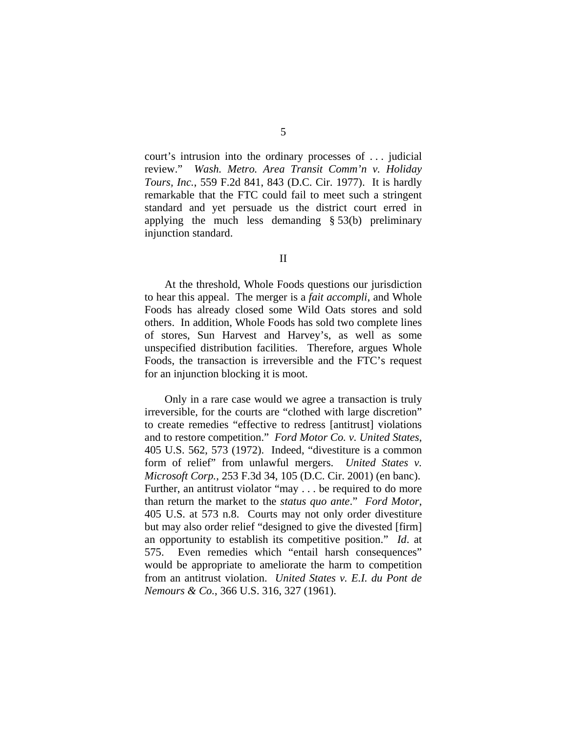court's intrusion into the ordinary processes of . . . judicial review." *Wash. Metro. Area Transit Comm'n v. Holiday Tours, Inc.*, 559 F.2d 841, 843 (D.C. Cir. 1977). It is hardly remarkable that the FTC could fail to meet such a stringent standard and yet persuade us the district court erred in applying the much less demanding § 53(b) preliminary injunction standard.

## II

At the threshold, Whole Foods questions our jurisdiction to hear this appeal. The merger is a *fait accompli*, and Whole Foods has already closed some Wild Oats stores and sold others. In addition, Whole Foods has sold two complete lines of stores, Sun Harvest and Harvey's, as well as some unspecified distribution facilities. Therefore, argues Whole Foods, the transaction is irreversible and the FTC's request for an injunction blocking it is moot.

Only in a rare case would we agree a transaction is truly irreversible, for the courts are "clothed with large discretion" to create remedies "effective to redress [antitrust] violations and to restore competition." *Ford Motor Co. v. United States*, 405 U.S. 562, 573 (1972). Indeed, "divestiture is a common form of relief" from unlawful mergers. *United States v. Microsoft Corp.*, 253 F.3d 34, 105 (D.C. Cir. 2001) (en banc). Further, an antitrust violator "may . . . be required to do more than return the market to the *status quo ante*." *Ford Motor*, 405 U.S. at 573 n.8. Courts may not only order divestiture but may also order relief "designed to give the divested [firm] an opportunity to establish its competitive position." *Id*. at 575. Even remedies which "entail harsh consequences" would be appropriate to ameliorate the harm to competition from an antitrust violation. *United States v. E.I. du Pont de Nemours & Co.*, 366 U.S. 316, 327 (1961).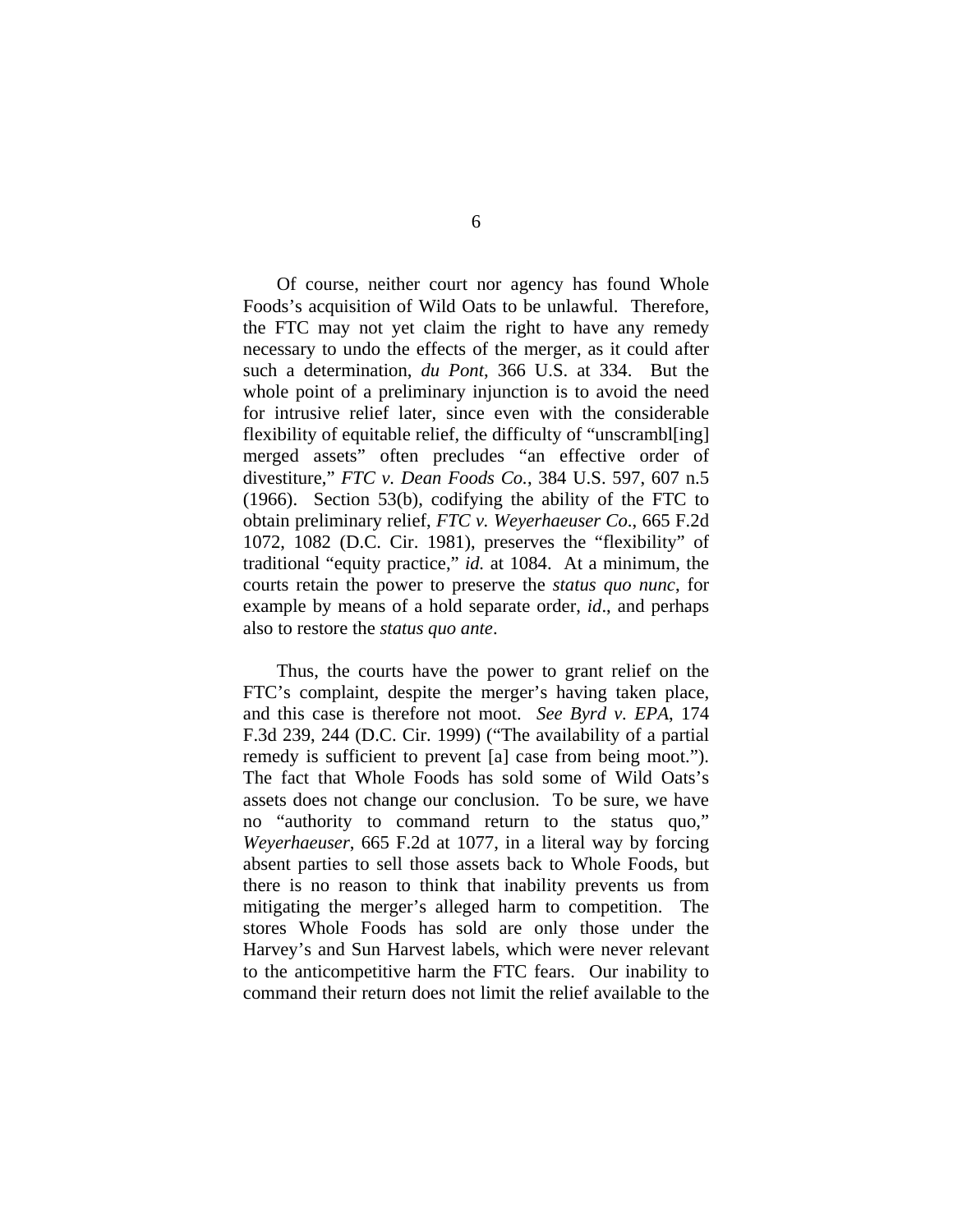Of course, neither court nor agency has found Whole Foods's acquisition of Wild Oats to be unlawful. Therefore, the FTC may not yet claim the right to have any remedy necessary to undo the effects of the merger, as it could after such a determination, *du Pont*, 366 U.S. at 334. But the whole point of a preliminary injunction is to avoid the need for intrusive relief later, since even with the considerable flexibility of equitable relief, the difficulty of "unscrambl[ing] merged assets" often precludes "an effective order of divestiture," *FTC v. Dean Foods Co.*, 384 U.S. 597, 607 n.5 (1966). Section 53(b), codifying the ability of the FTC to obtain preliminary relief, *FTC v. Weyerhaeuser Co*., 665 F.2d 1072, 1082 (D.C. Cir. 1981), preserves the "flexibility" of traditional "equity practice," *id.* at 1084. At a minimum, the courts retain the power to preserve the *status quo nunc*, for example by means of a hold separate order, *id*., and perhaps also to restore the *status quo ante*.

Thus, the courts have the power to grant relief on the FTC's complaint, despite the merger's having taken place, and this case is therefore not moot. *See Byrd v. EPA*, 174 F.3d 239, 244 (D.C. Cir. 1999) ("The availability of a partial remedy is sufficient to prevent [a] case from being moot."). The fact that Whole Foods has sold some of Wild Oats's assets does not change our conclusion. To be sure, we have no "authority to command return to the status quo," *Weyerhaeuser*, 665 F.2d at 1077, in a literal way by forcing absent parties to sell those assets back to Whole Foods, but there is no reason to think that inability prevents us from mitigating the merger's alleged harm to competition. The stores Whole Foods has sold are only those under the Harvey's and Sun Harvest labels, which were never relevant to the anticompetitive harm the FTC fears. Our inability to command their return does not limit the relief available to the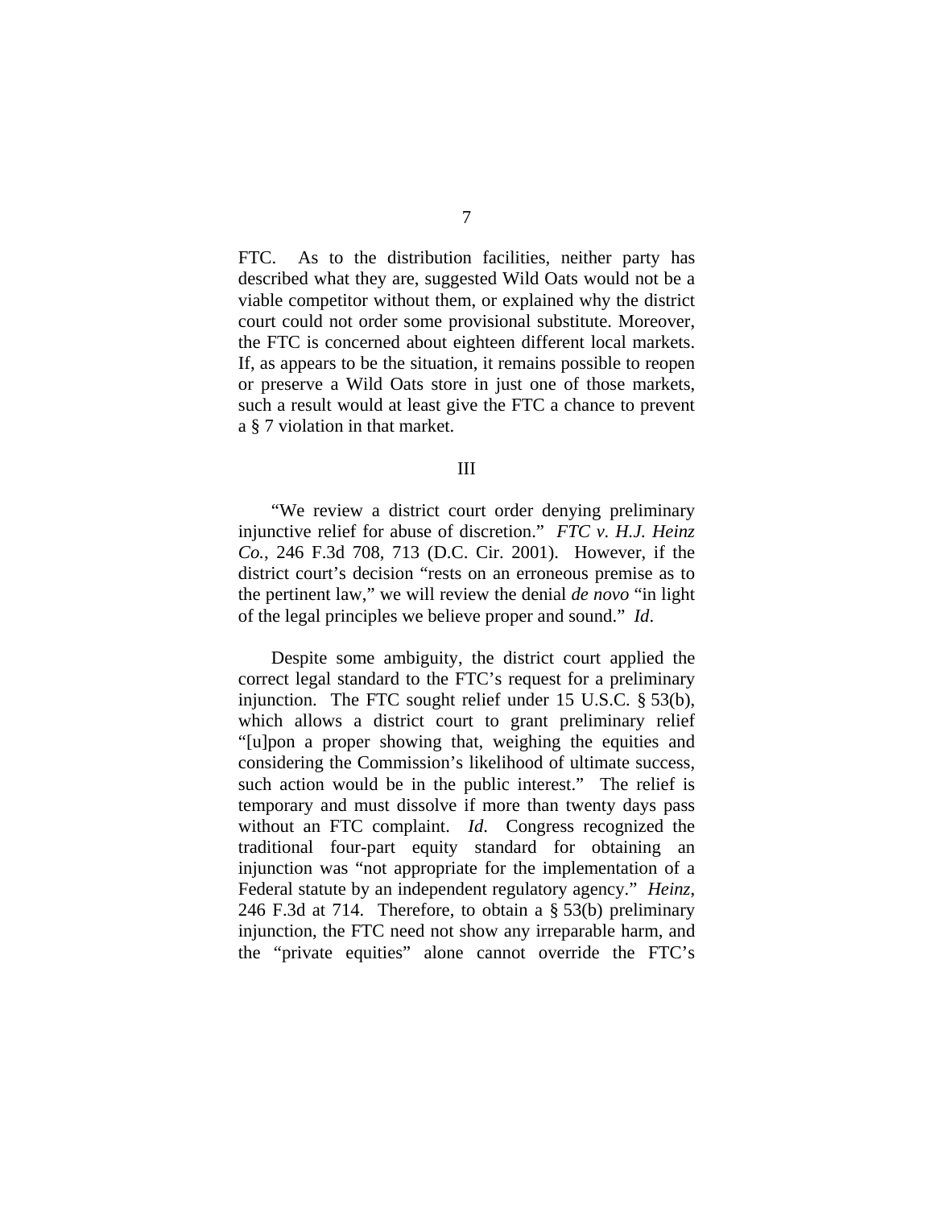FTC. As to the distribution facilities, neither party has described what they are, suggested Wild Oats would not be a viable competitor without them, or explained why the district court could not order some provisional substitute. Moreover, the FTC is concerned about eighteen different local markets. If, as appears to be the situation, it remains possible to reopen or preserve a Wild Oats store in just one of those markets, such a result would at least give the FTC a chance to prevent a § 7 violation in that market.

## III

"We review a district court order denying preliminary injunctive relief for abuse of discretion." *FTC v. H.J. Heinz Co.*, 246 F.3d 708, 713 (D.C. Cir. 2001). However, if the district court's decision "rests on an erroneous premise as to the pertinent law," we will review the denial *de novo* "in light of the legal principles we believe proper and sound." *Id*.

Despite some ambiguity, the district court applied the correct legal standard to the FTC's request for a preliminary injunction. The FTC sought relief under 15 U.S.C. § 53(b), which allows a district court to grant preliminary relief "[u]pon a proper showing that, weighing the equities and considering the Commission's likelihood of ultimate success, such action would be in the public interest." The relief is temporary and must dissolve if more than twenty days pass without an FTC complaint. *Id*. Congress recognized the traditional four-part equity standard for obtaining an injunction was "not appropriate for the implementation of a Federal statute by an independent regulatory agency." *Heinz*, 246 F.3d at 714. Therefore, to obtain a § 53(b) preliminary injunction, the FTC need not show any irreparable harm, and the "private equities" alone cannot override the FTC's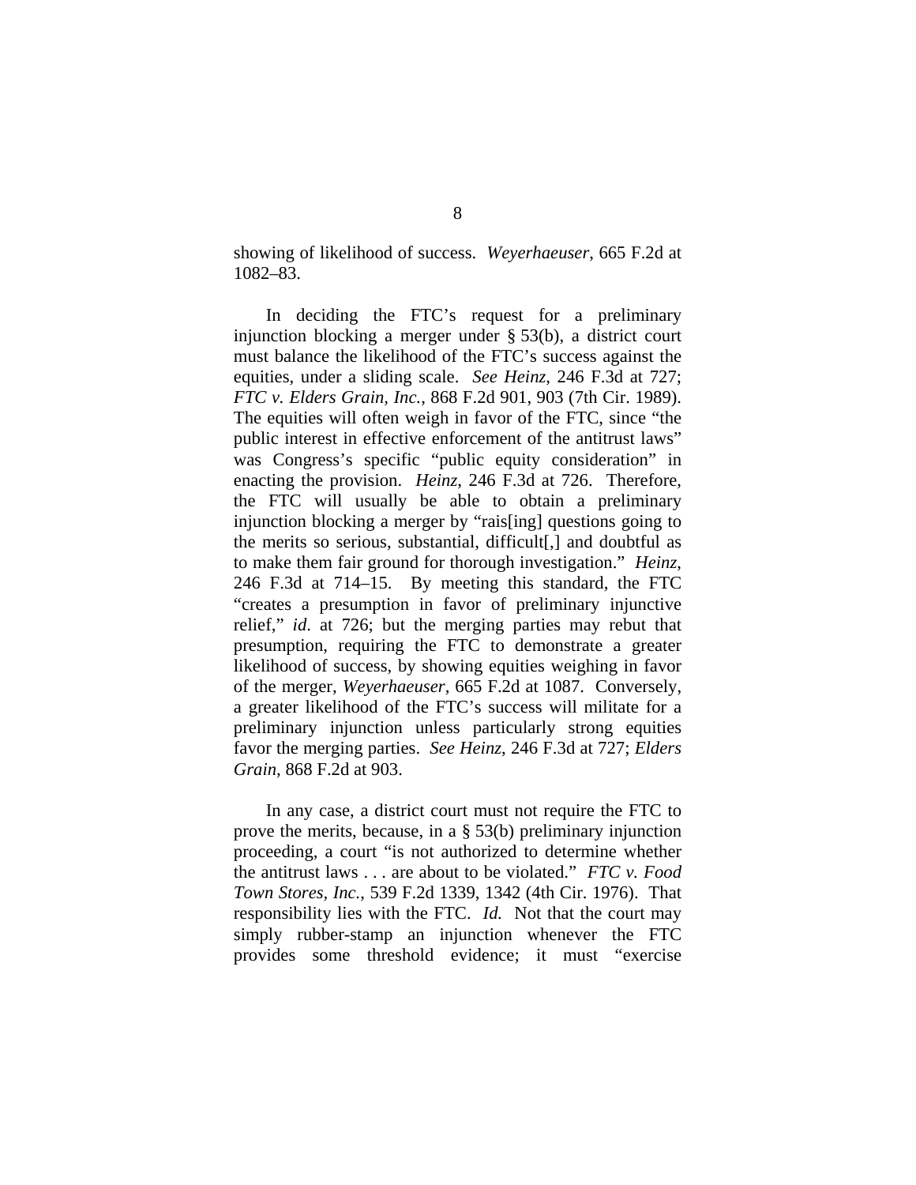showing of likelihood of success. *Weyerhaeuser*, 665 F.2d at 1082–83.

In deciding the FTC's request for a preliminary injunction blocking a merger under § 53(b), a district court must balance the likelihood of the FTC's success against the equities, under a sliding scale. *See Heinz*, 246 F.3d at 727; *FTC v. Elders Grain, Inc.*, 868 F.2d 901, 903 (7th Cir. 1989). The equities will often weigh in favor of the FTC, since "the public interest in effective enforcement of the antitrust laws" was Congress's specific "public equity consideration" in enacting the provision. *Heinz*, 246 F.3d at 726. Therefore, the FTC will usually be able to obtain a preliminary injunction blocking a merger by "rais[ing] questions going to the merits so serious, substantial, difficult[,] and doubtful as to make them fair ground for thorough investigation." *Heinz*, 246 F.3d at 714–15. By meeting this standard, the FTC "creates a presumption in favor of preliminary injunctive relief," *id*. at 726; but the merging parties may rebut that presumption, requiring the FTC to demonstrate a greater likelihood of success, by showing equities weighing in favor of the merger, *Weyerhaeuser*, 665 F.2d at 1087. Conversely, a greater likelihood of the FTC's success will militate for a preliminary injunction unless particularly strong equities favor the merging parties. *See Heinz*, 246 F.3d at 727; *Elders Grain*, 868 F.2d at 903.

In any case, a district court must not require the FTC to prove the merits, because, in a § 53(b) preliminary injunction proceeding, a court "is not authorized to determine whether the antitrust laws . . . are about to be violated." *FTC v. Food Town Stores, Inc.*, 539 F.2d 1339, 1342 (4th Cir. 1976). That responsibility lies with the FTC. *Id.* Not that the court may simply rubber-stamp an injunction whenever the FTC provides some threshold evidence; it must "exercise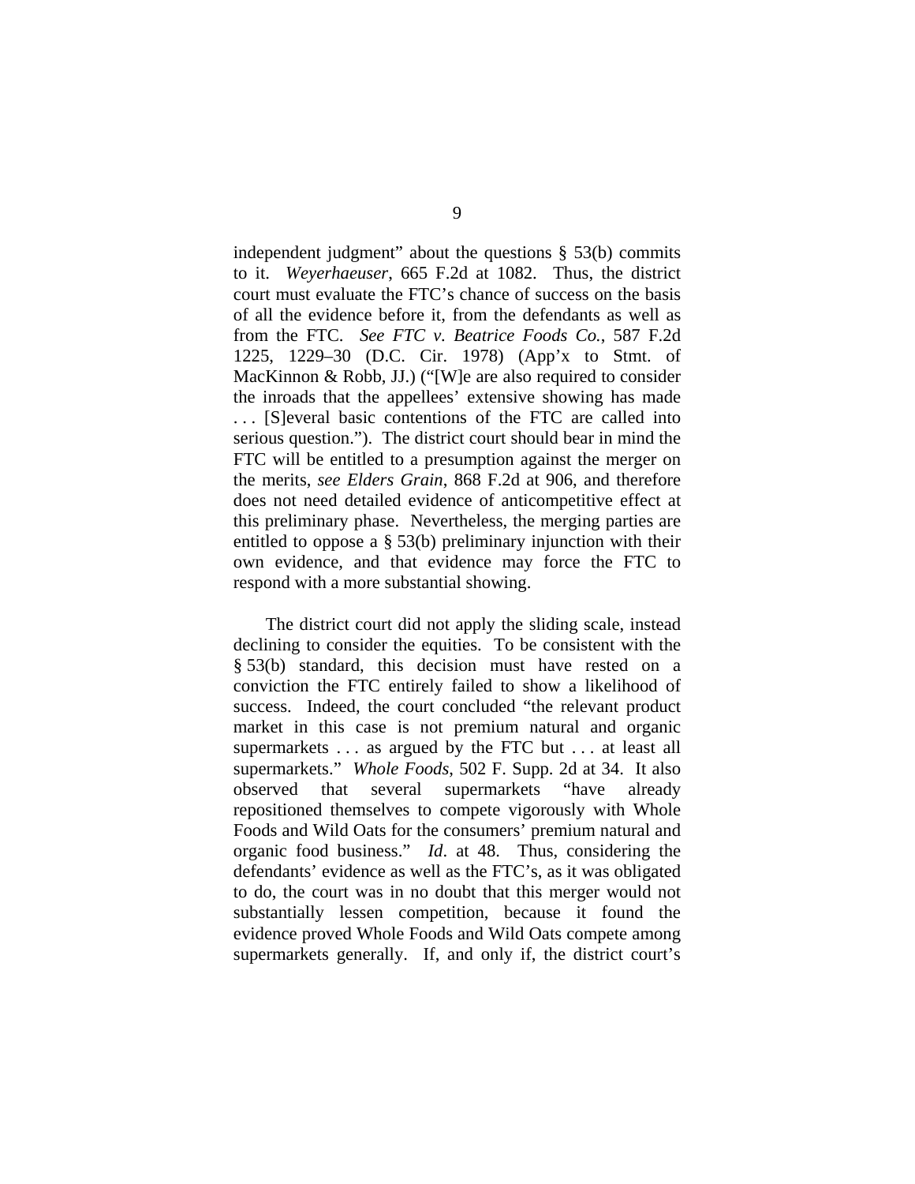independent judgment" about the questions § 53(b) commits to it. *Weyerhaeuser*, 665 F.2d at 1082. Thus, the district court must evaluate the FTC's chance of success on the basis of all the evidence before it, from the defendants as well as from the FTC. *See FTC v. Beatrice Foods Co.*, 587 F.2d 1225, 1229–30 (D.C. Cir. 1978) (App'x to Stmt. of MacKinnon & Robb, JJ.) ("[W]e are also required to consider the inroads that the appellees' extensive showing has made . . . [S]everal basic contentions of the FTC are called into serious question."). The district court should bear in mind the FTC will be entitled to a presumption against the merger on the merits, *see Elders Grain*, 868 F.2d at 906, and therefore does not need detailed evidence of anticompetitive effect at this preliminary phase. Nevertheless, the merging parties are entitled to oppose a § 53(b) preliminary injunction with their own evidence, and that evidence may force the FTC to respond with a more substantial showing.

The district court did not apply the sliding scale, instead declining to consider the equities. To be consistent with the § 53(b) standard, this decision must have rested on a conviction the FTC entirely failed to show a likelihood of success. Indeed, the court concluded "the relevant product market in this case is not premium natural and organic supermarkets . . . as argued by the FTC but . . . at least all supermarkets." *Whole Foods*, 502 F. Supp. 2d at 34. It also observed that several supermarkets "have already repositioned themselves to compete vigorously with Whole Foods and Wild Oats for the consumers' premium natural and organic food business." *Id*. at 48. Thus, considering the defendants' evidence as well as the FTC's, as it was obligated to do, the court was in no doubt that this merger would not substantially lessen competition, because it found the evidence proved Whole Foods and Wild Oats compete among supermarkets generally. If, and only if, the district court's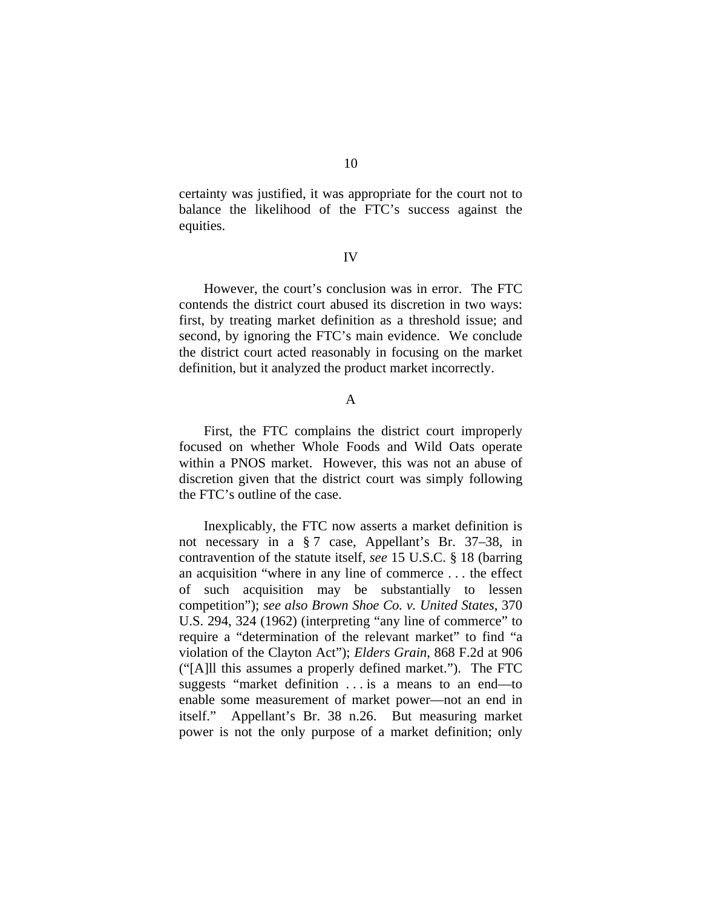certainty was justified, it was appropriate for the court not to balance the likelihood of the FTC's success against the equities.

## IV

However, the court's conclusion was in error. The FTC contends the district court abused its discretion in two ways: first, by treating market definition as a threshold issue; and second, by ignoring the FTC's main evidence. We conclude the district court acted reasonably in focusing on the market definition, but it analyzed the product market incorrectly.

### A

First, the FTC complains the district court improperly focused on whether Whole Foods and Wild Oats operate within a PNOS market. However, this was not an abuse of discretion given that the district court was simply following the FTC's outline of the case.

Inexplicably, the FTC now asserts a market definition is not necessary in a § 7 case, Appellant's Br. 37–38, in contravention of the statute itself, *see* 15 U.S.C. § 18 (barring an acquisition "where in any line of commerce . . . the effect of such acquisition may be substantially to lessen competition"); *see also Brown Shoe Co. v. United States*, 370 U.S. 294, 324 (1962) (interpreting "any line of commerce" to require a "determination of the relevant market" to find "a violation of the Clayton Act"); *Elders Grain*, 868 F.2d at 906 ("[A]ll this assumes a properly defined market."). The FTC suggests "market definition . . . is a means to an end—to enable some measurement of market power—not an end in itself." Appellant's Br. 38 n.26. But measuring market power is not the only purpose of a market definition; only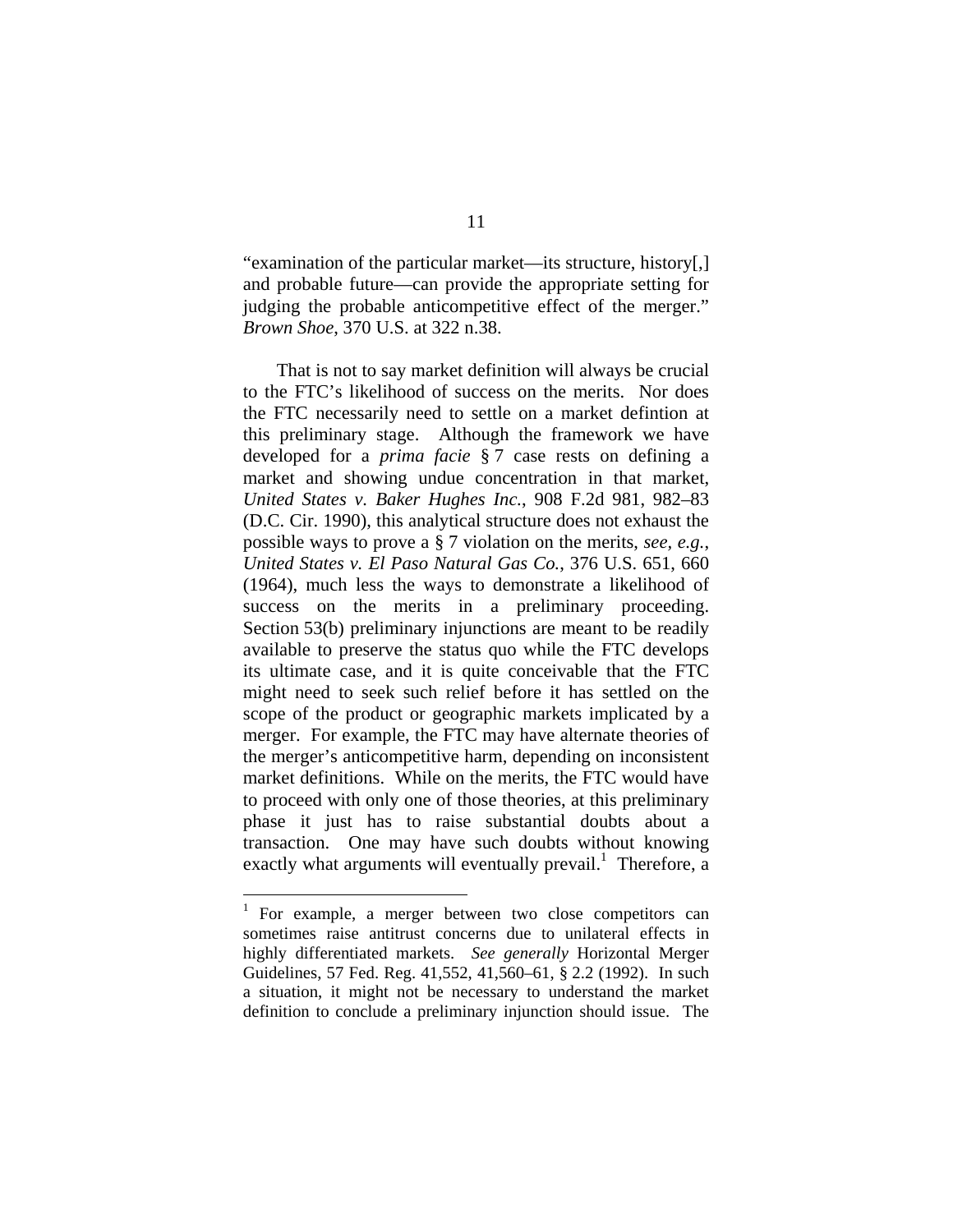"examination of the particular market—its structure, history[,] and probable future—can provide the appropriate setting for judging the probable anticompetitive effect of the merger." *Brown Shoe*, 370 U.S. at 322 n.38.

That is not to say market definition will always be crucial to the FTC's likelihood of success on the merits. Nor does the FTC necessarily need to settle on a market defintion at this preliminary stage. Although the framework we have developed for a *prima facie* § 7 case rests on defining a market and showing undue concentration in that market, *United States v. Baker Hughes Inc.*, 908 F.2d 981, 982–83 (D.C. Cir. 1990), this analytical structure does not exhaust the possible ways to prove a § 7 violation on the merits, *see, e.g.*, *United States v. El Paso Natural Gas Co.*, 376 U.S. 651, 660 (1964), much less the ways to demonstrate a likelihood of success on the merits in a preliminary proceeding. Section 53(b) preliminary injunctions are meant to be readily available to preserve the status quo while the FTC develops its ultimate case, and it is quite conceivable that the FTC might need to seek such relief before it has settled on the scope of the product or geographic markets implicated by a merger. For example, the FTC may have alternate theories of the merger's anticompetitive harm, depending on inconsistent market definitions. While on the merits, the FTC would have to proceed with only one of those theories, at this preliminary phase it just has to raise substantial doubts about a transaction. One may have such doubts without knowing exactly what arguments will eventually prevail.[1] Therefore, a

[1] For example, a merger between two close competitors can sometimes raise antitrust concerns due to unilateral effects in highly differentiated markets. *See generally* Horizontal Merger Guidelines, 57 Fed. Reg. 41,552, 41,560–61, § 2.2 (1992). In such a situation, it might not be necessary to understand the market definition to conclude a preliminary injunction should issue. The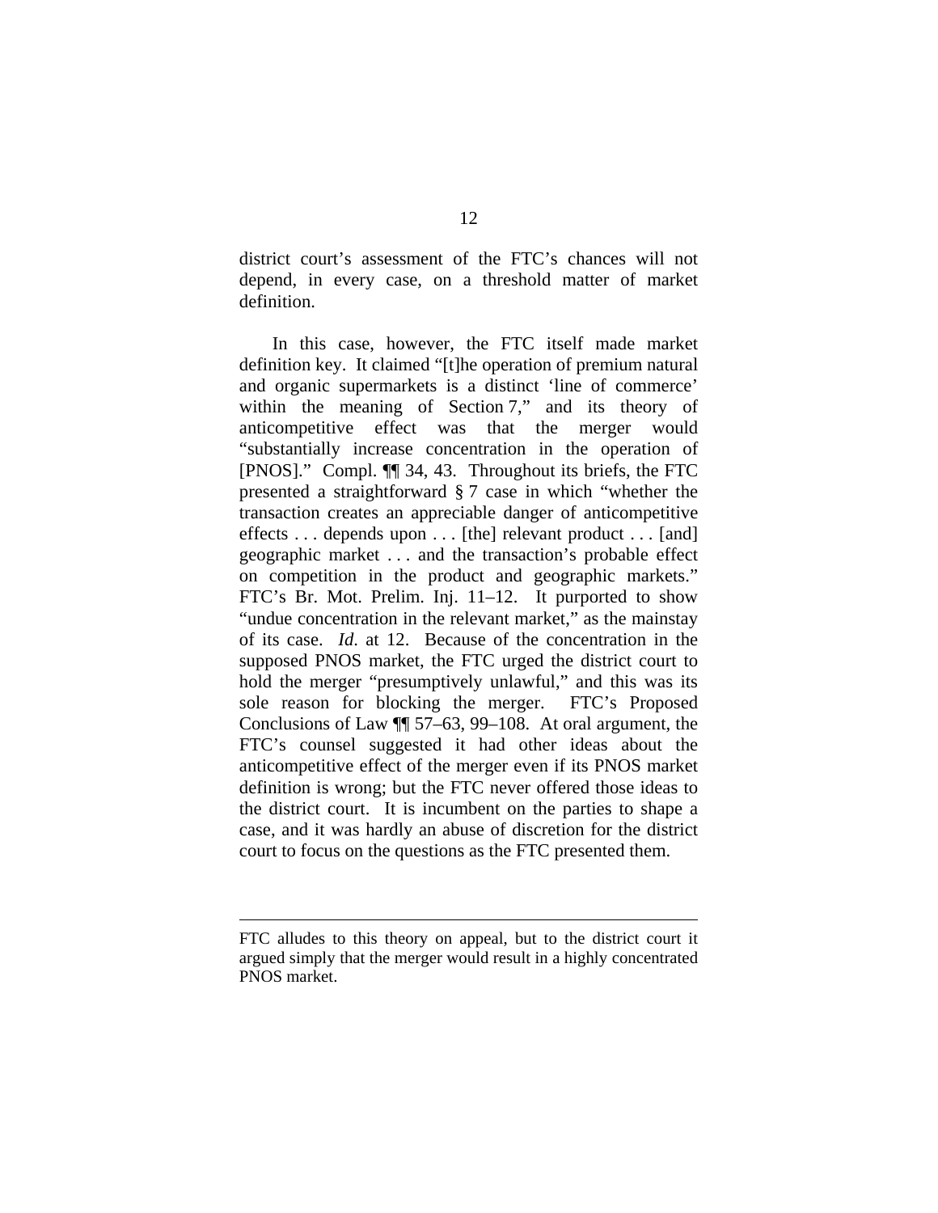district court's assessment of the FTC's chances will not depend, in every case, on a threshold matter of market definition.

In this case, however, the FTC itself made market definition key. It claimed "[t]he operation of premium natural and organic supermarkets is a distinct 'line of commerce' within the meaning of Section 7," and its theory of anticompetitive effect was that the merger would "substantially increase concentration in the operation of [PNOS]." Compl. ¶¶ 34, 43. Throughout its briefs, the FTC presented a straightforward § 7 case in which "whether the transaction creates an appreciable danger of anticompetitive effects . . . depends upon . . . [the] relevant product . . . [and] geographic market . . . and the transaction's probable effect on competition in the product and geographic markets." FTC's Br. Mot. Prelim. Inj. 11–12. It purported to show "undue concentration in the relevant market," as the mainstay of its case. *Id.* at 12. Because of the concentration in the supposed PNOS market, the FTC urged the district court to hold the merger "presumptively unlawful," and this was its sole reason for blocking the merger. FTC's Proposed Conclusions of Law ¶¶ 57–63, 99–108. At oral argument, the FTC's counsel suggested it had other ideas about the anticompetitive effect of the merger even if its PNOS market definition is wrong; but the FTC never offered those ideas to the district court. It is incumbent on the parties to shape a case, and it was hardly an abuse of discretion for the district court to focus on the questions as the FTC presented them.

---

FTC alludes to this theory on appeal, but to the district court it argued simply that the merger would result in a highly concentrated PNOS market.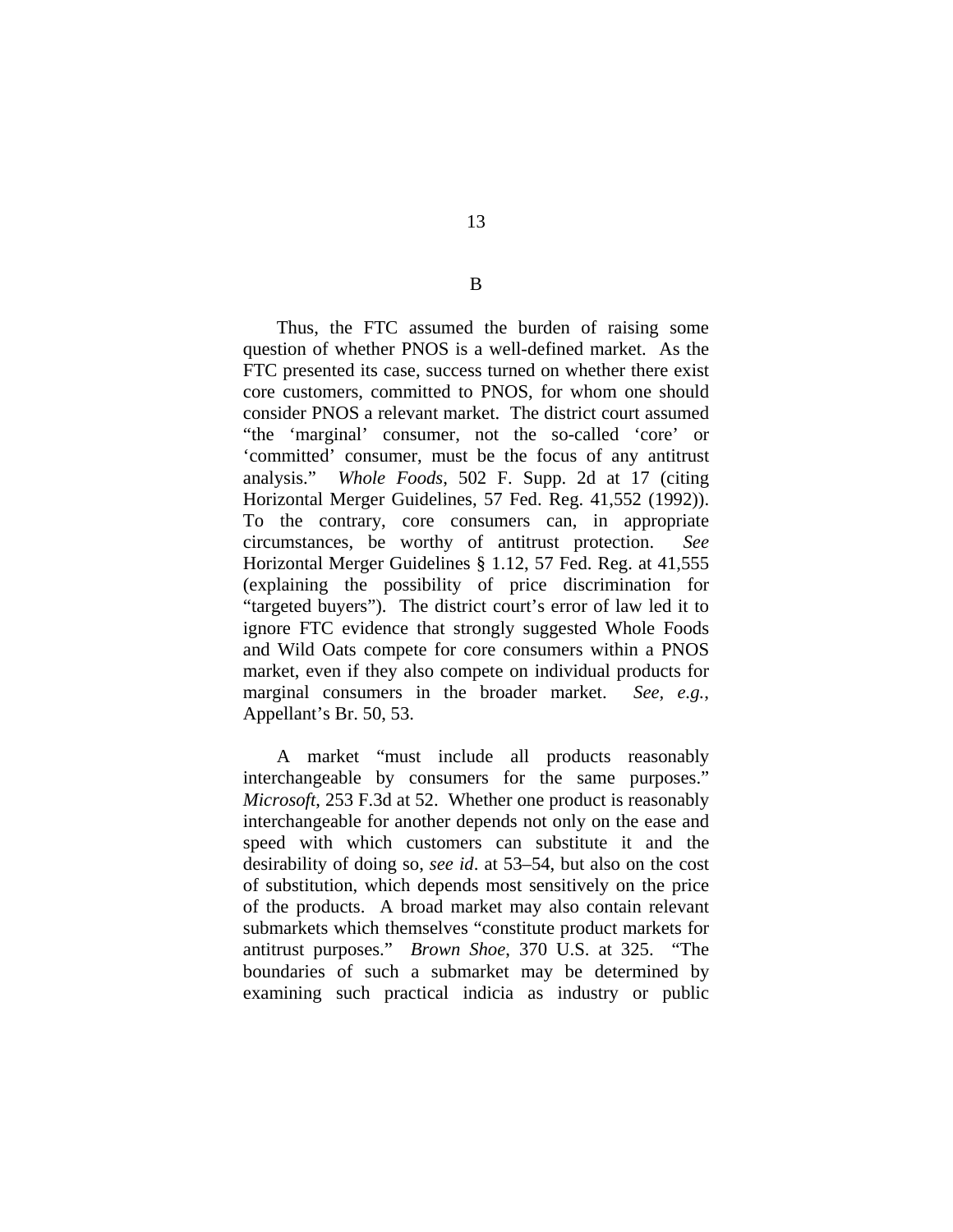## B

Thus, the FTC assumed the burden of raising some question of whether PNOS is a well-defined market. As the FTC presented its case, success turned on whether there exist core customers, committed to PNOS, for whom one should consider PNOS a relevant market. The district court assumed "the 'marginal' consumer, not the so-called 'core' or 'committed' consumer, must be the focus of any antitrust analysis." *Whole Foods*, 502 F. Supp. 2d at 17 (citing Horizontal Merger Guidelines, 57 Fed. Reg. 41,552 (1992)). To the contrary, core consumers can, in appropriate circumstances, be worthy of antitrust protection. *See* Horizontal Merger Guidelines § 1.12, 57 Fed. Reg. at 41,555 (explaining the possibility of price discrimination for "targeted buyers"). The district court's error of law led it to ignore FTC evidence that strongly suggested Whole Foods and Wild Oats compete for core consumers within a PNOS market, even if they also compete on individual products for marginal consumers in the broader market. *See, e.g.*, Appellant's Br. 50, 53.

A market "must include all products reasonably interchangeable by consumers for the same purposes." *Microsoft*, 253 F.3d at 52. Whether one product is reasonably interchangeable for another depends not only on the ease and speed with which customers can substitute it and the desirability of doing so, *see id*. at 53–54, but also on the cost of substitution, which depends most sensitively on the price of the products. A broad market may also contain relevant submarkets which themselves "constitute product markets for antitrust purposes." *Brown Shoe*, 370 U.S. at 325. "The boundaries of such a submarket may be determined by examining such practical indicia as industry or public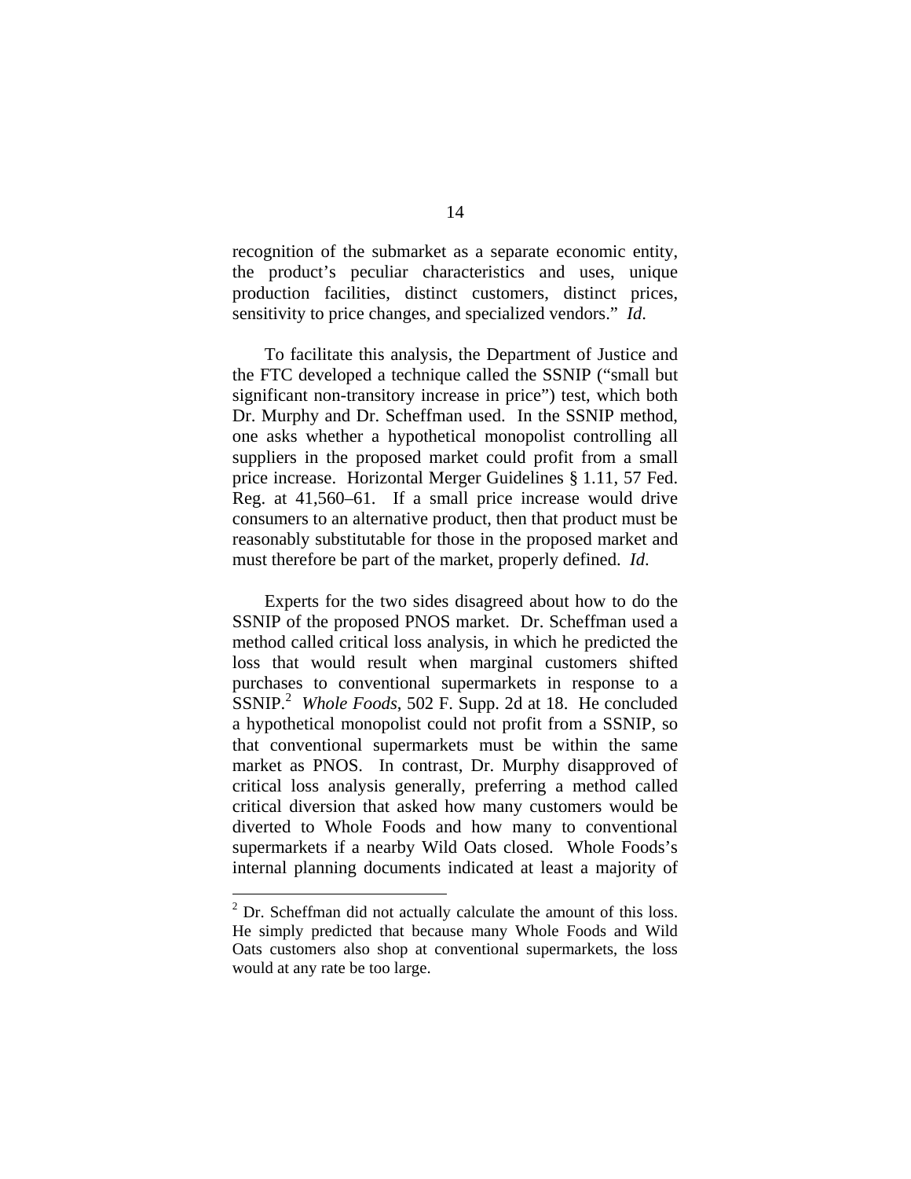recognition of the submarket as a separate economic entity, the product's peculiar characteristics and uses, unique production facilities, distinct customers, distinct prices, sensitivity to price changes, and specialized vendors." *Id*.

To facilitate this analysis, the Department of Justice and the FTC developed a technique called the SSNIP ("small but significant non-transitory increase in price") test, which both Dr. Murphy and Dr. Scheffman used. In the SSNIP method, one asks whether a hypothetical monopolist controlling all suppliers in the proposed market could profit from a small price increase. Horizontal Merger Guidelines § 1.11, 57 Fed. Reg. at 41,560–61. If a small price increase would drive consumers to an alternative product, then that product must be reasonably substitutable for those in the proposed market and must therefore be part of the market, properly defined. *Id*.

Experts for the two sides disagreed about how to do the SSNIP of the proposed PNOS market. Dr. Scheffman used a method called critical loss analysis, in which he predicted the loss that would result when marginal customers shifted purchases to conventional supermarkets in response to a SSNIP.[2] *Whole Foods*, 502 F. Supp. 2d at 18. He concluded a hypothetical monopolist could not profit from a SSNIP, so that conventional supermarkets must be within the same market as PNOS. In contrast, Dr. Murphy disapproved of critical loss analysis generally, preferring a method called critical diversion that asked how many customers would be diverted to Whole Foods and how many to conventional supermarkets if a nearby Wild Oats closed. Whole Foods's internal planning documents indicated at least a majority of

---

[2] Dr. Scheffman did not actually calculate the amount of this loss. He simply predicted that because many Whole Foods and Wild Oats customers also shop at conventional supermarkets, the loss would at any rate be too large.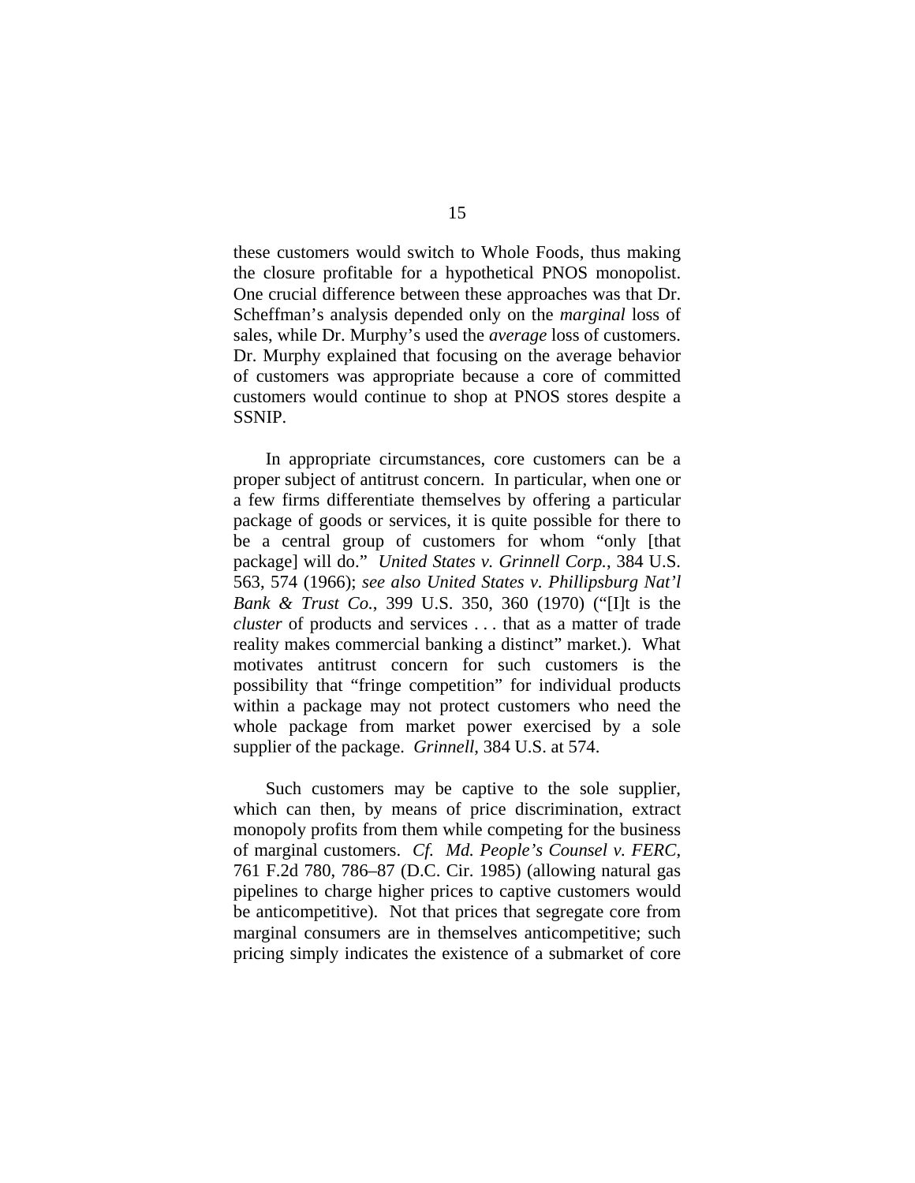these customers would switch to Whole Foods, thus making the closure profitable for a hypothetical PNOS monopolist. One crucial difference between these approaches was that Dr. Scheffman's analysis depended only on the *marginal* loss of sales, while Dr. Murphy's used the *average* loss of customers. Dr. Murphy explained that focusing on the average behavior of customers was appropriate because a core of committed customers would continue to shop at PNOS stores despite a SSNIP.

In appropriate circumstances, core customers can be a proper subject of antitrust concern. In particular, when one or a few firms differentiate themselves by offering a particular package of goods or services, it is quite possible for there to be a central group of customers for whom "only [that package] will do." *United States v. Grinnell Corp.*, 384 U.S. 563, 574 (1966); *see also United States v. Phillipsburg Nat'l Bank & Trust Co.*, 399 U.S. 350, 360 (1970) ("[I]t is the *cluster* of products and services . . . that as a matter of trade reality makes commercial banking a distinct" market.). What motivates antitrust concern for such customers is the possibility that "fringe competition" for individual products within a package may not protect customers who need the whole package from market power exercised by a sole supplier of the package. *Grinnell*, 384 U.S. at 574.

Such customers may be captive to the sole supplier, which can then, by means of price discrimination, extract monopoly profits from them while competing for the business of marginal customers. *Cf. Md. People's Counsel v. FERC*, 761 F.2d 780, 786–87 (D.C. Cir. 1985) (allowing natural gas pipelines to charge higher prices to captive customers would be anticompetitive). Not that prices that segregate core from marginal consumers are in themselves anticompetitive; such pricing simply indicates the existence of a submarket of core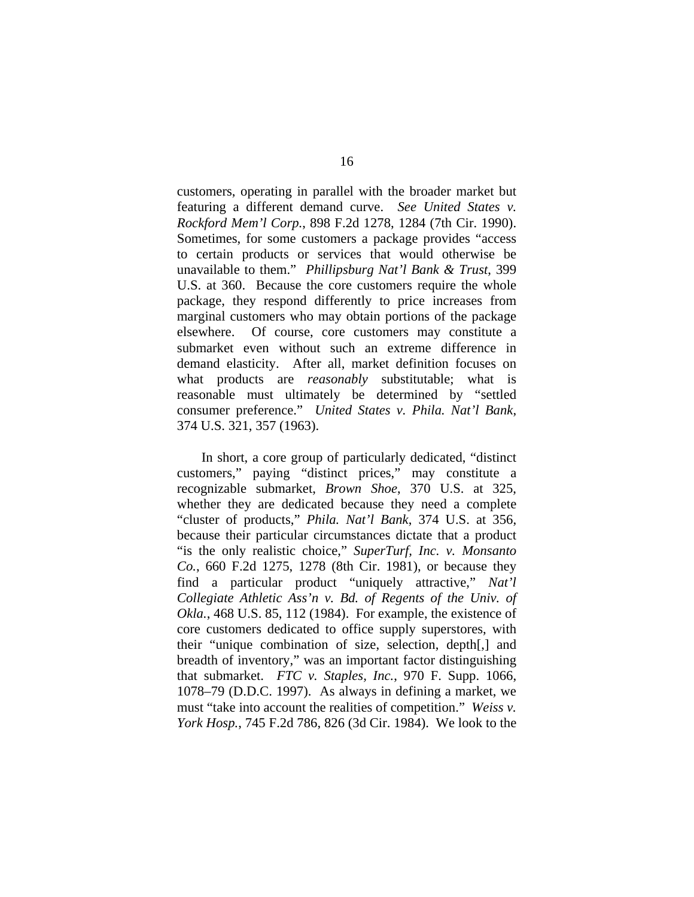customers, operating in parallel with the broader market but featuring a different demand curve. *See United States v. Rockford Mem'l Corp.*, 898 F.2d 1278, 1284 (7th Cir. 1990). Sometimes, for some customers a package provides "access to certain products or services that would otherwise be unavailable to them." *Phillipsburg Nat'l Bank & Trust*, 399 U.S. at 360. Because the core customers require the whole package, they respond differently to price increases from marginal customers who may obtain portions of the package elsewhere. Of course, core customers may constitute a submarket even without such an extreme difference in demand elasticity. After all, market definition focuses on what products are *reasonably* substitutable; what is reasonable must ultimately be determined by "settled consumer preference." *United States v. Phila. Nat'l Bank*, 374 U.S. 321, 357 (1963).

In short, a core group of particularly dedicated, "distinct customers," paying "distinct prices," may constitute a recognizable submarket, *Brown Shoe*, 370 U.S. at 325, whether they are dedicated because they need a complete "cluster of products," *Phila. Nat'l Bank*, 374 U.S. at 356, because their particular circumstances dictate that a product "is the only realistic choice," *SuperTurf, Inc. v. Monsanto Co.*, 660 F.2d 1275, 1278 (8th Cir. 1981), or because they find a particular product "uniquely attractive," *Nat'l Collegiate Athletic Ass'n v. Bd. of Regents of the Univ. of Okla.*, 468 U.S. 85, 112 (1984). For example, the existence of core customers dedicated to office supply superstores, with their "unique combination of size, selection, depth[,] and breadth of inventory," was an important factor distinguishing that submarket. *FTC v. Staples, Inc.*, 970 F. Supp. 1066, 1078–79 (D.D.C. 1997). As always in defining a market, we must "take into account the realities of competition." *Weiss v. York Hosp.*, 745 F.2d 786, 826 (3d Cir. 1984). We look to the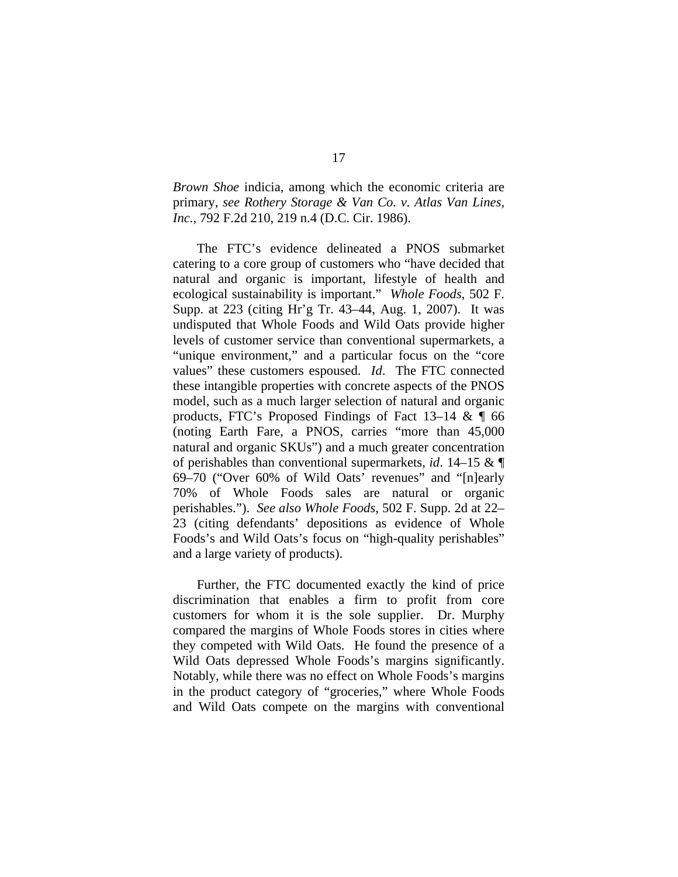*Brown Shoe* indicia, among which the economic criteria are primary, *see Rothery Storage & Van Co. v. Atlas Van Lines, Inc.*, 792 F.2d 210, 219 n.4 (D.C. Cir. 1986).

The FTC's evidence delineated a PNOS submarket catering to a core group of customers who "have decided that natural and organic is important, lifestyle of health and ecological sustainability is important." *Whole Foods*, 502 F. Supp. at 223 (citing Hr'g Tr. 43–44, Aug. 1, 2007). It was undisputed that Whole Foods and Wild Oats provide higher levels of customer service than conventional supermarkets, a "unique environment," and a particular focus on the "core values" these customers espoused. *Id*. The FTC connected these intangible properties with concrete aspects of the PNOS model, such as a much larger selection of natural and organic products, FTC's Proposed Findings of Fact 13–14 & ¶ 66 (noting Earth Fare, a PNOS, carries "more than 45,000 natural and organic SKUs") and a much greater concentration of perishables than conventional supermarkets, *id*. 14–15 & ¶ 69–70 ("Over 60% of Wild Oats' revenues" and "[n]early 70% of Whole Foods sales are natural or organic perishables."). *See also Whole Foods*, 502 F. Supp. 2d at 22–23 (citing defendants' depositions as evidence of Whole Foods's and Wild Oats's focus on "high-quality perishables" and a large variety of products).

Further, the FTC documented exactly the kind of price discrimination that enables a firm to profit from core customers for whom it is the sole supplier. Dr. Murphy compared the margins of Whole Foods stores in cities where they competed with Wild Oats. He found the presence of a Wild Oats depressed Whole Foods's margins significantly. Notably, while there was no effect on Whole Foods's margins in the product category of "groceries," where Whole Foods and Wild Oats compete on the margins with conventional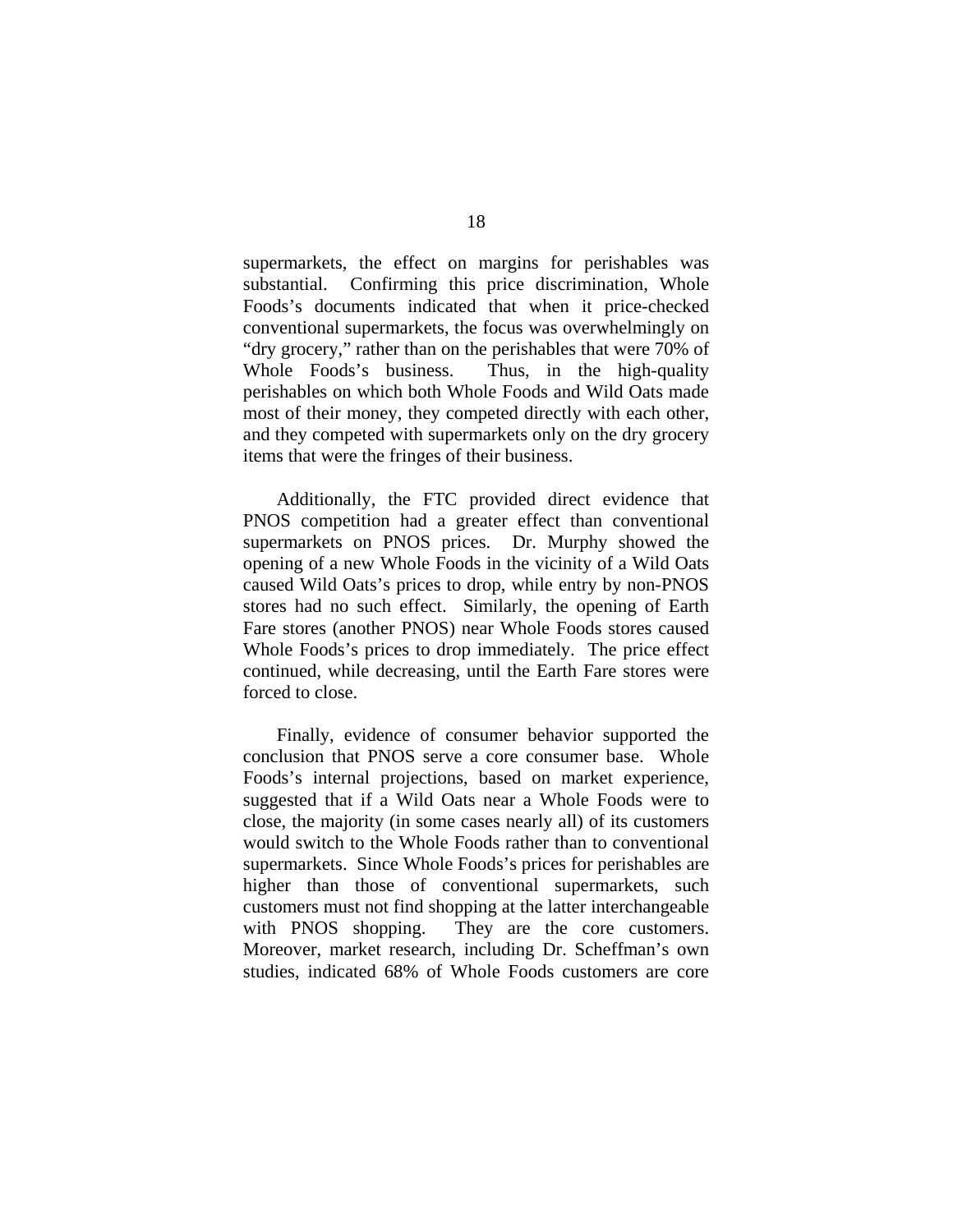supermarkets, the effect on margins for perishables was substantial. Confirming this price discrimination, Whole Foods's documents indicated that when it price-checked conventional supermarkets, the focus was overwhelmingly on "dry grocery," rather than on the perishables that were 70% of Whole Foods's business. Thus, in the high-quality perishables on which both Whole Foods and Wild Oats made most of their money, they competed directly with each other, and they competed with supermarkets only on the dry grocery items that were the fringes of their business.

Additionally, the FTC provided direct evidence that PNOS competition had a greater effect than conventional supermarkets on PNOS prices. Dr. Murphy showed the opening of a new Whole Foods in the vicinity of a Wild Oats caused Wild Oats's prices to drop, while entry by non-PNOS stores had no such effect. Similarly, the opening of Earth Fare stores (another PNOS) near Whole Foods stores caused Whole Foods's prices to drop immediately. The price effect continued, while decreasing, until the Earth Fare stores were forced to close.

Finally, evidence of consumer behavior supported the conclusion that PNOS serve a core consumer base. Whole Foods's internal projections, based on market experience, suggested that if a Wild Oats near a Whole Foods were to close, the majority (in some cases nearly all) of its customers would switch to the Whole Foods rather than to conventional supermarkets. Since Whole Foods's prices for perishables are higher than those of conventional supermarkets, such customers must not find shopping at the latter interchangeable with PNOS shopping. They are the core customers. Moreover, market research, including Dr. Scheffman's own studies, indicated 68% of Whole Foods customers are core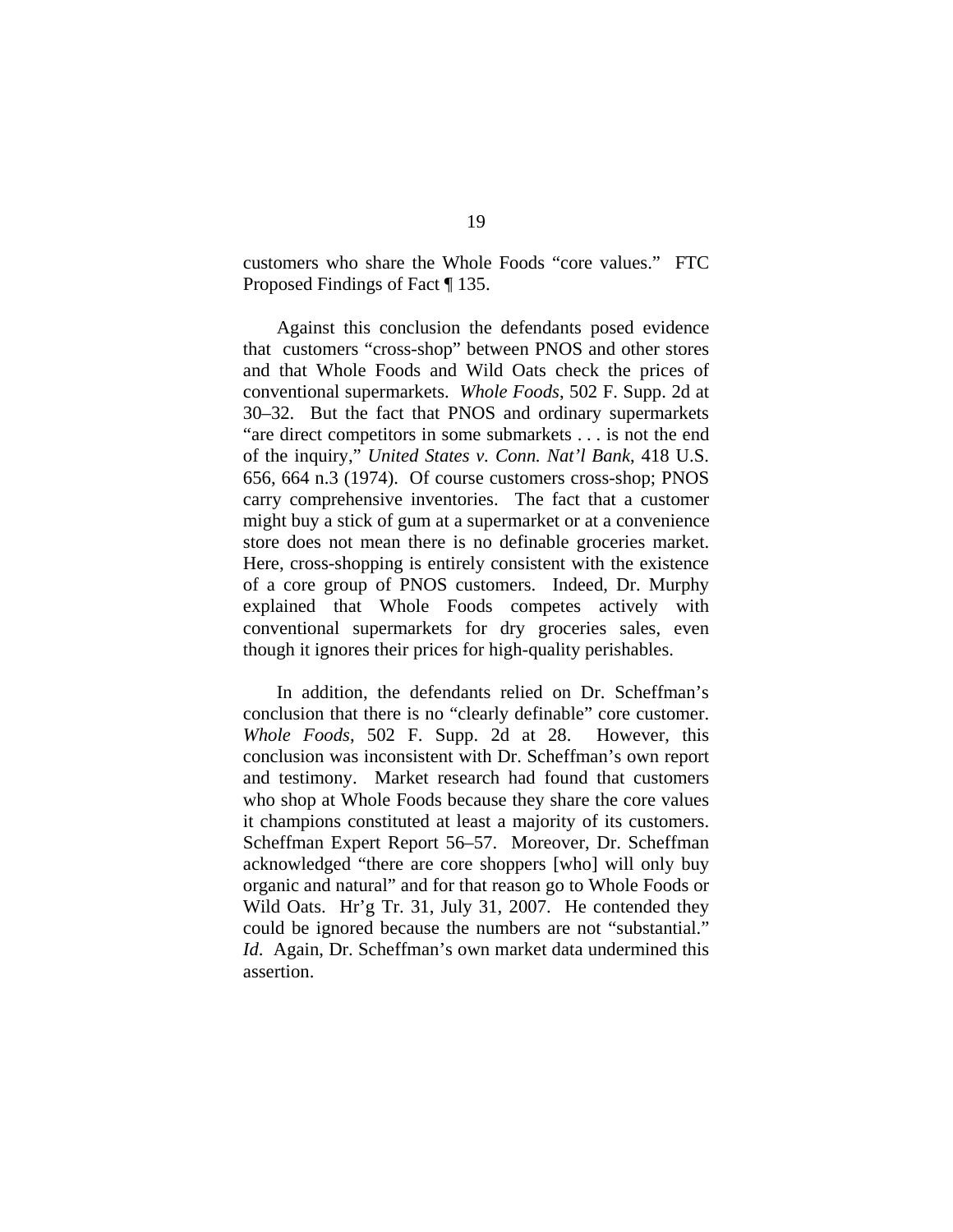customers who share the Whole Foods "core values." FTC Proposed Findings of Fact ¶ 135.

Against this conclusion the defendants posed evidence that customers "cross-shop" between PNOS and other stores and that Whole Foods and Wild Oats check the prices of conventional supermarkets. *Whole Foods*, 502 F. Supp. 2d at 30–32. But the fact that PNOS and ordinary supermarkets "are direct competitors in some submarkets . . . is not the end of the inquiry," *United States v. Conn. Nat'l Bank*, 418 U.S. 656, 664 n.3 (1974). Of course customers cross-shop; PNOS carry comprehensive inventories. The fact that a customer might buy a stick of gum at a supermarket or at a convenience store does not mean there is no definable groceries market. Here, cross-shopping is entirely consistent with the existence of a core group of PNOS customers. Indeed, Dr. Murphy explained that Whole Foods competes actively with conventional supermarkets for dry groceries sales, even though it ignores their prices for high-quality perishables.

In addition, the defendants relied on Dr. Scheffman's conclusion that there is no "clearly definable" core customer. *Whole Foods*, 502 F. Supp. 2d at 28. However, this conclusion was inconsistent with Dr. Scheffman's own report and testimony. Market research had found that customers who shop at Whole Foods because they share the core values it champions constituted at least a majority of its customers. Scheffman Expert Report 56–57. Moreover, Dr. Scheffman acknowledged "there are core shoppers [who] will only buy organic and natural" and for that reason go to Whole Foods or Wild Oats. Hr'g Tr. 31, July 31, 2007. He contended they could be ignored because the numbers are not "substantial." *Id*. Again, Dr. Scheffman's own market data undermined this assertion.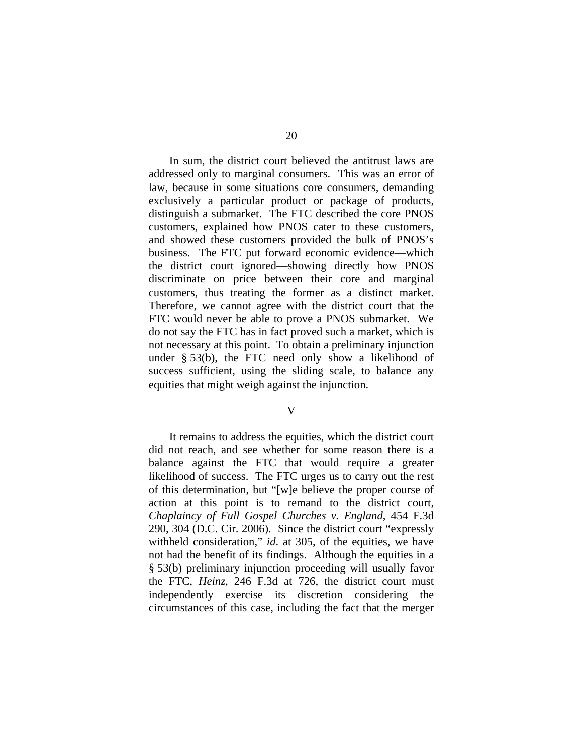In sum, the district court believed the antitrust laws are addressed only to marginal consumers. This was an error of law, because in some situations core consumers, demanding exclusively a particular product or package of products, distinguish a submarket. The FTC described the core PNOS customers, explained how PNOS cater to these customers, and showed these customers provided the bulk of PNOS's business. The FTC put forward economic evidence—which the district court ignored—showing directly how PNOS discriminate on price between their core and marginal customers, thus treating the former as a distinct market. Therefore, we cannot agree with the district court that the FTC would never be able to prove a PNOS submarket. We do not say the FTC has in fact proved such a market, which is not necessary at this point. To obtain a preliminary injunction under § 53(b), the FTC need only show a likelihood of success sufficient, using the sliding scale, to balance any equities that might weigh against the injunction.

## V

It remains to address the equities, which the district court did not reach, and see whether for some reason there is a balance against the FTC that would require a greater likelihood of success. The FTC urges us to carry out the rest of this determination, but "[w]e believe the proper course of action at this point is to remand to the district court, *Chaplaincy of Full Gospel Churches v. England*, 454 F.3d 290, 304 (D.C. Cir. 2006). Since the district court "expressly withheld consideration," *id*. at 305, of the equities, we have not had the benefit of its findings. Although the equities in a § 53(b) preliminary injunction proceeding will usually favor the FTC, *Heinz*, 246 F.3d at 726, the district court must independently exercise its discretion considering the circumstances of this case, including the fact that the merger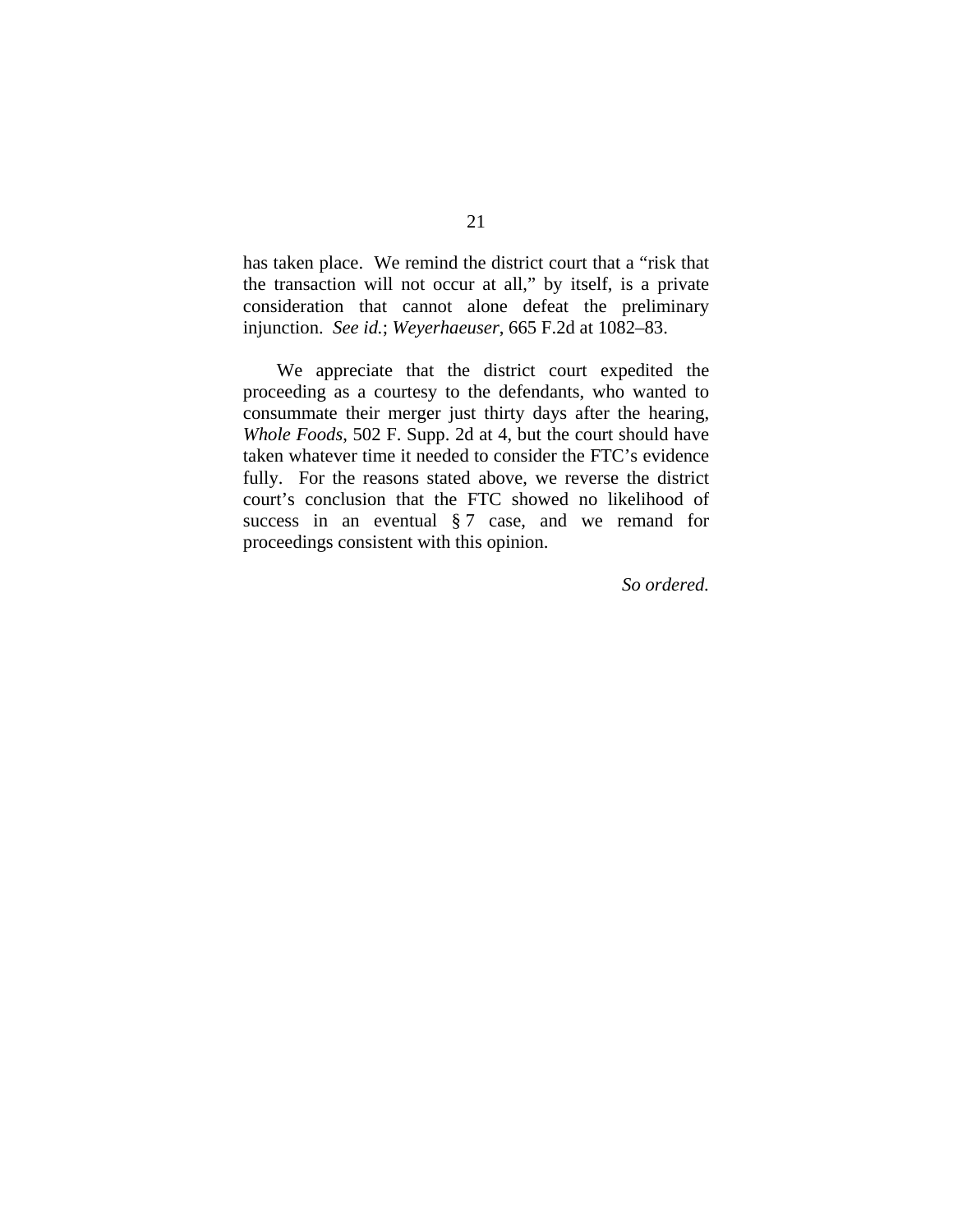has taken place. We remind the district court that a "risk that the transaction will not occur at all," by itself, is a private consideration that cannot alone defeat the preliminary injunction. *See id.*; *Weyerhaeuser*, 665 F.2d at 1082–83.

We appreciate that the district court expedited the proceeding as a courtesy to the defendants, who wanted to consummate their merger just thirty days after the hearing, *Whole Foods*, 502 F. Supp. 2d at 4, but the court should have taken whatever time it needed to consider the FTC's evidence fully. For the reasons stated above, we reverse the district court's conclusion that the FTC showed no likelihood of success in an eventual § 7 case, and we remand for proceedings consistent with this opinion.

*So ordered.*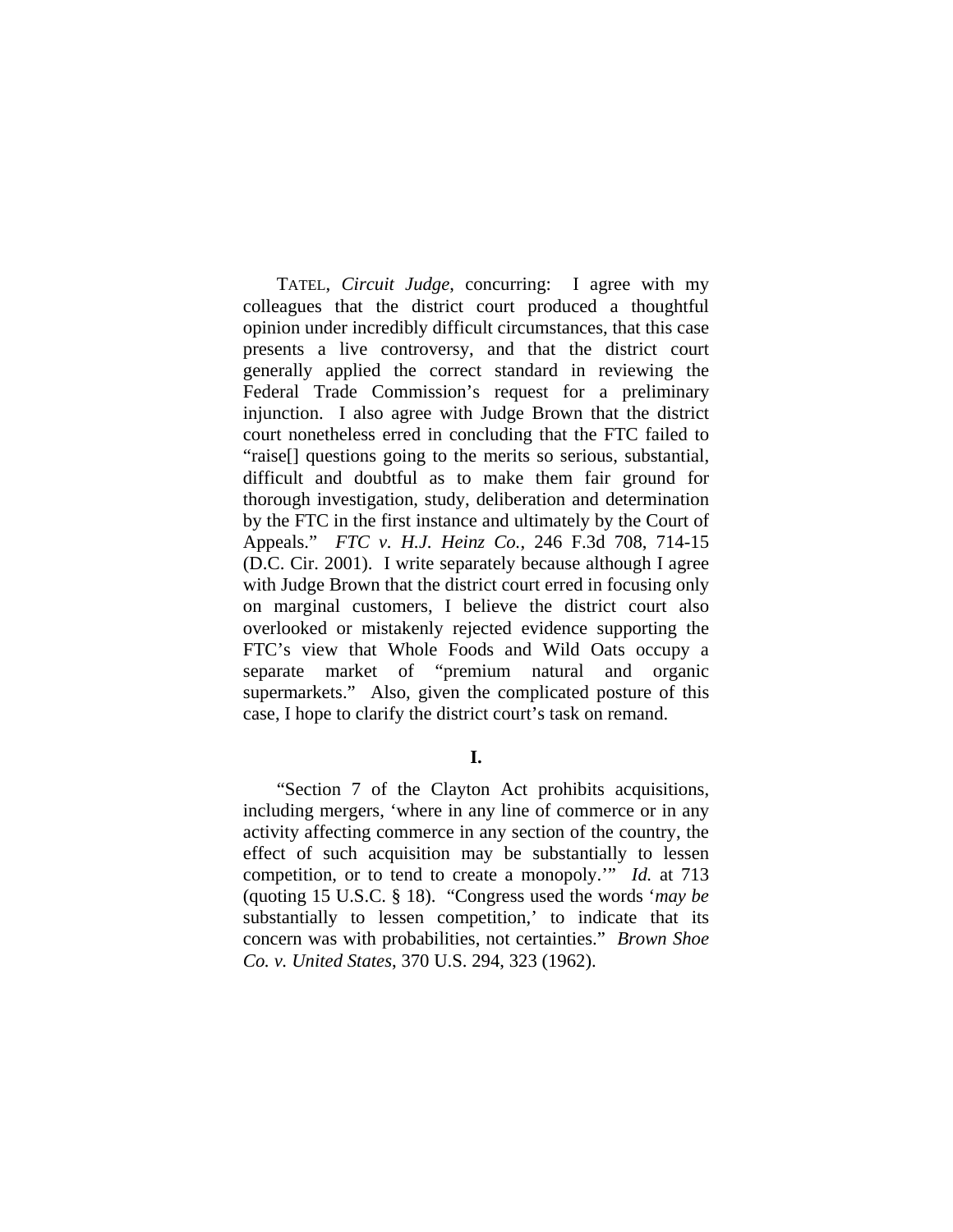TATEL, *Circuit Judge*, concurring: I agree with my colleagues that the district court produced a thoughtful opinion under incredibly difficult circumstances, that this case presents a live controversy, and that the district court generally applied the correct standard in reviewing the Federal Trade Commission's request for a preliminary injunction. I also agree with Judge Brown that the district court nonetheless erred in concluding that the FTC failed to "raise[] questions going to the merits so serious, substantial, difficult and doubtful as to make them fair ground for thorough investigation, study, deliberation and determination by the FTC in the first instance and ultimately by the Court of Appeals." *FTC v. H.J. Heinz Co.*, 246 F.3d 708, 714-15 (D.C. Cir. 2001). I write separately because although I agree with Judge Brown that the district court erred in focusing only on marginal customers, I believe the district court also overlooked or mistakenly rejected evidence supporting the FTC's view that Whole Foods and Wild Oats occupy a separate market of "premium natural and organic supermarkets." Also, given the complicated posture of this case, I hope to clarify the district court's task on remand.

**I.**

"Section 7 of the Clayton Act prohibits acquisitions, including mergers, 'where in any line of commerce or in any activity affecting commerce in any section of the country, the effect of such acquisition may be substantially to lessen competition, or to tend to create a monopoly.'" *Id.* at 713 (quoting 15 U.S.C. § 18). "Congress used the words '*may be* substantially to lessen competition,' to indicate that its concern was with probabilities, not certainties." *Brown Shoe Co. v. United States*, 370 U.S. 294, 323 (1962).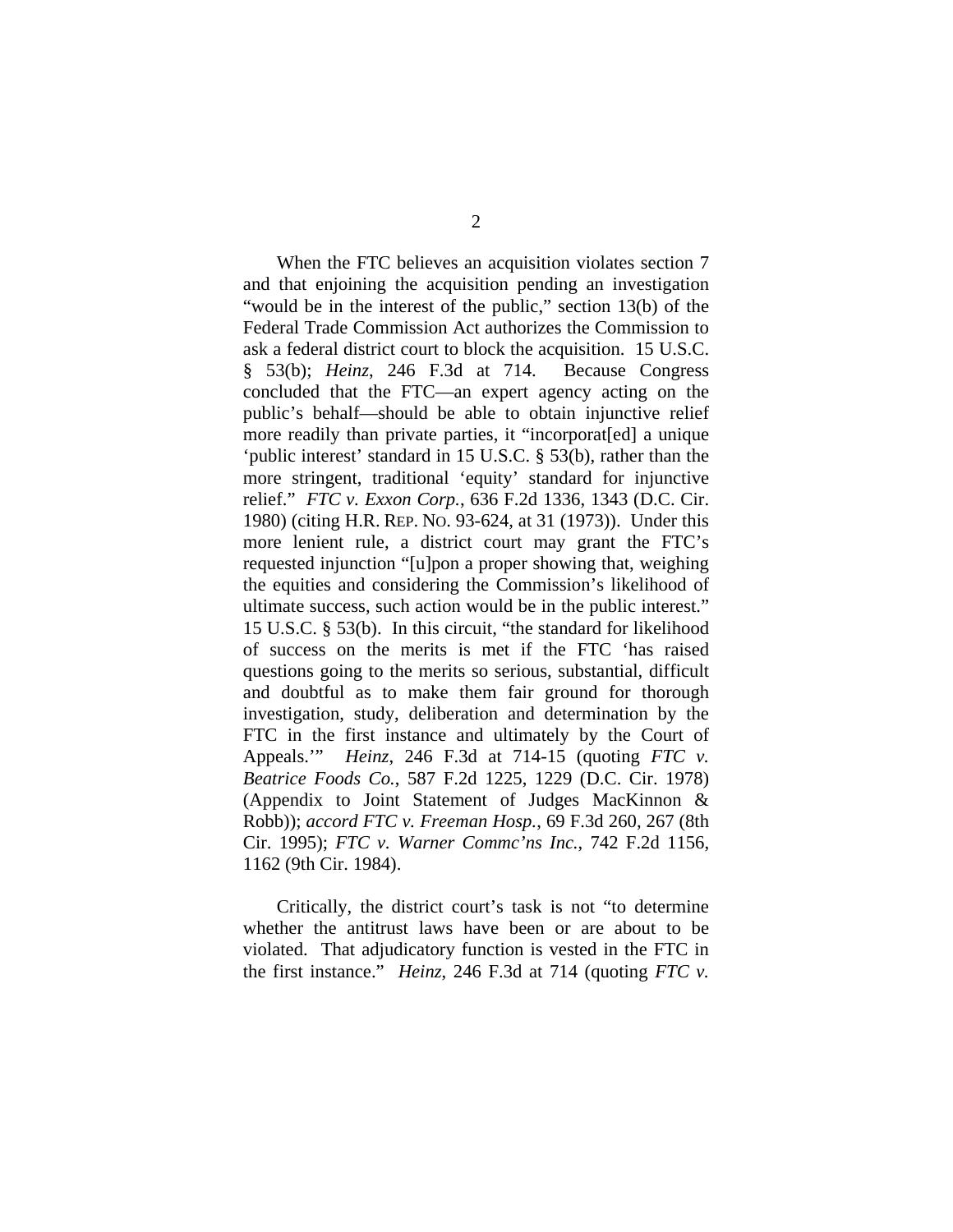When the FTC believes an acquisition violates section 7 and that enjoining the acquisition pending an investigation "would be in the interest of the public," section 13(b) of the Federal Trade Commission Act authorizes the Commission to ask a federal district court to block the acquisition. 15 U.S.C. § 53(b); *Heinz*, 246 F.3d at 714. Because Congress concluded that the FTC—an expert agency acting on the public's behalf—should be able to obtain injunctive relief more readily than private parties, it "incorporat[ed] a unique 'public interest' standard in 15 U.S.C. § 53(b), rather than the more stringent, traditional 'equity' standard for injunctive relief." *FTC v. Exxon Corp.*, 636 F.2d 1336, 1343 (D.C. Cir. 1980) (citing H.R. REP. NO. 93-624, at 31 (1973)). Under this more lenient rule, a district court may grant the FTC's requested injunction "[u]pon a proper showing that, weighing the equities and considering the Commission's likelihood of ultimate success, such action would be in the public interest." 15 U.S.C. § 53(b). In this circuit, "the standard for likelihood of success on the merits is met if the FTC 'has raised questions going to the merits so serious, substantial, difficult and doubtful as to make them fair ground for thorough investigation, study, deliberation and determination by the FTC in the first instance and ultimately by the Court of Appeals.'" *Heinz*, 246 F.3d at 714-15 (quoting *FTC v. Beatrice Foods Co.*, 587 F.2d 1225, 1229 (D.C. Cir. 1978) (Appendix to Joint Statement of Judges MacKinnon & Robb)); *accord FTC v. Freeman Hosp.*, 69 F.3d 260, 267 (8th Cir. 1995); *FTC v. Warner Commc'ns Inc.*, 742 F.2d 1156, 1162 (9th Cir. 1984).

Critically, the district court's task is not "to determine whether the antitrust laws have been or are about to be violated. That adjudicatory function is vested in the FTC in the first instance." *Heinz,* 246 F.3d at 714 (quoting *FTC v.*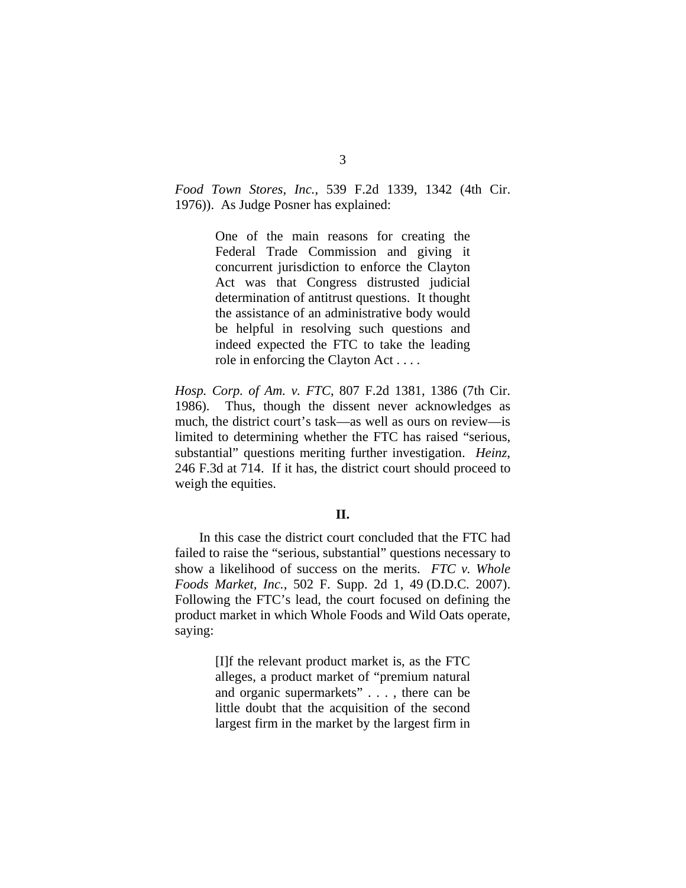*Food Town Stores, Inc.*, 539 F.2d 1339, 1342 (4th Cir. 1976)). As Judge Posner has explained:

> One of the main reasons for creating the Federal Trade Commission and giving it concurrent jurisdiction to enforce the Clayton Act was that Congress distrusted judicial determination of antitrust questions. It thought the assistance of an administrative body would be helpful in resolving such questions and indeed expected the FTC to take the leading role in enforcing the Clayton Act . . . .

*Hosp. Corp. of Am. v. FTC*, 807 F.2d 1381, 1386 (7th Cir. 1986). Thus, though the dissent never acknowledges as much, the district court's task—as well as ours on review—is limited to determining whether the FTC has raised "serious, substantial" questions meriting further investigation. *Heinz*, 246 F.3d at 714. If it has, the district court should proceed to weigh the equities.

**II.**

In this case the district court concluded that the FTC had failed to raise the "serious, substantial" questions necessary to show a likelihood of success on the merits. *FTC v. Whole Foods Market, Inc.*, 502 F. Supp. 2d 1, 49 (D.D.C. 2007). Following the FTC's lead, the court focused on defining the product market in which Whole Foods and Wild Oats operate, saying:

> [I]f the relevant product market is, as the FTC alleges, a product market of "premium natural and organic supermarkets" . . . , there can be little doubt that the acquisition of the second largest firm in the market by the largest firm in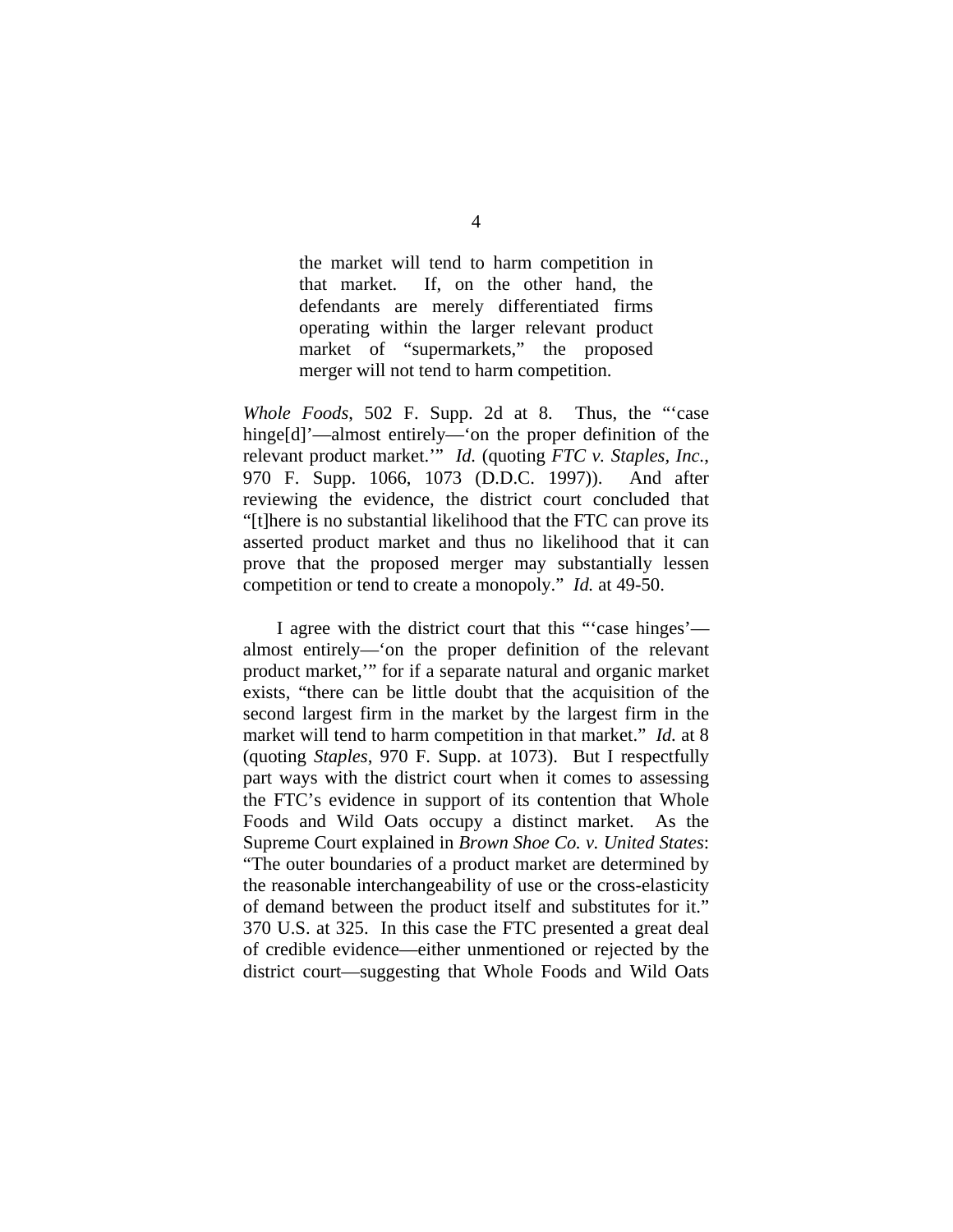> the market will tend to harm competition in that market. If, on the other hand, the defendants are merely differentiated firms operating within the larger relevant product market of "supermarkets," the proposed merger will not tend to harm competition.

*Whole Foods*, 502 F. Supp. 2d at 8. Thus, the "'case hinge[d]'—almost entirely—'on the proper definition of the relevant product market.'" *Id.* (quoting *FTC v. Staples, Inc.*, 970 F. Supp. 1066, 1073 (D.D.C. 1997)). And after reviewing the evidence, the district court concluded that "[t]here is no substantial likelihood that the FTC can prove its asserted product market and thus no likelihood that it can prove that the proposed merger may substantially lessen competition or tend to create a monopoly." *Id.* at 49-50.

I agree with the district court that this "'case hinges'—almost entirely—'on the proper definition of the relevant product market,'" for if a separate natural and organic market exists, "there can be little doubt that the acquisition of the second largest firm in the market by the largest firm in the market will tend to harm competition in that market." *Id.* at 8 (quoting *Staples*, 970 F. Supp. at 1073). But I respectfully part ways with the district court when it comes to assessing the FTC's evidence in support of its contention that Whole Foods and Wild Oats occupy a distinct market. As the Supreme Court explained in *Brown Shoe Co. v. United States*: "The outer boundaries of a product market are determined by the reasonable interchangeability of use or the cross-elasticity of demand between the product itself and substitutes for it." 370 U.S. at 325. In this case the FTC presented a great deal of credible evidence—either unmentioned or rejected by the district court—suggesting that Whole Foods and Wild Oats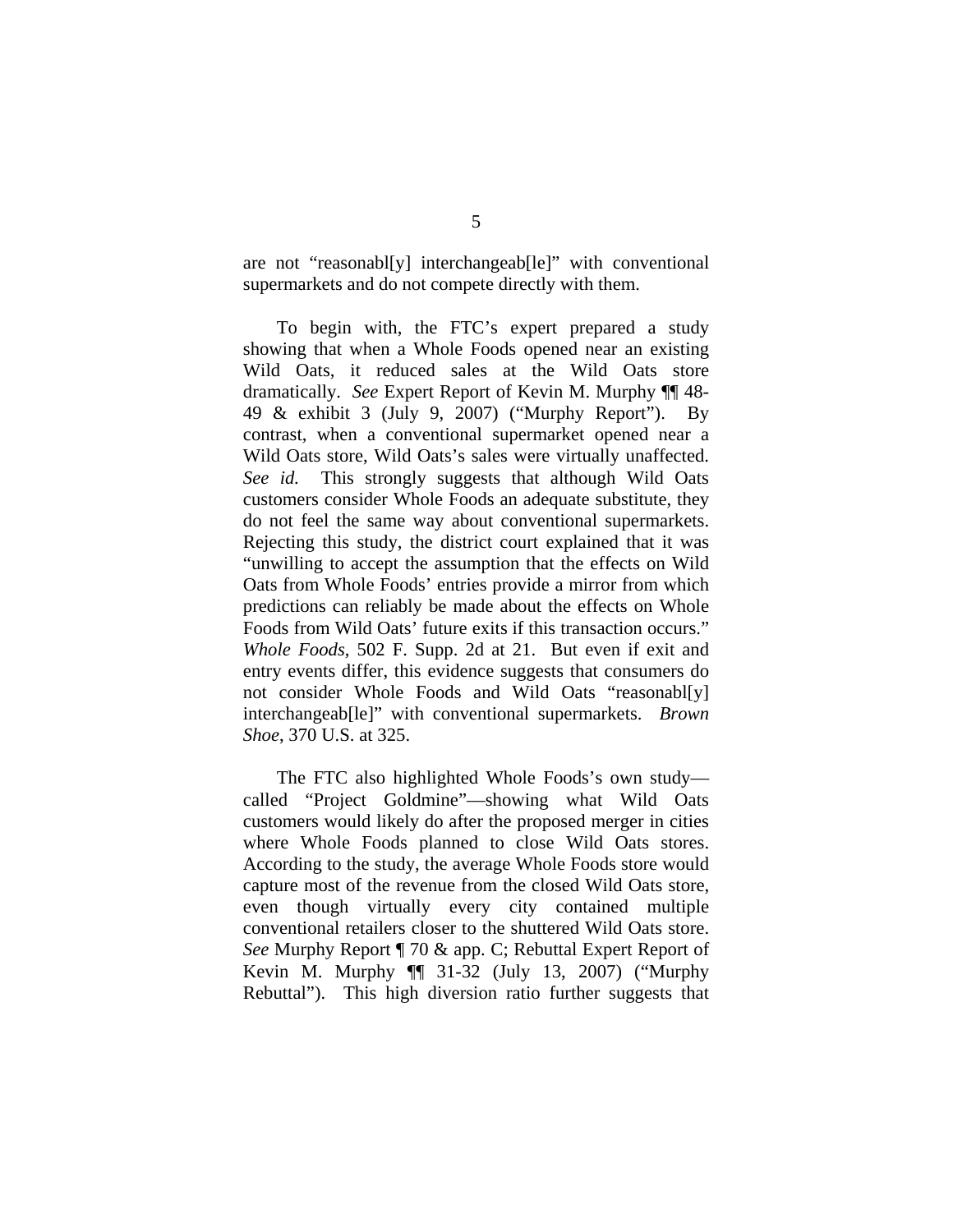are not "reasonabl[y] interchangeab[le]" with conventional supermarkets and do not compete directly with them.

To begin with, the FTC's expert prepared a study showing that when a Whole Foods opened near an existing Wild Oats, it reduced sales at the Wild Oats store dramatically. *See* Expert Report of Kevin M. Murphy ¶¶ 48-49 & exhibit 3 (July 9, 2007) ("Murphy Report"). By contrast, when a conventional supermarket opened near a Wild Oats store, Wild Oats's sales were virtually unaffected. *See id.* This strongly suggests that although Wild Oats customers consider Whole Foods an adequate substitute, they do not feel the same way about conventional supermarkets. Rejecting this study, the district court explained that it was "unwilling to accept the assumption that the effects on Wild Oats from Whole Foods' entries provide a mirror from which predictions can reliably be made about the effects on Whole Foods from Wild Oats' future exits if this transaction occurs." *Whole Foods*, 502 F. Supp. 2d at 21. But even if exit and entry events differ, this evidence suggests that consumers do not consider Whole Foods and Wild Oats "reasonabl[y] interchangeab[le]" with conventional supermarkets. *Brown Shoe*, 370 U.S. at 325.

The FTC also highlighted Whole Foods's own study—called "Project Goldmine"—showing what Wild Oats customers would likely do after the proposed merger in cities where Whole Foods planned to close Wild Oats stores. According to the study, the average Whole Foods store would capture most of the revenue from the closed Wild Oats store, even though virtually every city contained multiple conventional retailers closer to the shuttered Wild Oats store. *See* Murphy Report ¶ 70 & app. C; Rebuttal Expert Report of Kevin M. Murphy ¶¶ 31-32 (July 13, 2007) ("Murphy Rebuttal"). This high diversion ratio further suggests that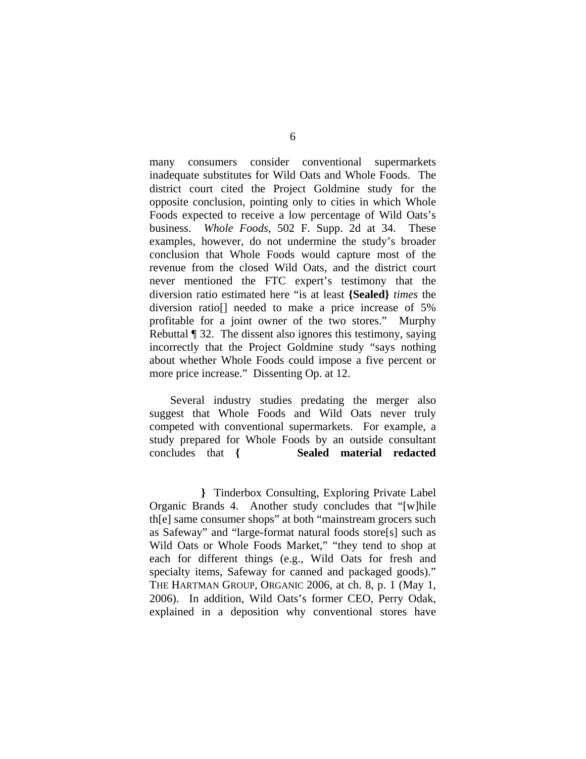many consumers consider conventional supermarkets inadequate substitutes for Wild Oats and Whole Foods. The district court cited the Project Goldmine study for the opposite conclusion, pointing only to cities in which Whole Foods expected to receive a low percentage of Wild Oats's business. *Whole Foods*, 502 F. Supp. 2d at 34. These examples, however, do not undermine the study's broader conclusion that Whole Foods would capture most of the revenue from the closed Wild Oats, and the district court never mentioned the FTC expert's testimony that the diversion ratio estimated here "is at least **{Sealed}** *times* the diversion ratio[] needed to make a price increase of 5% profitable for a joint owner of the two stores." Murphy Rebuttal ¶ 32. The dissent also ignores this testimony, saying incorrectly that the Project Goldmine study "says nothing about whether Whole Foods could impose a five percent or more price increase." Dissenting Op. at 12.

Several industry studies predating the merger also suggest that Whole Foods and Wild Oats never truly competed with conventional supermarkets. For example, a study prepared for Whole Foods by an outside consultant concludes that **{ Sealed material redacted**

**}** Tinderbox Consulting, Exploring Private Label Organic Brands 4. Another study concludes that "[w]hile th[e] same consumer shops" at both "mainstream grocers such as Safeway" and "large-format natural foods store[s] such as Wild Oats or Whole Foods Market," "they tend to shop at each for different things (e.g., Wild Oats for fresh and specialty items, Safeway for canned and packaged goods)." THE HARTMAN GROUP, ORGANIC 2006, at ch. 8, p. 1 (May 1, 2006). In addition, Wild Oats's former CEO, Perry Odak, explained in a deposition why conventional stores have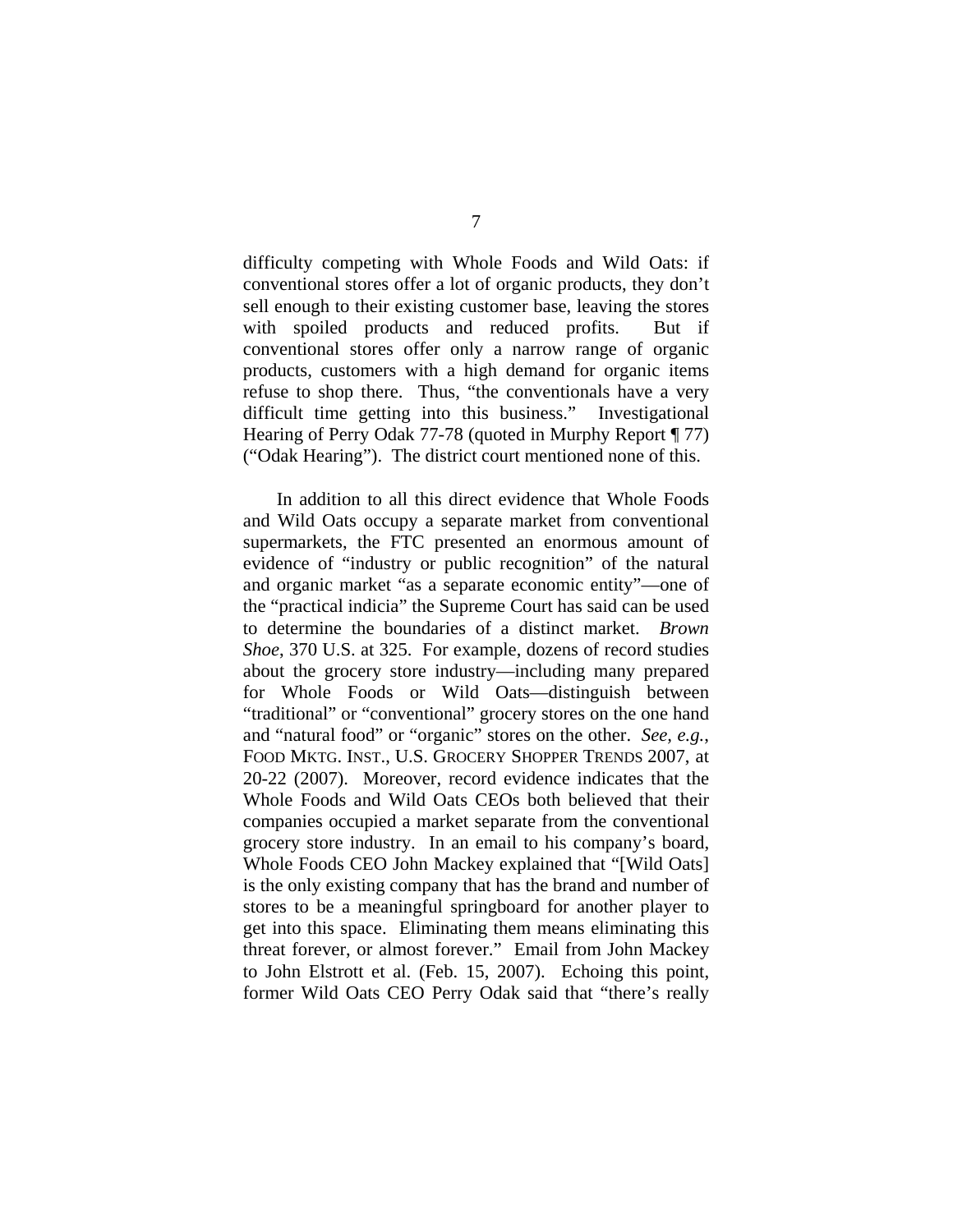difficulty competing with Whole Foods and Wild Oats: if conventional stores offer a lot of organic products, they don't sell enough to their existing customer base, leaving the stores with spoiled products and reduced profits. But if conventional stores offer only a narrow range of organic products, customers with a high demand for organic items refuse to shop there. Thus, "the conventionals have a very difficult time getting into this business." Investigational Hearing of Perry Odak 77-78 (quoted in Murphy Report ¶ 77) ("Odak Hearing"). The district court mentioned none of this.

In addition to all this direct evidence that Whole Foods and Wild Oats occupy a separate market from conventional supermarkets, the FTC presented an enormous amount of evidence of "industry or public recognition" of the natural and organic market "as a separate economic entity"—one of the "practical indicia" the Supreme Court has said can be used to determine the boundaries of a distinct market. *Brown Shoe*, 370 U.S. at 325. For example, dozens of record studies about the grocery store industry—including many prepared for Whole Foods or Wild Oats—distinguish between "traditional" or "conventional" grocery stores on the one hand and "natural food" or "organic" stores on the other. *See, e.g.*, FOOD MKTG. INST., U.S. GROCERY SHOPPER TRENDS 2007, at 20-22 (2007). Moreover, record evidence indicates that the Whole Foods and Wild Oats CEOs both believed that their companies occupied a market separate from the conventional grocery store industry. In an email to his company's board, Whole Foods CEO John Mackey explained that "[Wild Oats] is the only existing company that has the brand and number of stores to be a meaningful springboard for another player to get into this space. Eliminating them means eliminating this threat forever, or almost forever." Email from John Mackey to John Elstrott et al. (Feb. 15, 2007). Echoing this point, former Wild Oats CEO Perry Odak said that "there's really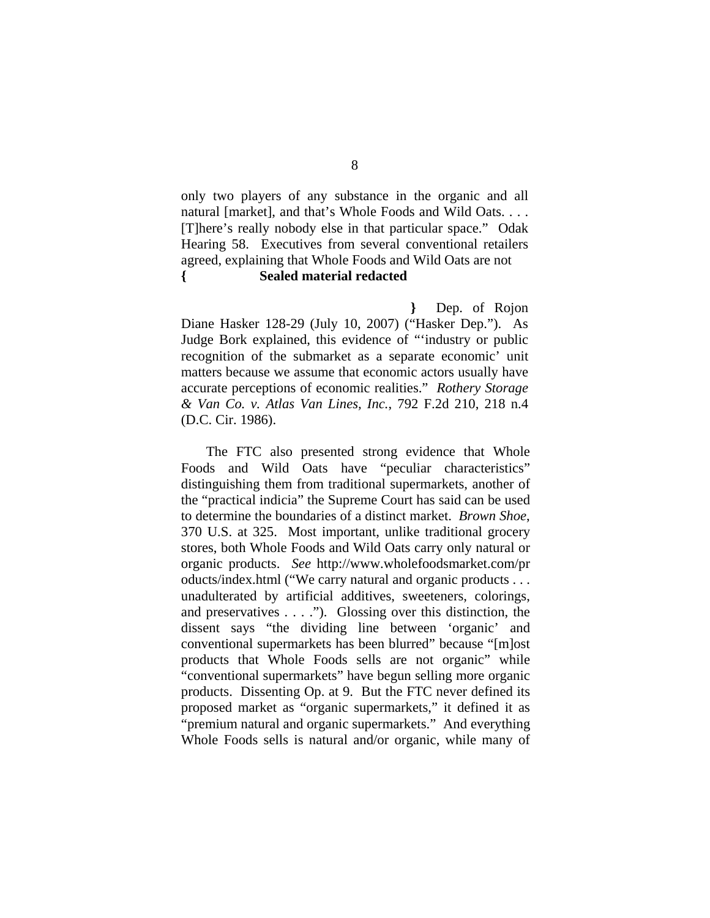only two players of any substance in the organic and all natural [market], and that's Whole Foods and Wild Oats. . . . [T]here's really nobody else in that particular space." Odak Hearing 58. Executives from several conventional retailers agreed, explaining that Whole Foods and Wild Oats are not **{ Sealed material redacted**

**}** Dep. of Rojon Diane Hasker 128-29 (July 10, 2007) ("Hasker Dep."). As Judge Bork explained, this evidence of "'industry or public recognition of the submarket as a separate economic' unit matters because we assume that economic actors usually have accurate perceptions of economic realities." *Rothery Storage & Van Co. v. Atlas Van Lines, Inc.*, 792 F.2d 210, 218 n.4 (D.C. Cir. 1986).

The FTC also presented strong evidence that Whole Foods and Wild Oats have "peculiar characteristics" distinguishing them from traditional supermarkets, another of the "practical indicia" the Supreme Court has said can be used to determine the boundaries of a distinct market. *Brown Shoe*, 370 U.S. at 325. Most important, unlike traditional grocery stores, both Whole Foods and Wild Oats carry only natural or organic products. *See* http://www.wholefoodsmarket.com/products/index.html ("We carry natural and organic products . . . unadulterated by artificial additives, sweeteners, colorings, and preservatives . . . ."). Glossing over this distinction, the dissent says "the dividing line between 'organic' and conventional supermarkets has been blurred" because "[m]ost products that Whole Foods sells are not organic" while "conventional supermarkets" have begun selling more organic products. Dissenting Op. at 9. But the FTC never defined its proposed market as "organic supermarkets," it defined it as "premium natural and organic supermarkets." And everything Whole Foods sells is natural and/or organic, while many of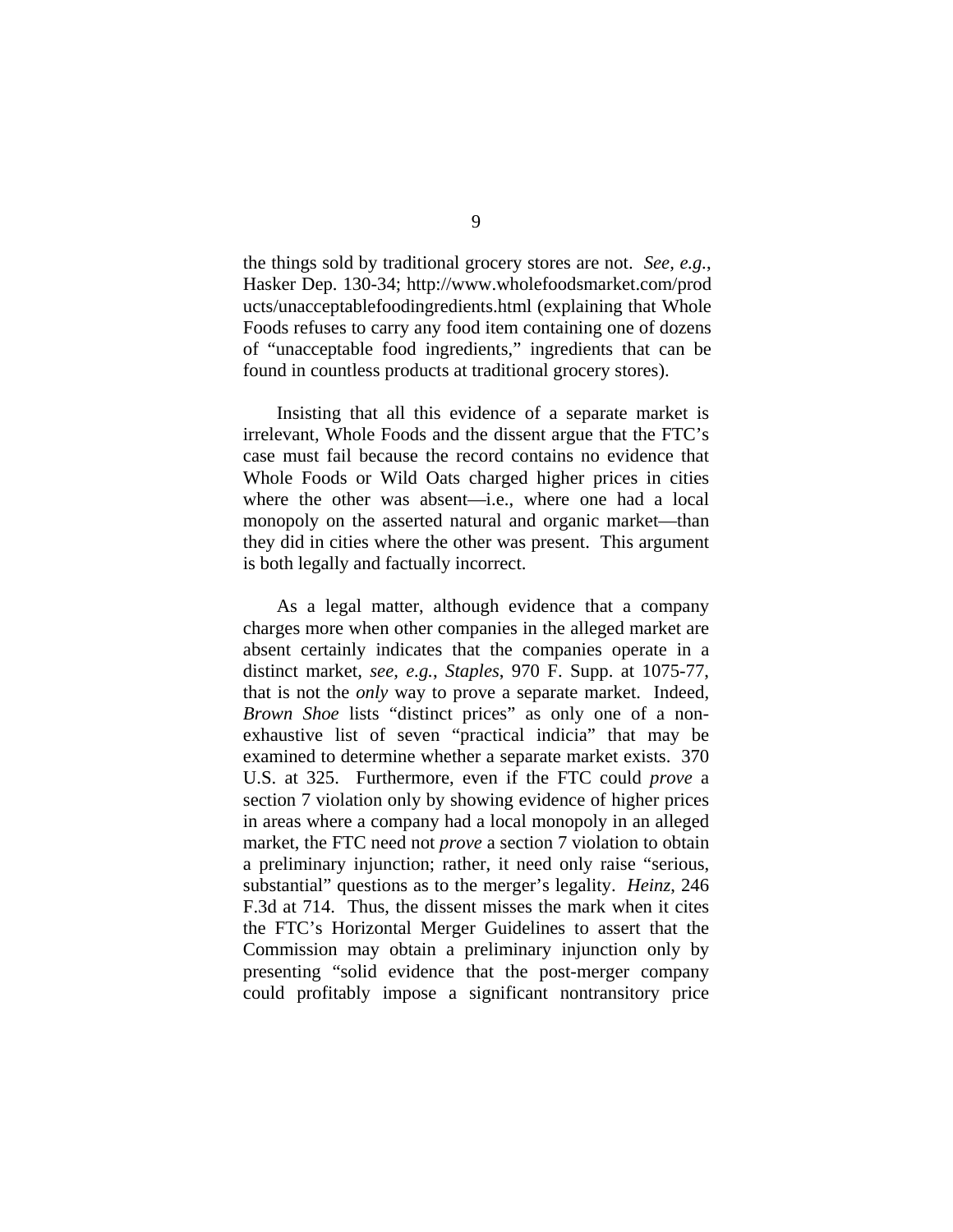the things sold by traditional grocery stores are not. *See, e.g.*, Hasker Dep. 130-34; http://www.wholefoodsmarket.com/products/unacceptablefoodingredients.html (explaining that Whole Foods refuses to carry any food item containing one of dozens of "unacceptable food ingredients," ingredients that can be found in countless products at traditional grocery stores).

Insisting that all this evidence of a separate market is irrelevant, Whole Foods and the dissent argue that the FTC's case must fail because the record contains no evidence that Whole Foods or Wild Oats charged higher prices in cities where the other was absent—i.e., where one had a local monopoly on the asserted natural and organic market—than they did in cities where the other was present. This argument is both legally and factually incorrect.

As a legal matter, although evidence that a company charges more when other companies in the alleged market are absent certainly indicates that the companies operate in a distinct market, *see, e.g.*, *Staples*, 970 F. Supp. at 1075-77, that is not the *only* way to prove a separate market. Indeed, *Brown Shoe* lists "distinct prices" as only one of a non-exhaustive list of seven "practical indicia" that may be examined to determine whether a separate market exists. 370 U.S. at 325. Furthermore, even if the FTC could *prove* a section 7 violation only by showing evidence of higher prices in areas where a company had a local monopoly in an alleged market, the FTC need not *prove* a section 7 violation to obtain a preliminary injunction; rather, it need only raise "serious, substantial" questions as to the merger's legality. *Heinz*, 246 F.3d at 714. Thus, the dissent misses the mark when it cites the FTC's Horizontal Merger Guidelines to assert that the Commission may obtain a preliminary injunction only by presenting "solid evidence that the post-merger company could profitably impose a significant nontransitory price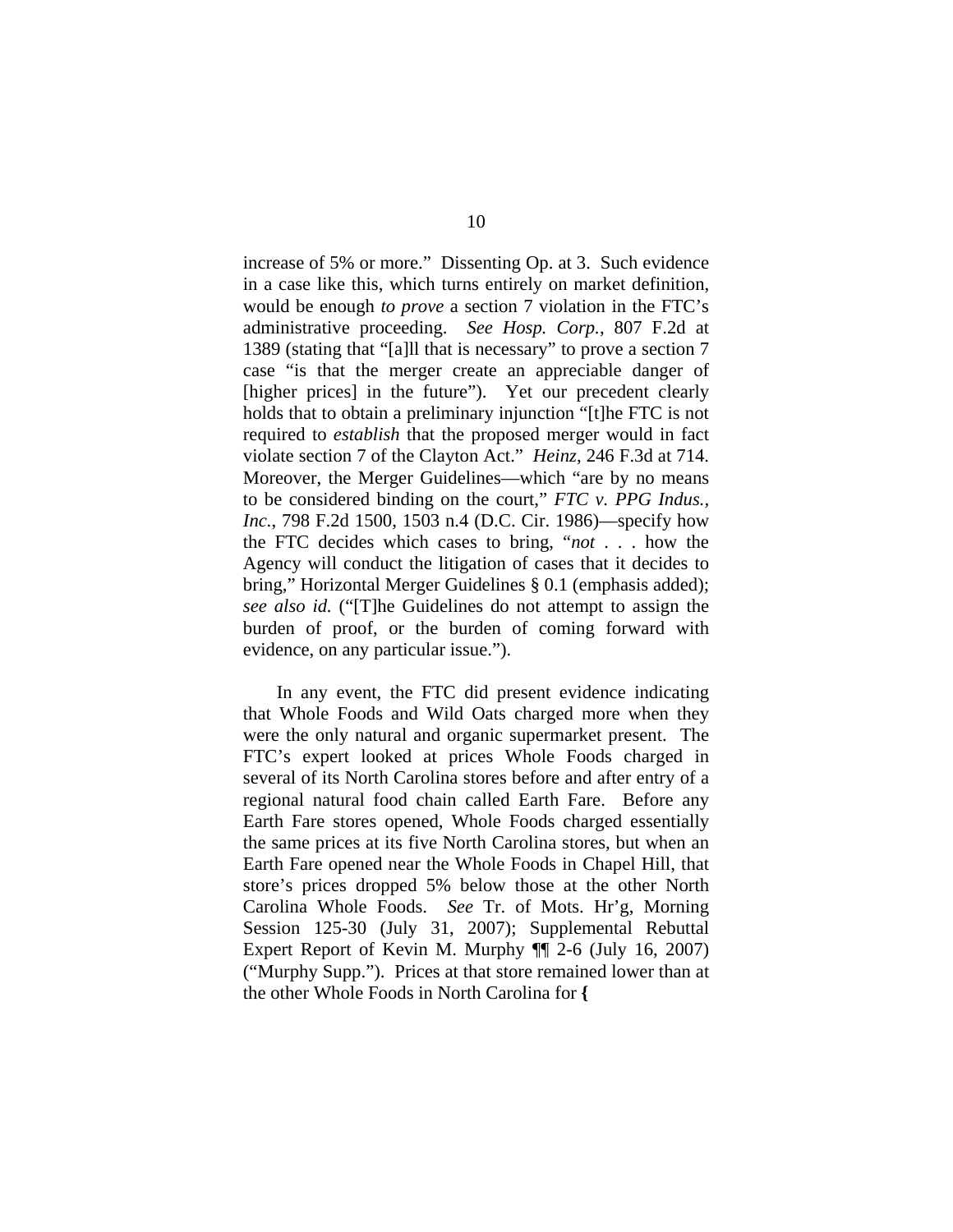increase of 5% or more." Dissenting Op. at 3. Such evidence in a case like this, which turns entirely on market definition, would be enough *to prove* a section 7 violation in the FTC's administrative proceeding. *See Hosp. Corp.*, 807 F.2d at 1389 (stating that "[a]ll that is necessary" to prove a section 7 case "is that the merger create an appreciable danger of [higher prices] in the future"). Yet our precedent clearly holds that to obtain a preliminary injunction "[t]he FTC is not required to *establish* that the proposed merger would in fact violate section 7 of the Clayton Act." *Heinz*, 246 F.3d at 714. Moreover, the Merger Guidelines—which "are by no means to be considered binding on the court," *FTC v. PPG Indus., Inc.*, 798 F.2d 1500, 1503 n.4 (D.C. Cir. 1986)—specify how the FTC decides which cases to bring, "*not* . . . how the Agency will conduct the litigation of cases that it decides to bring," Horizontal Merger Guidelines § 0.1 (emphasis added); *see also id.* ("[T]he Guidelines do not attempt to assign the burden of proof, or the burden of coming forward with evidence, on any particular issue.").

In any event, the FTC did present evidence indicating that Whole Foods and Wild Oats charged more when they were the only natural and organic supermarket present. The FTC's expert looked at prices Whole Foods charged in several of its North Carolina stores before and after entry of a regional natural food chain called Earth Fare. Before any Earth Fare stores opened, Whole Foods charged essentially the same prices at its five North Carolina stores, but when an Earth Fare opened near the Whole Foods in Chapel Hill, that store's prices dropped 5% below those at the other North Carolina Whole Foods. *See* Tr. of Mots. Hr'g, Morning Session 125-30 (July 31, 2007); Supplemental Rebuttal Expert Report of Kevin M. Murphy ¶¶ 2-6 (July 16, 2007) ("Murphy Supp."). Prices at that store remained lower than at the other Whole Foods in North Carolina for **{**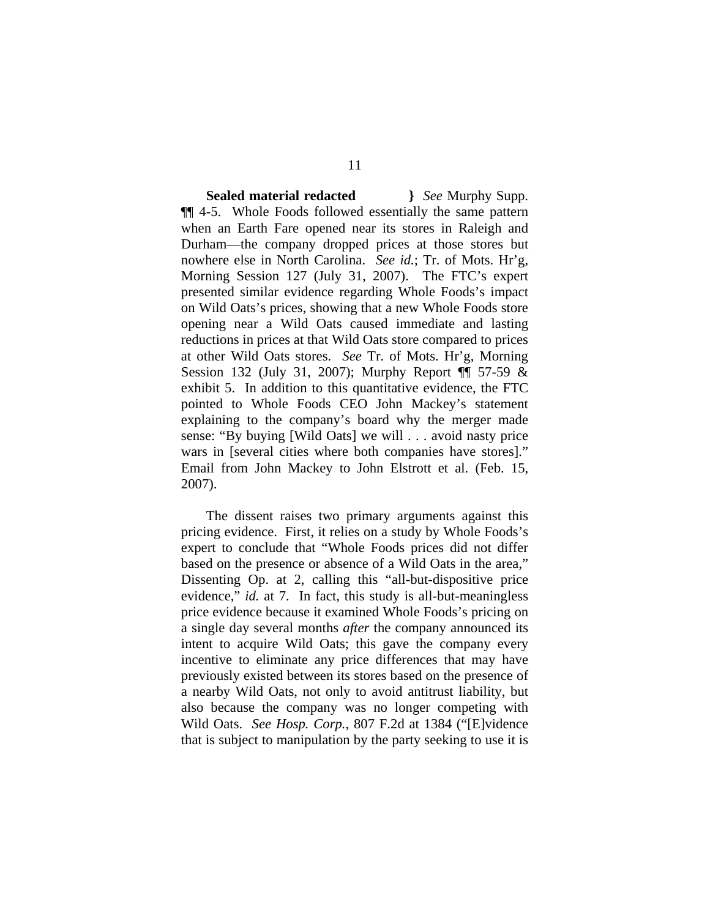**Sealed material redacted** } *See* Murphy Supp. ¶¶ 4-5. Whole Foods followed essentially the same pattern when an Earth Fare opened near its stores in Raleigh and Durham—the company dropped prices at those stores but nowhere else in North Carolina. *See id.*; Tr. of Mots. Hr'g, Morning Session 127 (July 31, 2007). The FTC's expert presented similar evidence regarding Whole Foods's impact on Wild Oats's prices, showing that a new Whole Foods store opening near a Wild Oats caused immediate and lasting reductions in prices at that Wild Oats store compared to prices at other Wild Oats stores. *See* Tr. of Mots. Hr'g, Morning Session 132 (July 31, 2007); Murphy Report ¶¶ 57-59 & exhibit 5. In addition to this quantitative evidence, the FTC pointed to Whole Foods CEO John Mackey's statement explaining to the company's board why the merger made sense: "By buying [Wild Oats] we will . . . avoid nasty price wars in [several cities where both companies have stores]." Email from John Mackey to John Elstrott et al. (Feb. 15, 2007).

The dissent raises two primary arguments against this pricing evidence. First, it relies on a study by Whole Foods's expert to conclude that "Whole Foods prices did not differ based on the presence or absence of a Wild Oats in the area," Dissenting Op. at 2, calling this "all-but-dispositive price evidence," *id.* at 7. In fact, this study is all-but-meaningless price evidence because it examined Whole Foods's pricing on a single day several months *after* the company announced its intent to acquire Wild Oats; this gave the company every incentive to eliminate any price differences that may have previously existed between its stores based on the presence of a nearby Wild Oats, not only to avoid antitrust liability, but also because the company was no longer competing with Wild Oats. *See Hosp. Corp.*, 807 F.2d at 1384 ("[E]vidence that is subject to manipulation by the party seeking to use it is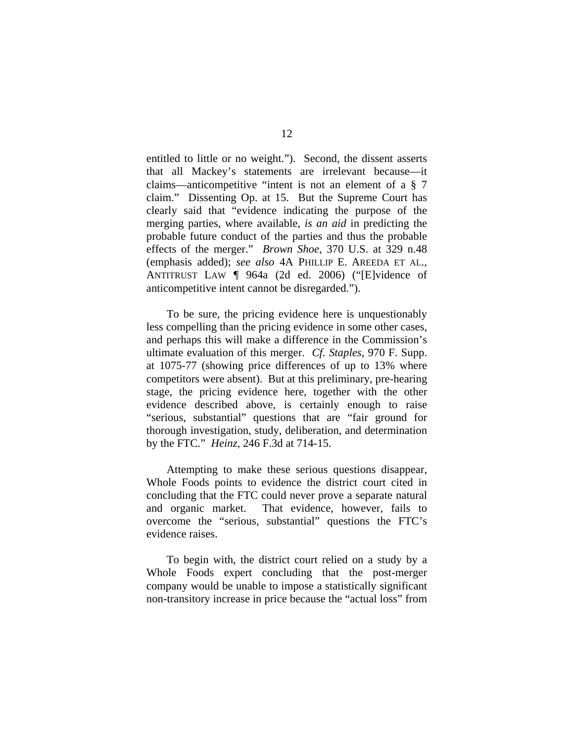entitled to little or no weight."). Second, the dissent asserts that all Mackey's statements are irrelevant because—it claims—anticompetitive "intent is not an element of a § 7 claim." Dissenting Op. at 15. But the Supreme Court has clearly said that "evidence indicating the purpose of the merging parties, where available, *is an aid* in predicting the probable future conduct of the parties and thus the probable effects of the merger." *Brown Shoe*, 370 U.S. at 329 n.48 (emphasis added); *see also* 4A PHILLIP E. AREEDA ET AL., ANTITRUST LAW ¶ 964a (2d ed. 2006) ("[E]vidence of anticompetitive intent cannot be disregarded.").

To be sure, the pricing evidence here is unquestionably less compelling than the pricing evidence in some other cases, and perhaps this will make a difference in the Commission's ultimate evaluation of this merger. *Cf. Staples*, 970 F. Supp. at 1075-77 (showing price differences of up to 13% where competitors were absent). But at this preliminary, pre-hearing stage, the pricing evidence here, together with the other evidence described above, is certainly enough to raise "serious, substantial" questions that are "fair ground for thorough investigation, study, deliberation, and determination by the FTC." *Heinz*, 246 F.3d at 714-15.

Attempting to make these serious questions disappear, Whole Foods points to evidence the district court cited in concluding that the FTC could never prove a separate natural and organic market. That evidence, however, fails to overcome the "serious, substantial" questions the FTC's evidence raises.

To begin with, the district court relied on a study by a Whole Foods expert concluding that the post-merger company would be unable to impose a statistically significant non-transitory increase in price because the "actual loss" from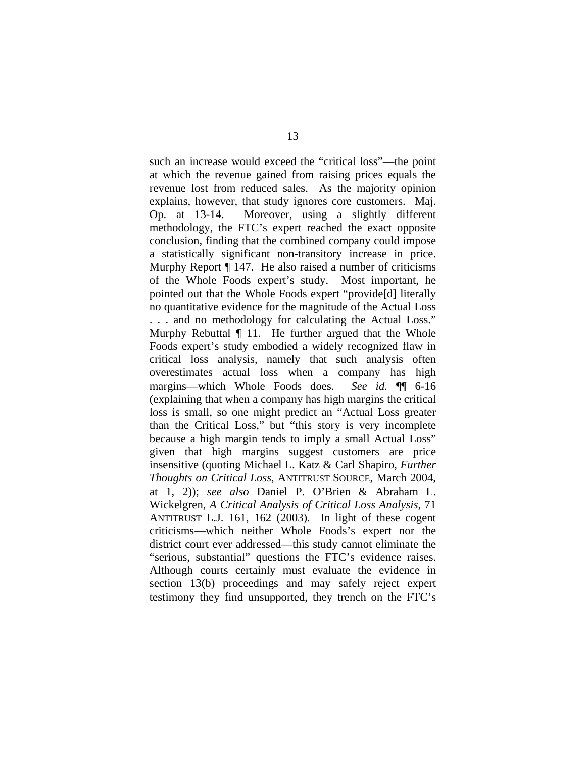such an increase would exceed the "critical loss"—the point at which the revenue gained from raising prices equals the revenue lost from reduced sales. As the majority opinion explains, however, that study ignores core customers. Maj. Op. at 13-14. Moreover, using a slightly different methodology, the FTC's expert reached the exact opposite conclusion, finding that the combined company could impose a statistically significant non-transitory increase in price. Murphy Report ¶ 147. He also raised a number of criticisms of the Whole Foods expert's study. Most important, he pointed out that the Whole Foods expert "provide[d] literally no quantitative evidence for the magnitude of the Actual Loss . . . and no methodology for calculating the Actual Loss." Murphy Rebuttal ¶ 11. He further argued that the Whole Foods expert's study embodied a widely recognized flaw in critical loss analysis, namely that such analysis often overestimates actual loss when a company has high margins—which Whole Foods does. *See id.* ¶¶ 6-16 (explaining that when a company has high margins the critical loss is small, so one might predict an "Actual Loss greater than the Critical Loss," but "this story is very incomplete because a high margin tends to imply a small Actual Loss" given that high margins suggest customers are price insensitive (quoting Michael L. Katz & Carl Shapiro, *Further Thoughts on Critical Loss*, ANTITRUST SOURCE, March 2004, at 1, 2)); *see also* Daniel P. O'Brien & Abraham L. Wickelgren, *A Critical Analysis of Critical Loss Analysis*, 71 ANTITRUST L.J. 161, 162 (2003). In light of these cogent criticisms—which neither Whole Foods's expert nor the district court ever addressed—this study cannot eliminate the "serious, substantial" questions the FTC's evidence raises. Although courts certainly must evaluate the evidence in section 13(b) proceedings and may safely reject expert testimony they find unsupported, they trench on the FTC's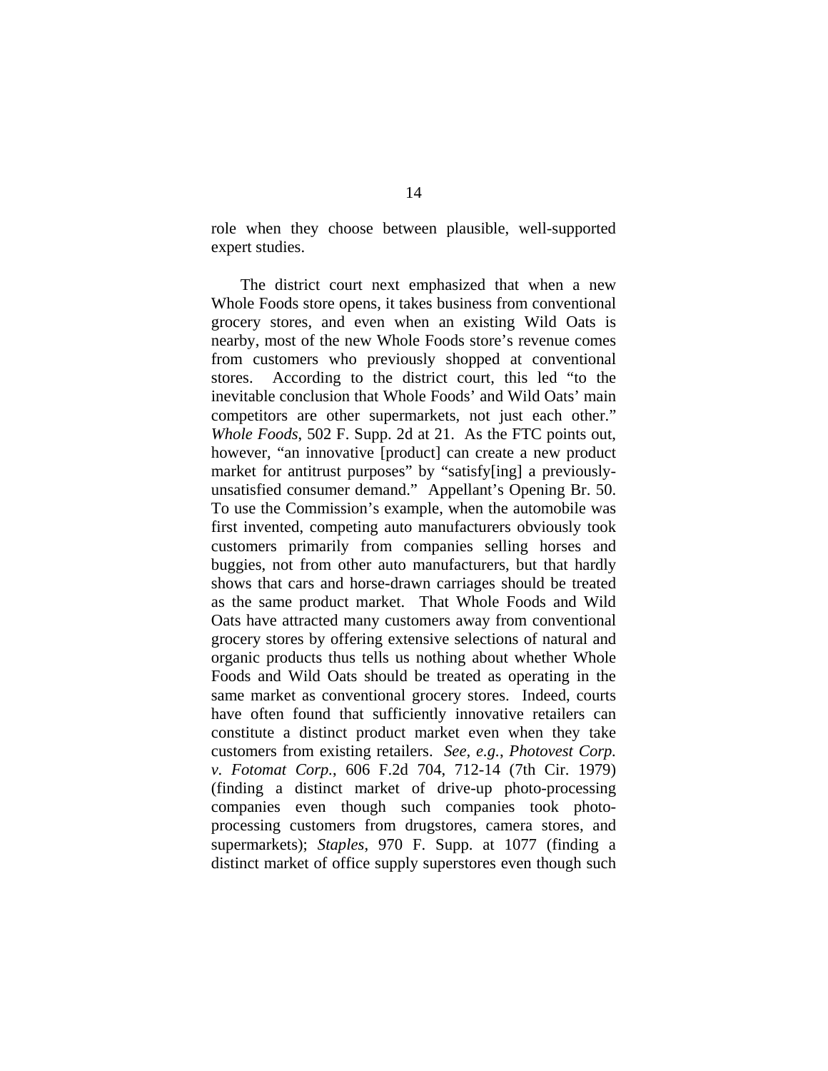role when they choose between plausible, well-supported expert studies.

The district court next emphasized that when a new Whole Foods store opens, it takes business from conventional grocery stores, and even when an existing Wild Oats is nearby, most of the new Whole Foods store's revenue comes from customers who previously shopped at conventional stores. According to the district court, this led "to the inevitable conclusion that Whole Foods' and Wild Oats' main competitors are other supermarkets, not just each other." *Whole Foods*, 502 F. Supp. 2d at 21. As the FTC points out, however, "an innovative [product] can create a new product market for antitrust purposes" by "satisfy[ing] a previously-unsatisfied consumer demand." Appellant's Opening Br. 50. To use the Commission's example, when the automobile was first invented, competing auto manufacturers obviously took customers primarily from companies selling horses and buggies, not from other auto manufacturers, but that hardly shows that cars and horse-drawn carriages should be treated as the same product market. That Whole Foods and Wild Oats have attracted many customers away from conventional grocery stores by offering extensive selections of natural and organic products thus tells us nothing about whether Whole Foods and Wild Oats should be treated as operating in the same market as conventional grocery stores. Indeed, courts have often found that sufficiently innovative retailers can constitute a distinct product market even when they take customers from existing retailers. *See, e.g.*, *Photovest Corp. v. Fotomat Corp.*, 606 F.2d 704, 712-14 (7th Cir. 1979) (finding a distinct market of drive-up photo-processing companies even though such companies took photo-processing customers from drugstores, camera stores, and supermarkets); *Staples*, 970 F. Supp. at 1077 (finding a distinct market of office supply superstores even though such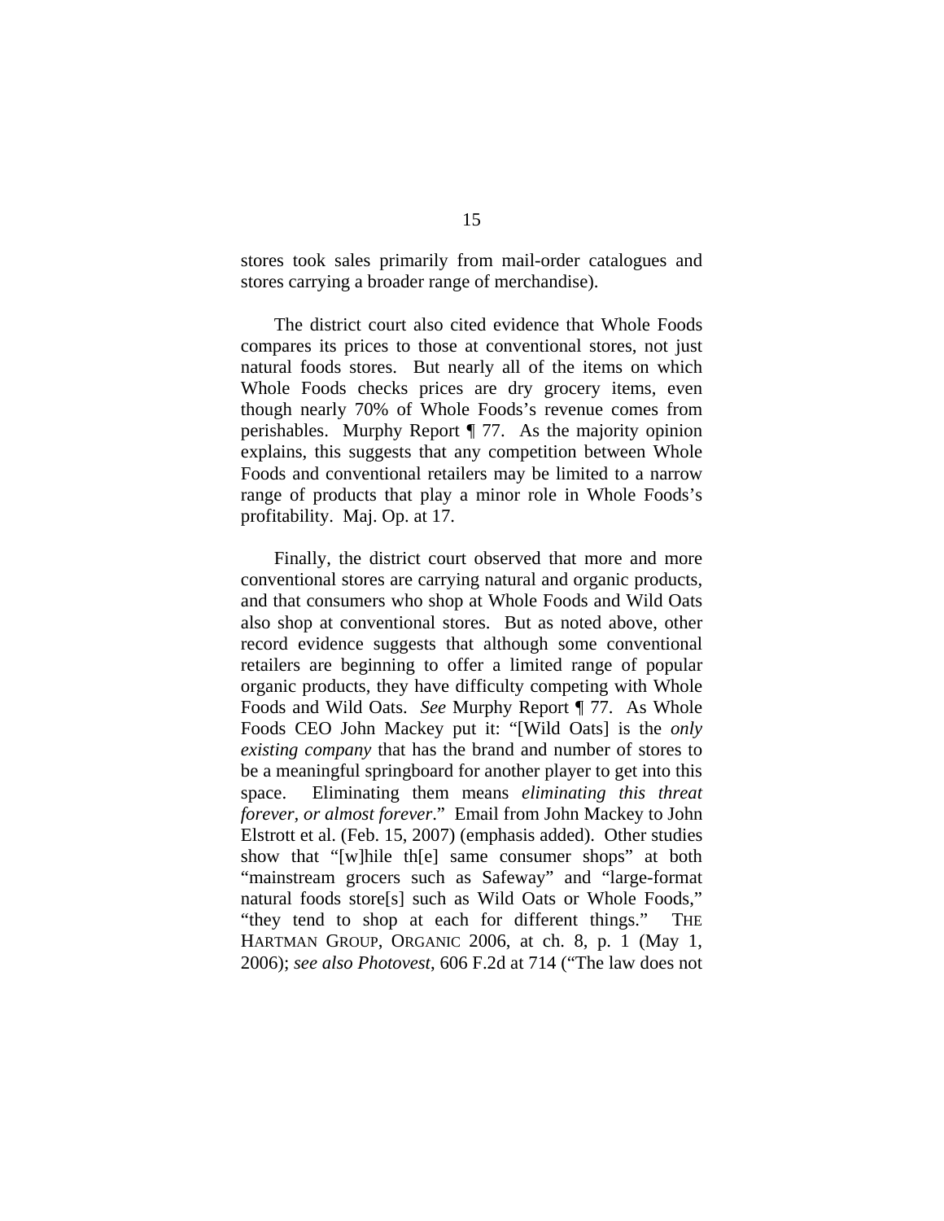stores took sales primarily from mail-order catalogues and stores carrying a broader range of merchandise).

The district court also cited evidence that Whole Foods compares its prices to those at conventional stores, not just natural foods stores. But nearly all of the items on which Whole Foods checks prices are dry grocery items, even though nearly 70% of Whole Foods's revenue comes from perishables. Murphy Report ¶ 77. As the majority opinion explains, this suggests that any competition between Whole Foods and conventional retailers may be limited to a narrow range of products that play a minor role in Whole Foods's profitability. Maj. Op. at 17.

Finally, the district court observed that more and more conventional stores are carrying natural and organic products, and that consumers who shop at Whole Foods and Wild Oats also shop at conventional stores. But as noted above, other record evidence suggests that although some conventional retailers are beginning to offer a limited range of popular organic products, they have difficulty competing with Whole Foods and Wild Oats. *See* Murphy Report ¶ 77. As Whole Foods CEO John Mackey put it: "[Wild Oats] is the *only existing company* that has the brand and number of stores to be a meaningful springboard for another player to get into this space. Eliminating them means *eliminating this threat forever, or almost forever*." Email from John Mackey to John Elstrott et al. (Feb. 15, 2007) (emphasis added). Other studies show that "[w]hile th[e] same consumer shops" at both "mainstream grocers such as Safeway" and "large-format natural foods store[s] such as Wild Oats or Whole Foods," "they tend to shop at each for different things." THE HARTMAN GROUP, ORGANIC 2006, at ch. 8, p. 1 (May 1, 2006); *see also Photovest*, 606 F.2d at 714 ("The law does not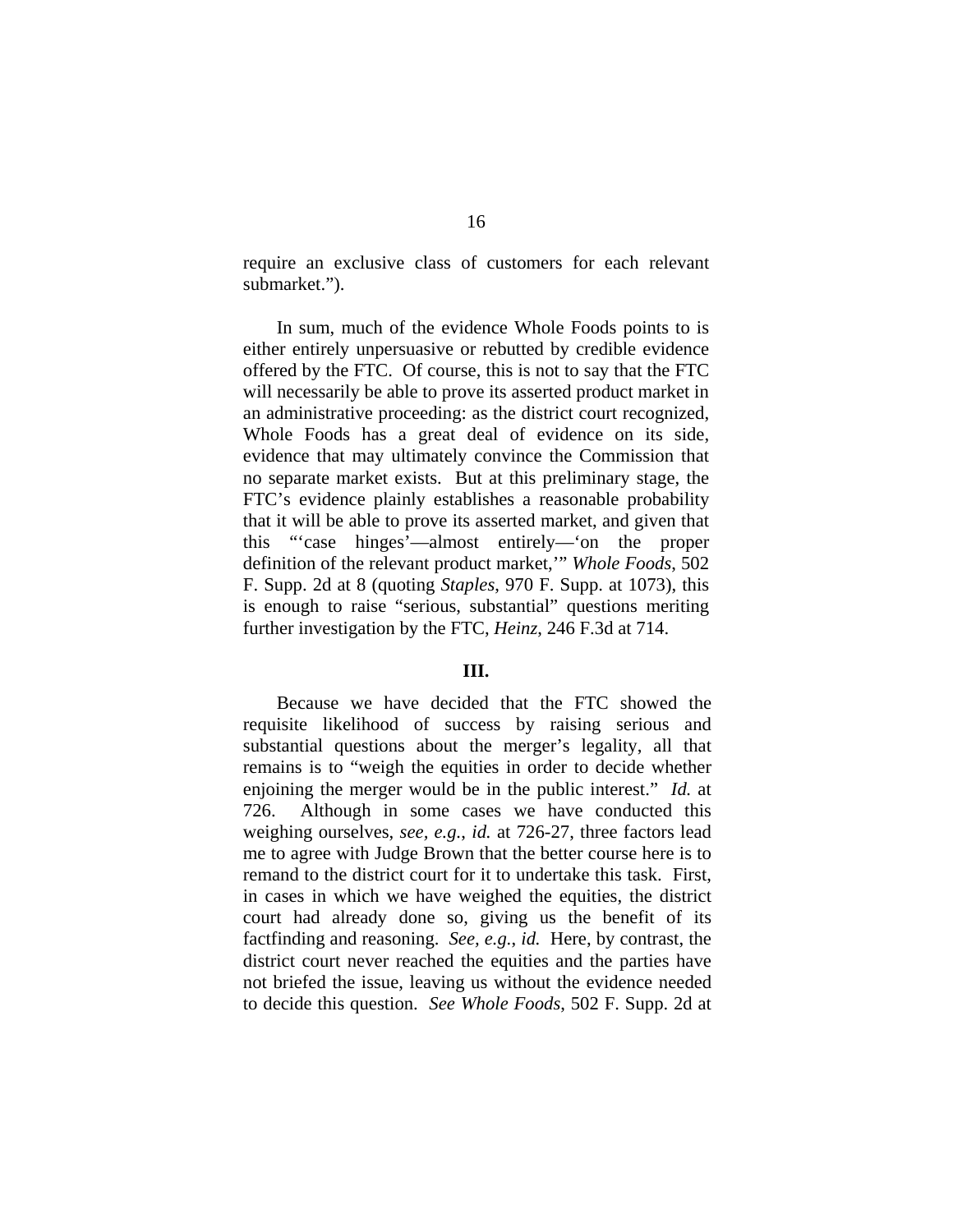require an exclusive class of customers for each relevant submarket.").

In sum, much of the evidence Whole Foods points to is either entirely unpersuasive or rebutted by credible evidence offered by the FTC. Of course, this is not to say that the FTC will necessarily be able to prove its asserted product market in an administrative proceeding: as the district court recognized, Whole Foods has a great deal of evidence on its side, evidence that may ultimately convince the Commission that no separate market exists. But at this preliminary stage, the FTC's evidence plainly establishes a reasonable probability that it will be able to prove its asserted market, and given that this "'case hinges'—almost entirely—'on the proper definition of the relevant product market,'" *Whole Foods*, 502 F. Supp. 2d at 8 (quoting *Staples*, 970 F. Supp. at 1073), this is enough to raise "serious, substantial" questions meriting further investigation by the FTC, *Heinz*, 246 F.3d at 714.

**III.**

Because we have decided that the FTC showed the requisite likelihood of success by raising serious and substantial questions about the merger's legality, all that remains is to "weigh the equities in order to decide whether enjoining the merger would be in the public interest." *Id.* at 726. Although in some cases we have conducted this weighing ourselves, *see, e.g.*, *id.* at 726-27, three factors lead me to agree with Judge Brown that the better course here is to remand to the district court for it to undertake this task. First, in cases in which we have weighed the equities, the district court had already done so, giving us the benefit of its factfinding and reasoning. *See, e.g.*, *id.* Here, by contrast, the district court never reached the equities and the parties have not briefed the issue, leaving us without the evidence needed to decide this question. *See Whole Foods*, 502 F. Supp. 2d at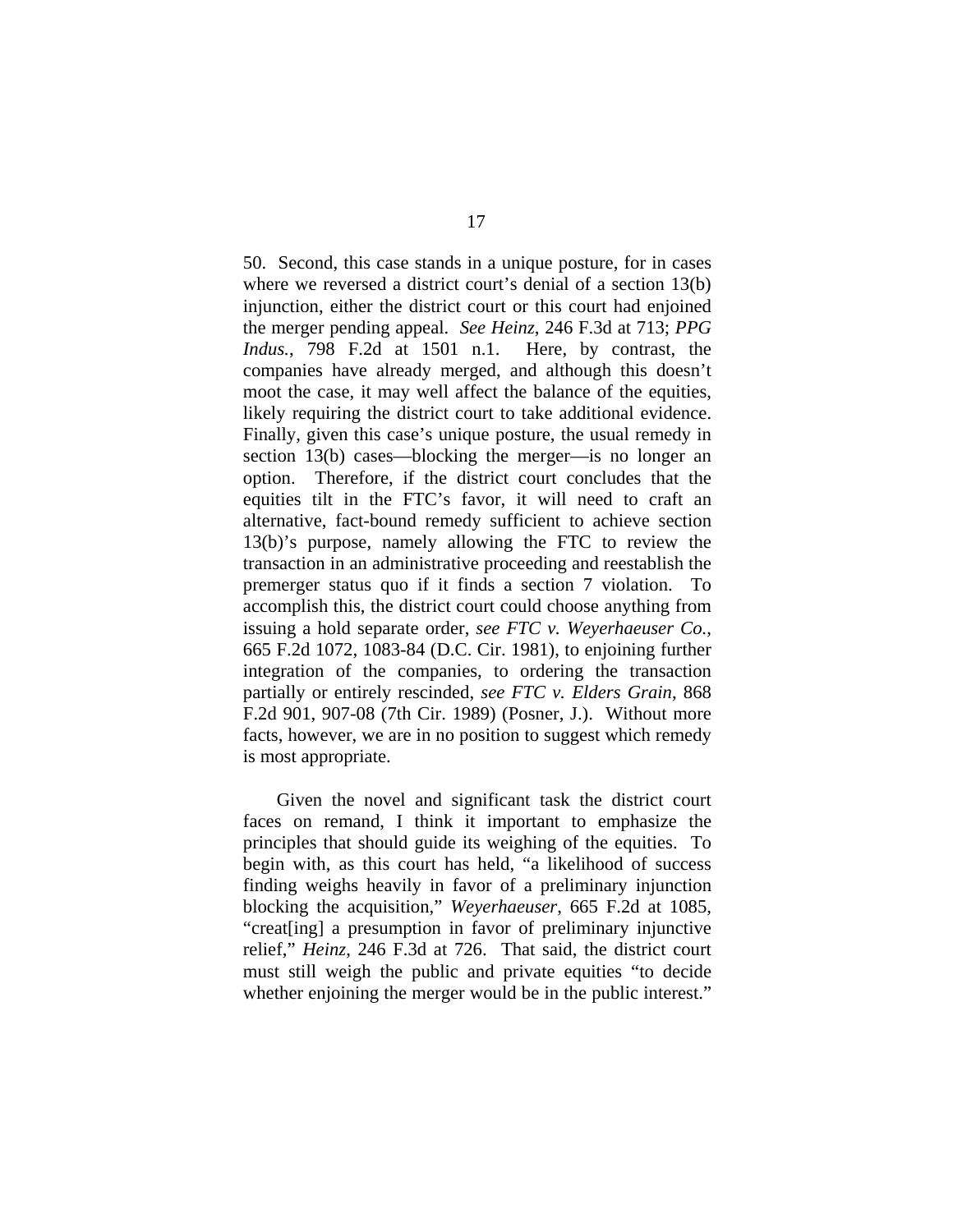50. Second, this case stands in a unique posture, for in cases where we reversed a district court's denial of a section 13(b) injunction, either the district court or this court had enjoined the merger pending appeal. *See Heinz*, 246 F.3d at 713; *PPG Indus.*, 798 F.2d at 1501 n.1. Here, by contrast, the companies have already merged, and although this doesn't moot the case, it may well affect the balance of the equities, likely requiring the district court to take additional evidence. Finally, given this case's unique posture, the usual remedy in section 13(b) cases—blocking the merger—is no longer an option. Therefore, if the district court concludes that the equities tilt in the FTC's favor, it will need to craft an alternative, fact-bound remedy sufficient to achieve section 13(b)'s purpose, namely allowing the FTC to review the transaction in an administrative proceeding and reestablish the premerger status quo if it finds a section 7 violation. To accomplish this, the district court could choose anything from issuing a hold separate order, *see FTC v. Weyerhaeuser Co.*, 665 F.2d 1072, 1083-84 (D.C. Cir. 1981), to enjoining further integration of the companies, to ordering the transaction partially or entirely rescinded, *see FTC v. Elders Grain*, 868 F.2d 901, 907-08 (7th Cir. 1989) (Posner, J.). Without more facts, however, we are in no position to suggest which remedy is most appropriate.

Given the novel and significant task the district court faces on remand, I think it important to emphasize the principles that should guide its weighing of the equities. To begin with, as this court has held, "a likelihood of success finding weighs heavily in favor of a preliminary injunction blocking the acquisition," *Weyerhaeuser*, 665 F.2d at 1085, "creat[ing] a presumption in favor of preliminary injunctive relief," *Heinz*, 246 F.3d at 726. That said, the district court must still weigh the public and private equities "to decide whether enjoining the merger would be in the public interest."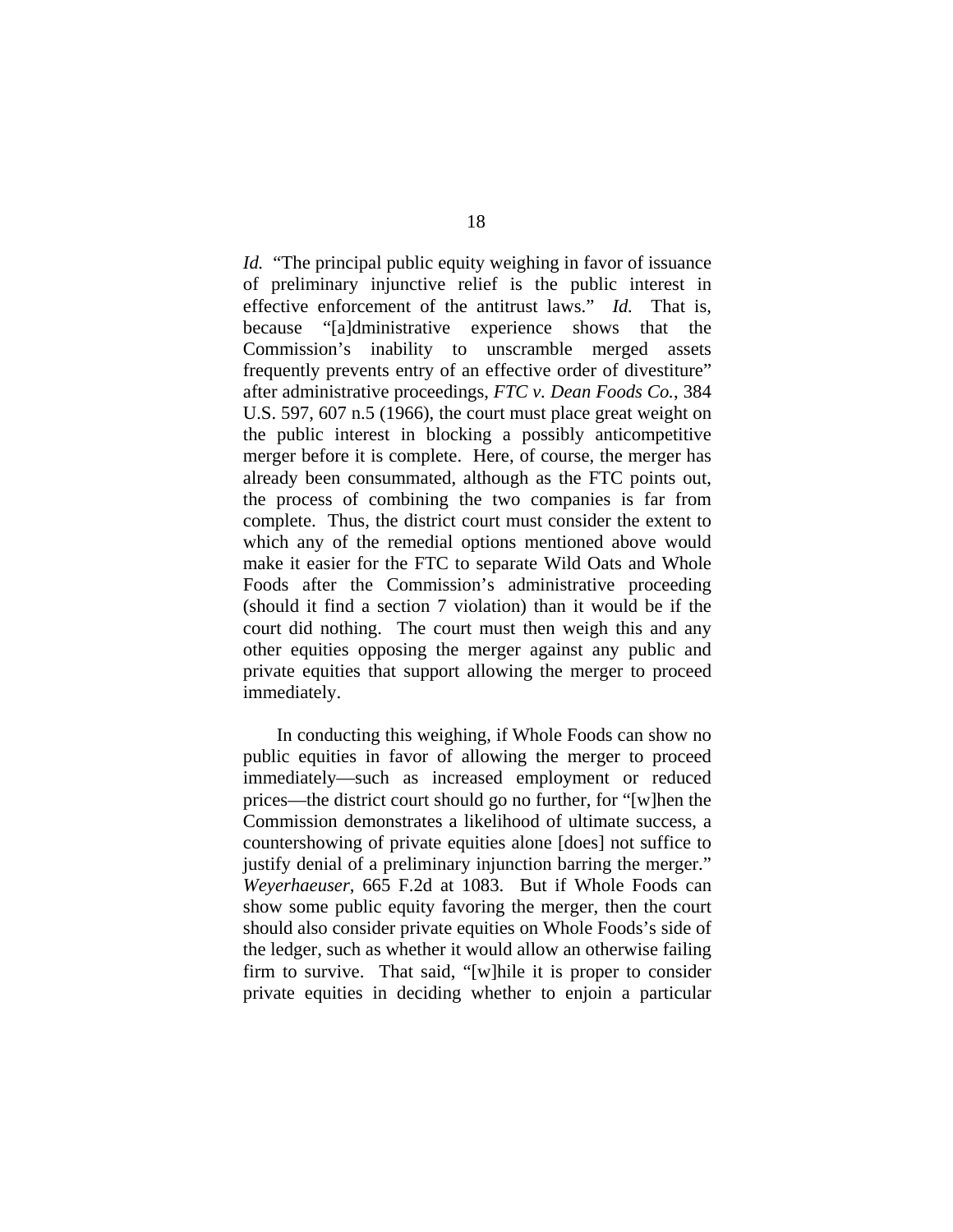*Id.* “The principal public equity weighing in favor of issuance of preliminary injunctive relief is the public interest in effective enforcement of the antitrust laws.” *Id.* That is, because “[a]dministrative experience shows that the Commission’s inability to unscramble merged assets frequently prevents entry of an effective order of divestiture” after administrative proceedings, *FTC v. Dean Foods Co.*, 384 U.S. 597, 607 n.5 (1966), the court must place great weight on the public interest in blocking a possibly anticompetitive merger before it is complete. Here, of course, the merger has already been consummated, although as the FTC points out, the process of combining the two companies is far from complete. Thus, the district court must consider the extent to which any of the remedial options mentioned above would make it easier for the FTC to separate Wild Oats and Whole Foods after the Commission’s administrative proceeding (should it find a section 7 violation) than it would be if the court did nothing. The court must then weigh this and any other equities opposing the merger against any public and private equities that support allowing the merger to proceed immediately.

In conducting this weighing, if Whole Foods can show no public equities in favor of allowing the merger to proceed immediately—such as increased employment or reduced prices—the district court should go no further, for “[w]hen the Commission demonstrates a likelihood of ultimate success, a countershowing of private equities alone [does] not suffice to justify denial of a preliminary injunction barring the merger.” *Weyerhaeuser*, 665 F.2d at 1083. But if Whole Foods can show some public equity favoring the merger, then the court should also consider private equities on Whole Foods’s side of the ledger, such as whether it would allow an otherwise failing firm to survive. That said, “[w]hile it is proper to consider private equities in deciding whether to enjoin a particular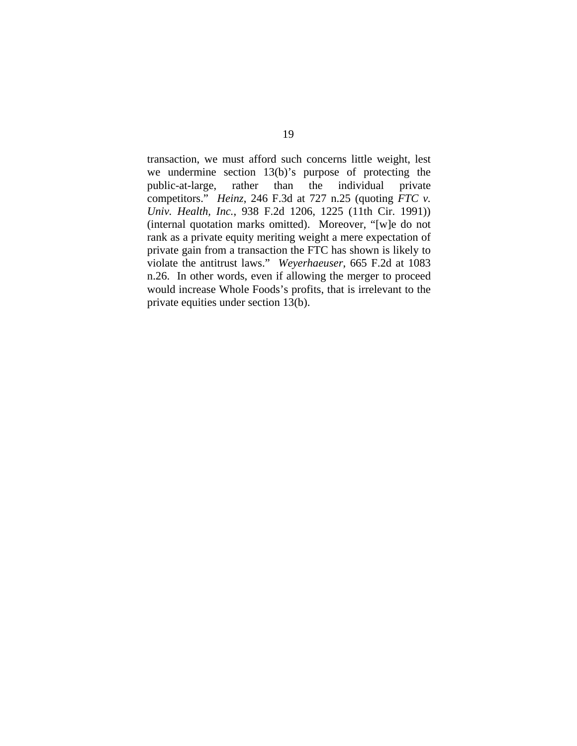transaction, we must afford such concerns little weight, lest we undermine section 13(b)'s purpose of protecting the public-at-large, rather than the individual private competitors." *Heinz*, 246 F.3d at 727 n.25 (quoting *FTC v. Univ. Health, Inc.*, 938 F.2d 1206, 1225 (11th Cir. 1991)) (internal quotation marks omitted). Moreover, "[w]e do not rank as a private equity meriting weight a mere expectation of private gain from a transaction the FTC has shown is likely to violate the antitrust laws." *Weyerhaeuser*, 665 F.2d at 1083 n.26. In other words, even if allowing the merger to proceed would increase Whole Foods's profits, that is irrelevant to the private equities under section 13(b).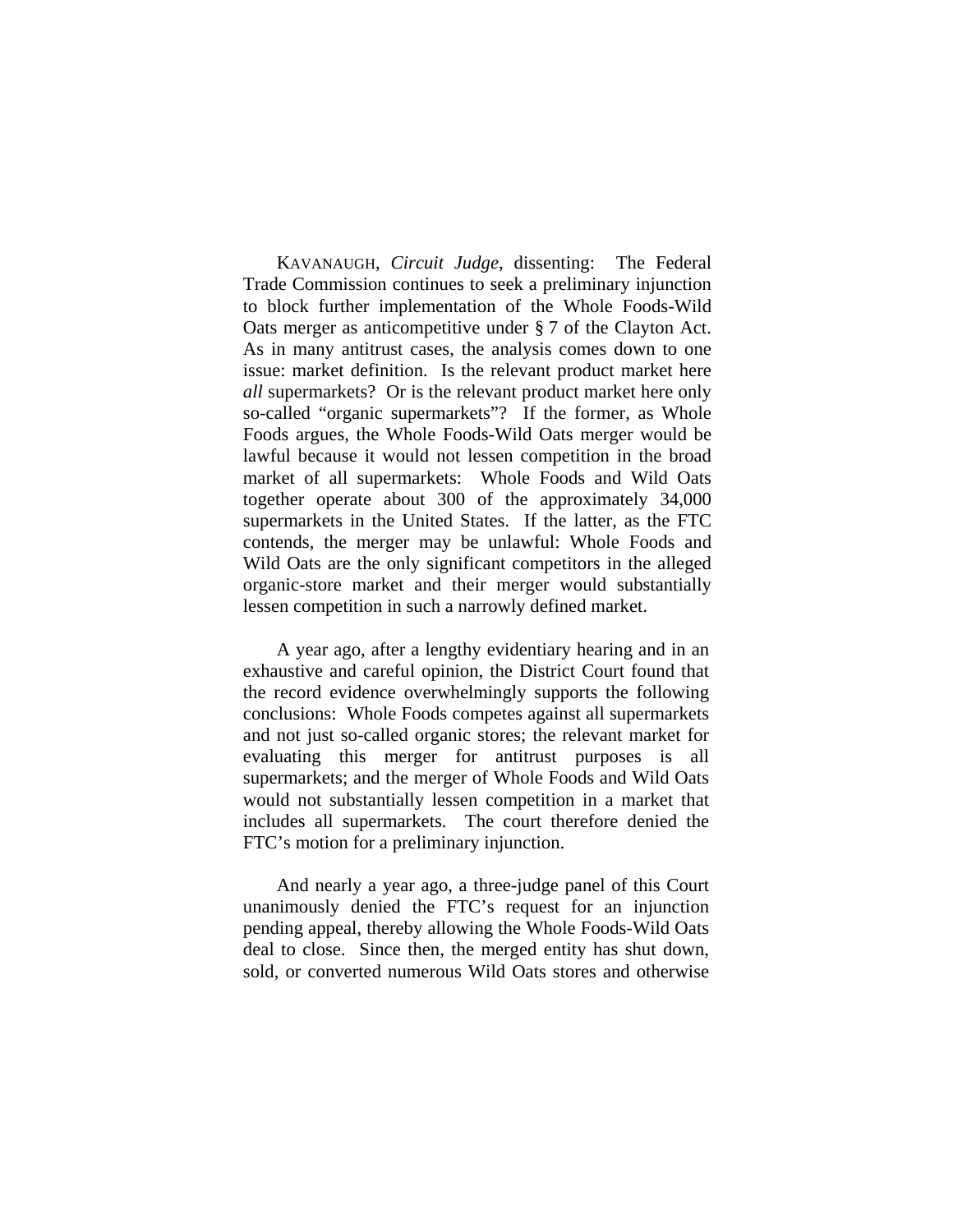KAVANAUGH, *Circuit Judge*, dissenting: The Federal Trade Commission continues to seek a preliminary injunction to block further implementation of the Whole Foods-Wild Oats merger as anticompetitive under § 7 of the Clayton Act. As in many antitrust cases, the analysis comes down to one issue: market definition. Is the relevant product market here *all* supermarkets? Or is the relevant product market here only so-called "organic supermarkets"? If the former, as Whole Foods argues, the Whole Foods-Wild Oats merger would be lawful because it would not lessen competition in the broad market of all supermarkets: Whole Foods and Wild Oats together operate about 300 of the approximately 34,000 supermarkets in the United States. If the latter, as the FTC contends, the merger may be unlawful: Whole Foods and Wild Oats are the only significant competitors in the alleged organic-store market and their merger would substantially lessen competition in such a narrowly defined market.

A year ago, after a lengthy evidentiary hearing and in an exhaustive and careful opinion, the District Court found that the record evidence overwhelmingly supports the following conclusions: Whole Foods competes against all supermarkets and not just so-called organic stores; the relevant market for evaluating this merger for antitrust purposes is all supermarkets; and the merger of Whole Foods and Wild Oats would not substantially lessen competition in a market that includes all supermarkets. The court therefore denied the FTC's motion for a preliminary injunction.

And nearly a year ago, a three-judge panel of this Court unanimously denied the FTC's request for an injunction pending appeal, thereby allowing the Whole Foods-Wild Oats deal to close. Since then, the merged entity has shut down, sold, or converted numerous Wild Oats stores and otherwise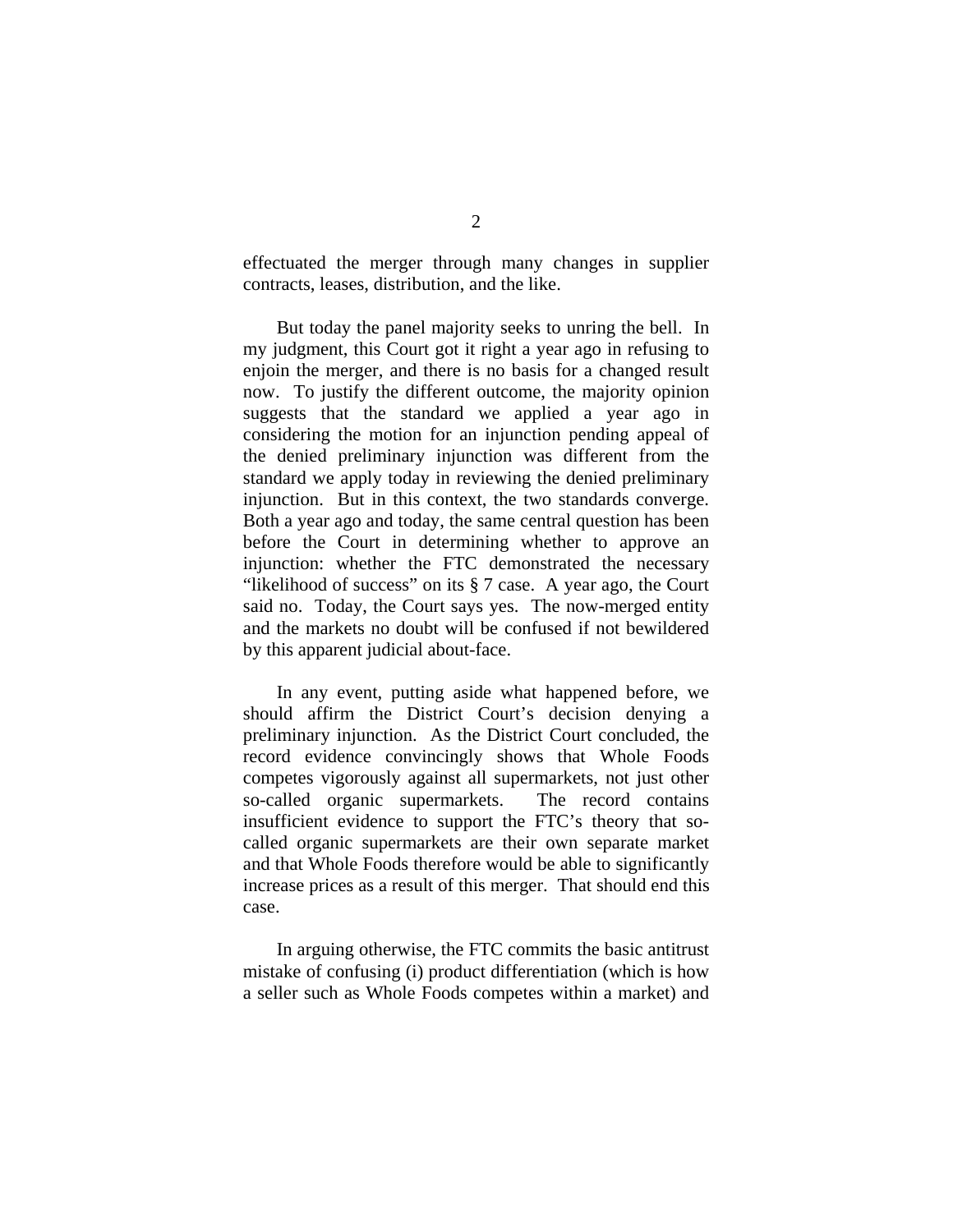effectuated the merger through many changes in supplier contracts, leases, distribution, and the like.

But today the panel majority seeks to unring the bell. In my judgment, this Court got it right a year ago in refusing to enjoin the merger, and there is no basis for a changed result now. To justify the different outcome, the majority opinion suggests that the standard we applied a year ago in considering the motion for an injunction pending appeal of the denied preliminary injunction was different from the standard we apply today in reviewing the denied preliminary injunction. But in this context, the two standards converge. Both a year ago and today, the same central question has been before the Court in determining whether to approve an injunction: whether the FTC demonstrated the necessary "likelihood of success" on its § 7 case. A year ago, the Court said no. Today, the Court says yes. The now-merged entity and the markets no doubt will be confused if not bewildered by this apparent judicial about-face.

In any event, putting aside what happened before, we should affirm the District Court's decision denying a preliminary injunction. As the District Court concluded, the record evidence convincingly shows that Whole Foods competes vigorously against all supermarkets, not just other so-called organic supermarkets. The record contains insufficient evidence to support the FTC's theory that so-called organic supermarkets are their own separate market and that Whole Foods therefore would be able to significantly increase prices as a result of this merger. That should end this case.

In arguing otherwise, the FTC commits the basic antitrust mistake of confusing (i) product differentiation (which is how a seller such as Whole Foods competes within a market) and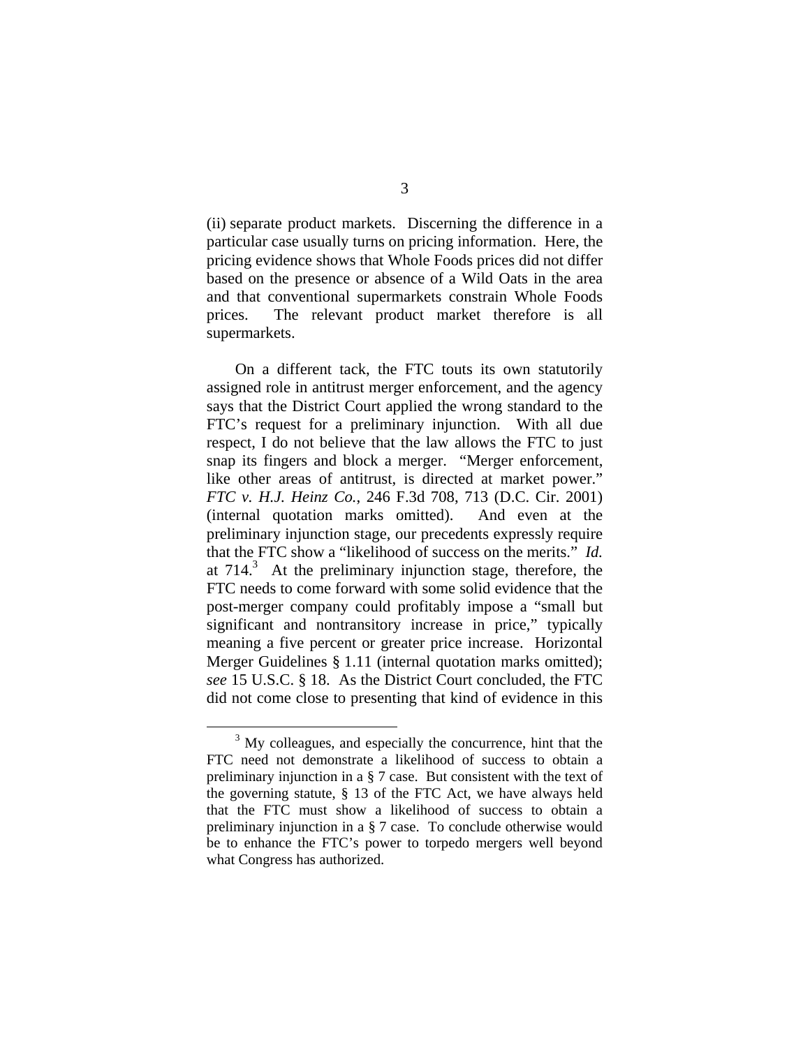(ii) separate product markets. Discerning the difference in a particular case usually turns on pricing information. Here, the pricing evidence shows that Whole Foods prices did not differ based on the presence or absence of a Wild Oats in the area and that conventional supermarkets constrain Whole Foods prices. The relevant product market therefore is all supermarkets.

On a different tack, the FTC touts its own statutorily assigned role in antitrust merger enforcement, and the agency says that the District Court applied the wrong standard to the FTC's request for a preliminary injunction. With all due respect, I do not believe that the law allows the FTC to just snap its fingers and block a merger. "Merger enforcement, like other areas of antitrust, is directed at market power." *FTC v. H.J. Heinz Co.*, 246 F.3d 708, 713 (D.C. Cir. 2001) (internal quotation marks omitted). And even at the preliminary injunction stage, our precedents expressly require that the FTC show a "likelihood of success on the merits." *Id.* at 714.[3] At the preliminary injunction stage, therefore, the FTC needs to come forward with some solid evidence that the post-merger company could profitably impose a "small but significant and nontransitory increase in price," typically meaning a five percent or greater price increase. Horizontal Merger Guidelines § 1.11 (internal quotation marks omitted); *see* 15 U.S.C. § 18. As the District Court concluded, the FTC did not come close to presenting that kind of evidence in this

---

[3] My colleagues, and especially the concurrence, hint that the FTC need not demonstrate a likelihood of success to obtain a preliminary injunction in a § 7 case. But consistent with the text of the governing statute, § 13 of the FTC Act, we have always held that the FTC must show a likelihood of success to obtain a preliminary injunction in a § 7 case. To conclude otherwise would be to enhance the FTC's power to torpedo mergers well beyond what Congress has authorized.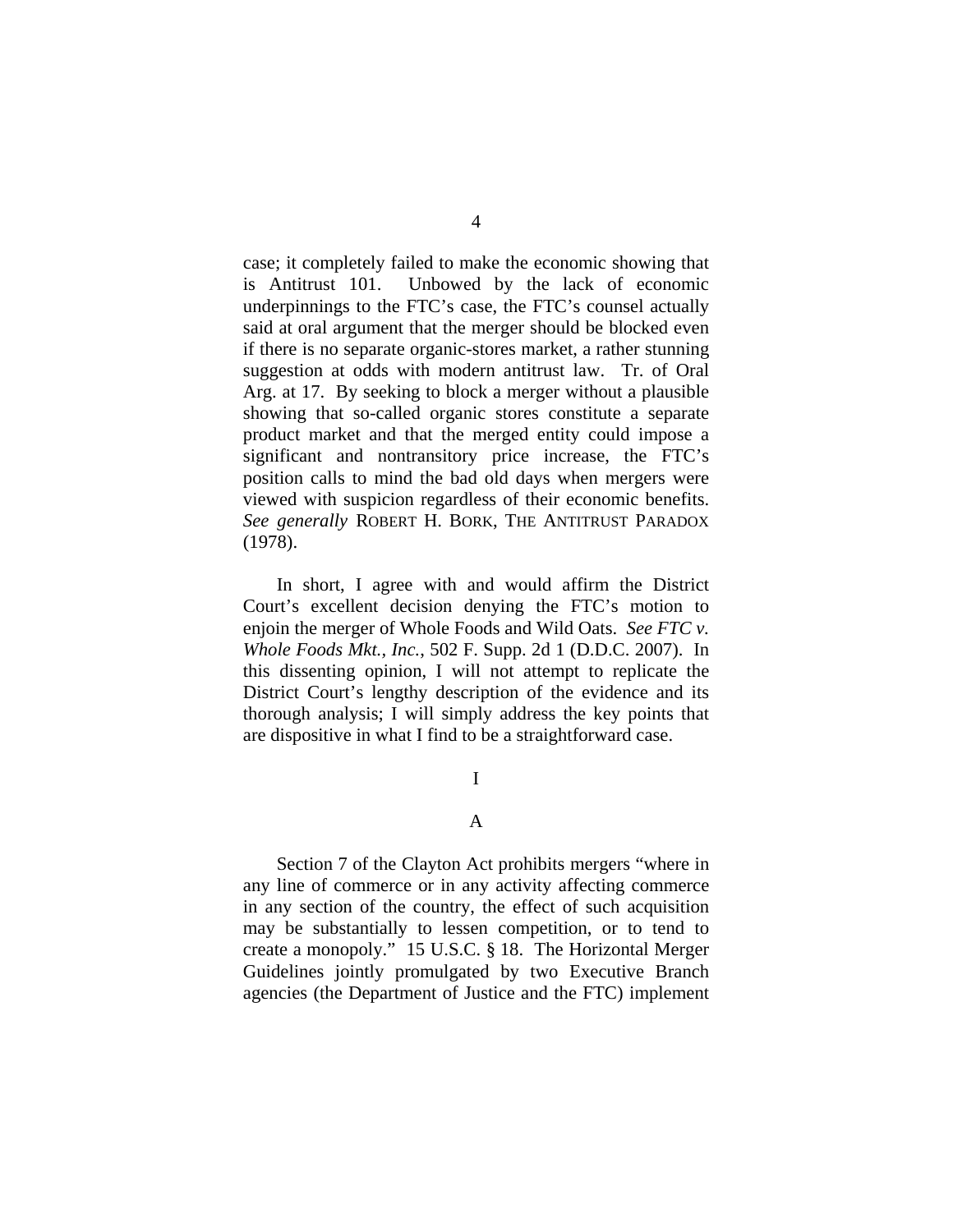case; it completely failed to make the economic showing that is Antitrust 101. Unbowed by the lack of economic underpinnings to the FTC's case, the FTC's counsel actually said at oral argument that the merger should be blocked even if there is no separate organic-stores market, a rather stunning suggestion at odds with modern antitrust law. Tr. of Oral Arg. at 17. By seeking to block a merger without a plausible showing that so-called organic stores constitute a separate product market and that the merged entity could impose a significant and nontransitory price increase, the FTC's position calls to mind the bad old days when mergers were viewed with suspicion regardless of their economic benefits. *See generally* ROBERT H. BORK, THE ANTITRUST PARADOX (1978).

In short, I agree with and would affirm the District Court's excellent decision denying the FTC's motion to enjoin the merger of Whole Foods and Wild Oats. *See FTC v. Whole Foods Mkt., Inc.*, 502 F. Supp. 2d 1 (D.D.C. 2007). In this dissenting opinion, I will not attempt to replicate the District Court's lengthy description of the evidence and its thorough analysis; I will simply address the key points that are dispositive in what I find to be a straightforward case.

# I

## A

Section 7 of the Clayton Act prohibits mergers "where in any line of commerce or in any activity affecting commerce in any section of the country, the effect of such acquisition may be substantially to lessen competition, or to tend to create a monopoly." 15 U.S.C. § 18. The Horizontal Merger Guidelines jointly promulgated by two Executive Branch agencies (the Department of Justice and the FTC) implement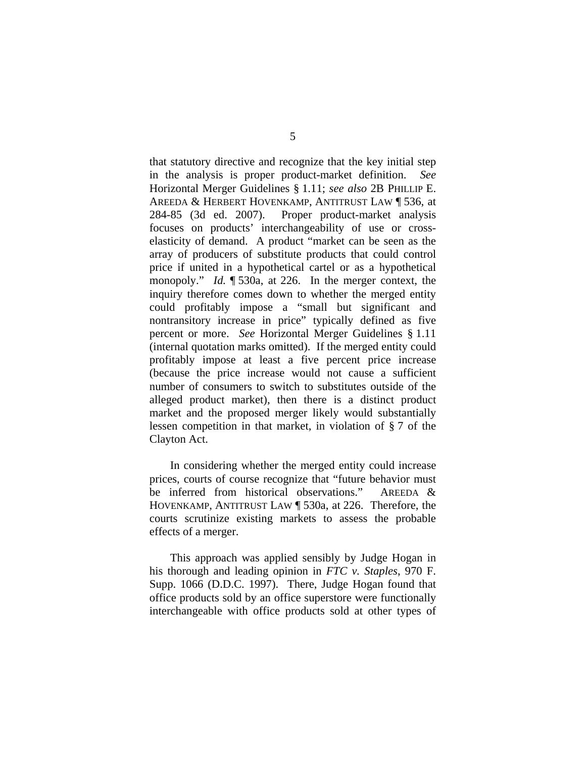that statutory directive and recognize that the key initial step in the analysis is proper product-market definition. *See* Horizontal Merger Guidelines § 1.11; *see also* 2B PHILLIP E. AREEDA & HERBERT HOVENKAMP, ANTITRUST LAW ¶ 536, at 284-85 (3d ed. 2007). Proper product-market analysis focuses on products' interchangeability of use or cross-elasticity of demand. A product "market can be seen as the array of producers of substitute products that could control price if united in a hypothetical cartel or as a hypothetical monopoly." *Id.* ¶ 530a, at 226. In the merger context, the inquiry therefore comes down to whether the merged entity could profitably impose a "small but significant and nontransitory increase in price" typically defined as five percent or more. *See* Horizontal Merger Guidelines § 1.11 (internal quotation marks omitted). If the merged entity could profitably impose at least a five percent price increase (because the price increase would not cause a sufficient number of consumers to switch to substitutes outside of the alleged product market), then there is a distinct product market and the proposed merger likely would substantially lessen competition in that market, in violation of § 7 of the Clayton Act.

In considering whether the merged entity could increase prices, courts of course recognize that "future behavior must be inferred from historical observations." AREEDA & HOVENKAMP, ANTITRUST LAW ¶ 530a, at 226. Therefore, the courts scrutinize existing markets to assess the probable effects of a merger.

This approach was applied sensibly by Judge Hogan in his thorough and leading opinion in *FTC v. Staples*, 970 F. Supp. 1066 (D.D.C. 1997). There, Judge Hogan found that office products sold by an office superstore were functionally interchangeable with office products sold at other types of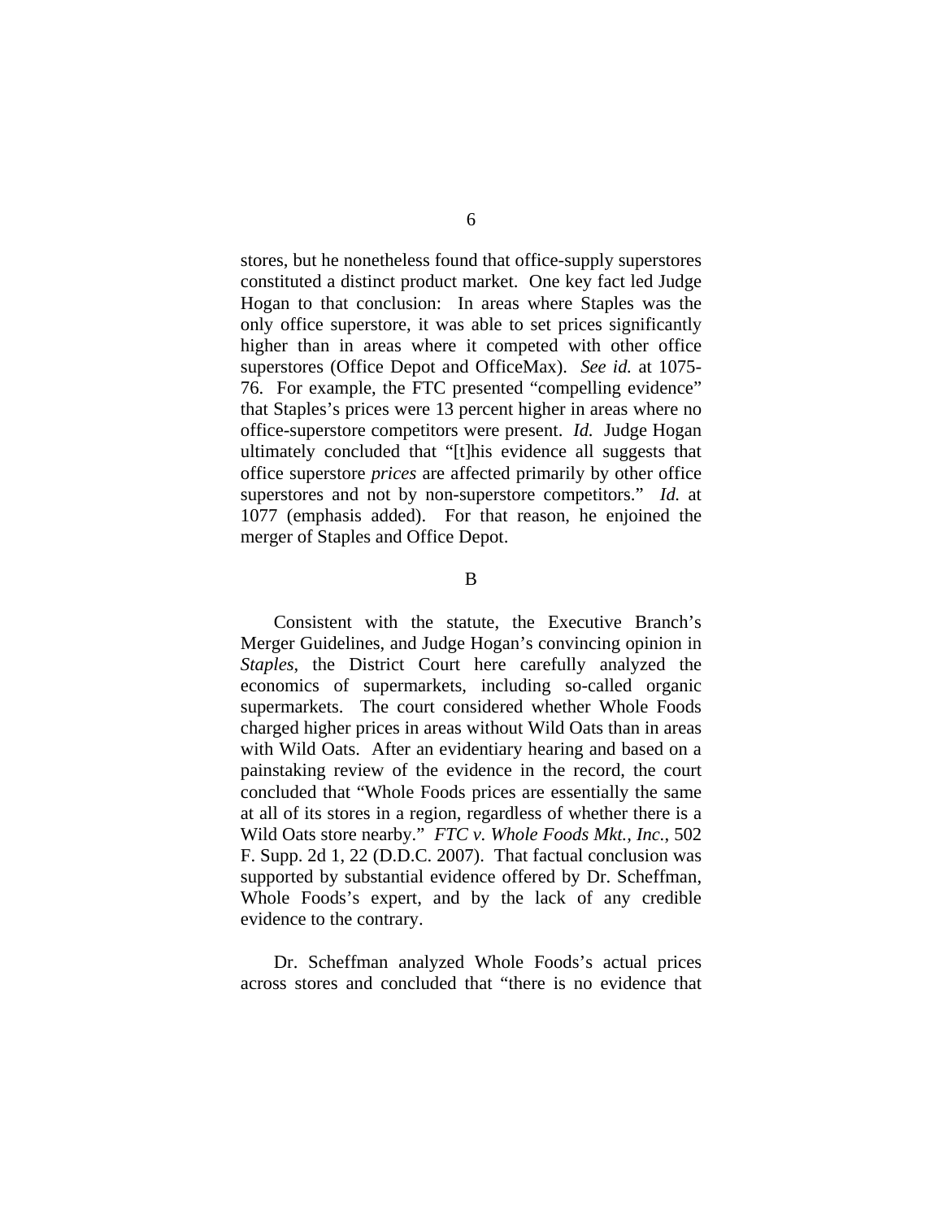stores, but he nonetheless found that office-supply superstores constituted a distinct product market. One key fact led Judge Hogan to that conclusion: In areas where Staples was the only office superstore, it was able to set prices significantly higher than in areas where it competed with other office superstores (Office Depot and OfficeMax). *See id.* at 1075-76. For example, the FTC presented "compelling evidence" that Staples's prices were 13 percent higher in areas where no office-superstore competitors were present. *Id.* Judge Hogan ultimately concluded that "[t]his evidence all suggests that office superstore *prices* are affected primarily by other office superstores and not by non-superstore competitors." *Id.* at 1077 (emphasis added). For that reason, he enjoined the merger of Staples and Office Depot.

B

Consistent with the statute, the Executive Branch's Merger Guidelines, and Judge Hogan's convincing opinion in *Staples*, the District Court here carefully analyzed the economics of supermarkets, including so-called organic supermarkets. The court considered whether Whole Foods charged higher prices in areas without Wild Oats than in areas with Wild Oats. After an evidentiary hearing and based on a painstaking review of the evidence in the record, the court concluded that "Whole Foods prices are essentially the same at all of its stores in a region, regardless of whether there is a Wild Oats store nearby." *FTC v. Whole Foods Mkt., Inc.*, 502 F. Supp. 2d 1, 22 (D.D.C. 2007). That factual conclusion was supported by substantial evidence offered by Dr. Scheffman, Whole Foods's expert, and by the lack of any credible evidence to the contrary.

Dr. Scheffman analyzed Whole Foods's actual prices across stores and concluded that "there is no evidence that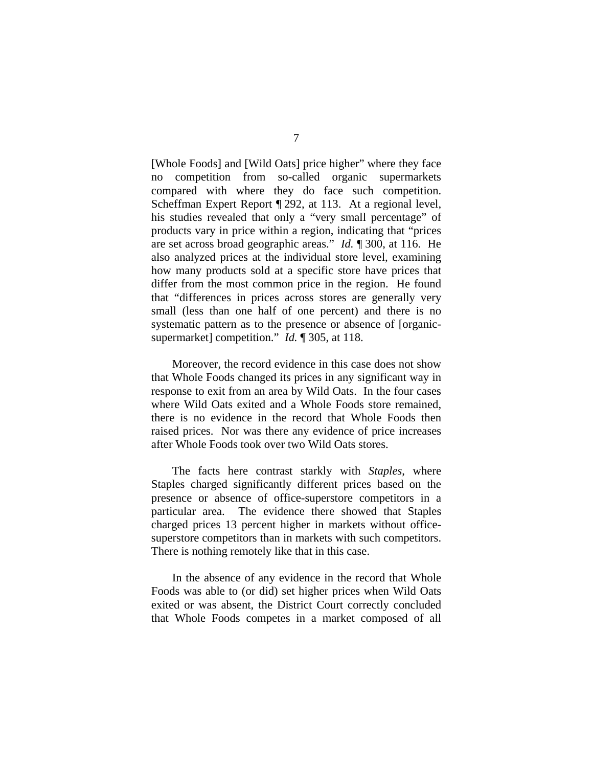[Whole Foods] and [Wild Oats] price higher" where they face no competition from so-called organic supermarkets compared with where they do face such competition. Scheffman Expert Report ¶ 292, at 113. At a regional level, his studies revealed that only a "very small percentage" of products vary in price within a region, indicating that "prices are set across broad geographic areas." *Id.* ¶ 300, at 116. He also analyzed prices at the individual store level, examining how many products sold at a specific store have prices that differ from the most common price in the region. He found that "differences in prices across stores are generally very small (less than one half of one percent) and there is no systematic pattern as to the presence or absence of [organic-supermarket] competition." *Id.* ¶ 305, at 118.

Moreover, the record evidence in this case does not show that Whole Foods changed its prices in any significant way in response to exit from an area by Wild Oats. In the four cases where Wild Oats exited and a Whole Foods store remained, there is no evidence in the record that Whole Foods then raised prices. Nor was there any evidence of price increases after Whole Foods took over two Wild Oats stores.

The facts here contrast starkly with *Staples*, where Staples charged significantly different prices based on the presence or absence of office-superstore competitors in a particular area. The evidence there showed that Staples charged prices 13 percent higher in markets without office-superstore competitors than in markets with such competitors. There is nothing remotely like that in this case.

In the absence of any evidence in the record that Whole Foods was able to (or did) set higher prices when Wild Oats exited or was absent, the District Court correctly concluded that Whole Foods competes in a market composed of all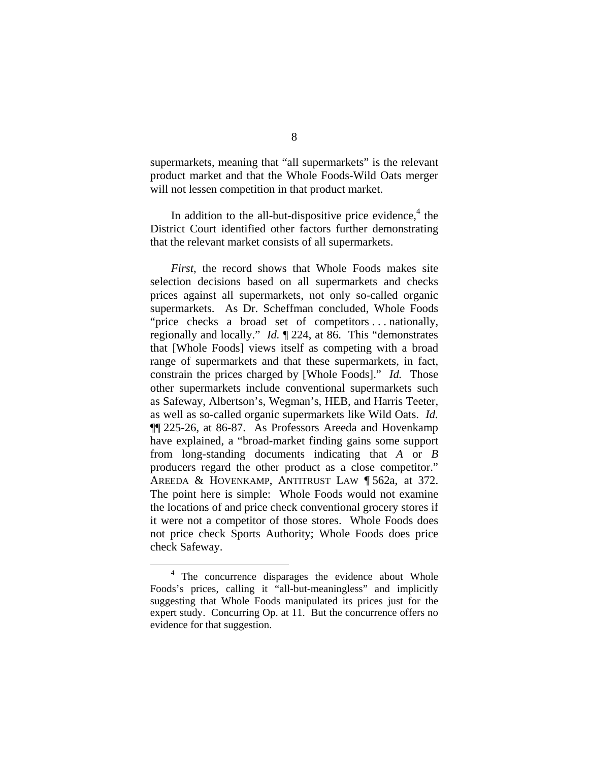supermarkets, meaning that "all supermarkets" is the relevant product market and that the Whole Foods-Wild Oats merger will not lessen competition in that product market.

In addition to the all-but-dispositive price evidence,[4] the District Court identified other factors further demonstrating that the relevant market consists of all supermarkets.

*First*, the record shows that Whole Foods makes site selection decisions based on all supermarkets and checks prices against all supermarkets, not only so-called organic supermarkets. As Dr. Scheffman concluded, Whole Foods "price checks a broad set of competitors . . . nationally, regionally and locally." *Id.* ¶ 224, at 86. This "demonstrates that [Whole Foods] views itself as competing with a broad range of supermarkets and that these supermarkets, in fact, constrain the prices charged by [Whole Foods]." *Id.* Those other supermarkets include conventional supermarkets such as Safeway, Albertson's, Wegman's, HEB, and Harris Teeter, as well as so-called organic supermarkets like Wild Oats. *Id.* ¶¶ 225-26, at 86-87. As Professors Areeda and Hovenkamp have explained, a "broad-market finding gains some support from long-standing documents indicating that *A* or *B* producers regard the other product as a close competitor." AREEDA & HOVENKAMP, ANTITRUST LAW ¶ 562a, at 372. The point here is simple: Whole Foods would not examine the locations of and price check conventional grocery stores if it were not a competitor of those stores. Whole Foods does not price check Sports Authority; Whole Foods does price check Safeway.

[4] The concurrence disparages the evidence about Whole Foods's prices, calling it "all-but-meaningless" and implicitly suggesting that Whole Foods manipulated its prices just for the expert study. Concurring Op. at 11. But the concurrence offers no evidence for that suggestion.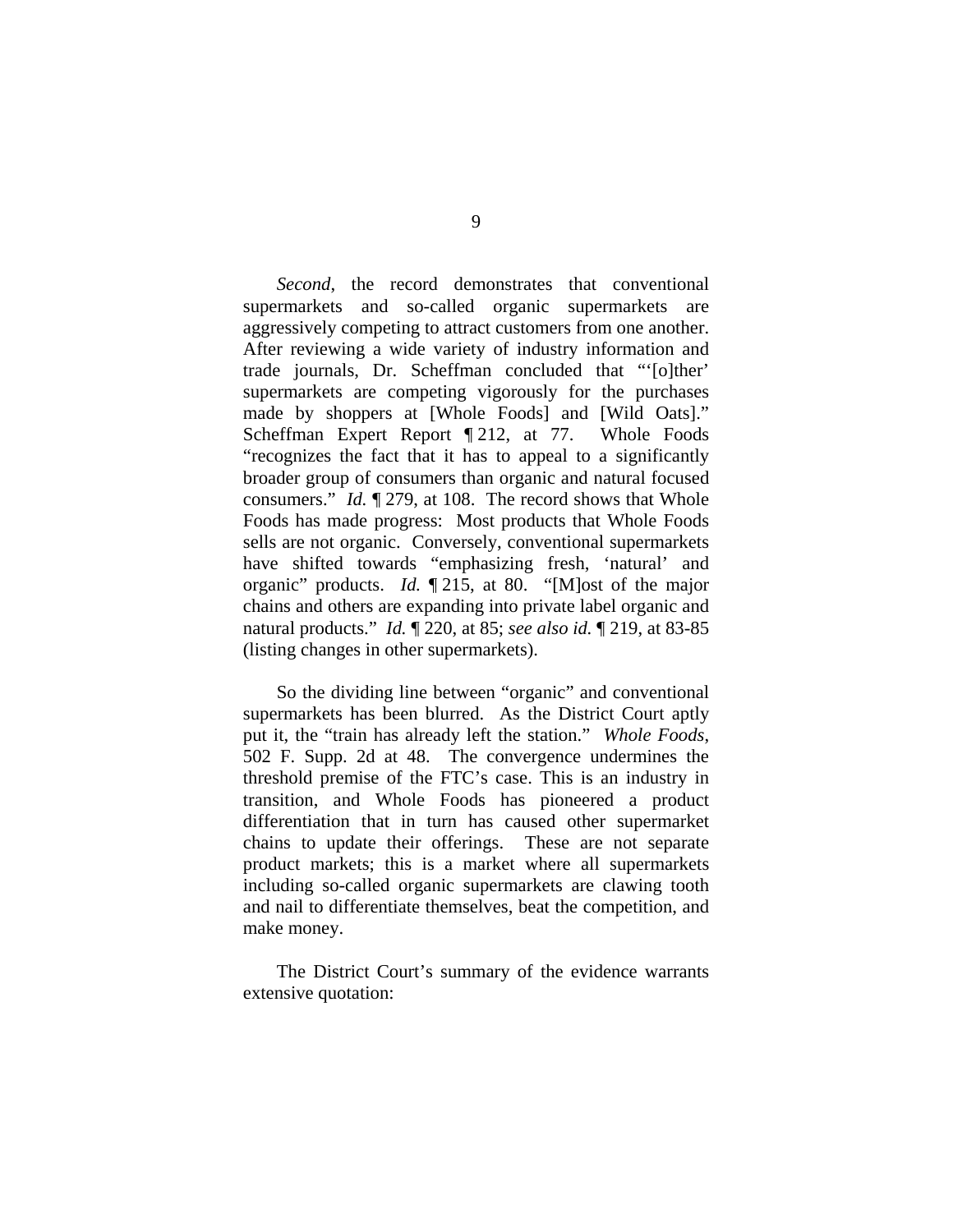*Second*, the record demonstrates that conventional supermarkets and so-called organic supermarkets are aggressively competing to attract customers from one another. After reviewing a wide variety of industry information and trade journals, Dr. Scheffman concluded that "'[o]ther' supermarkets are competing vigorously for the purchases made by shoppers at [Whole Foods] and [Wild Oats]." Scheffman Expert Report ¶ 212, at 77. Whole Foods "recognizes the fact that it has to appeal to a significantly broader group of consumers than organic and natural focused consumers." *Id.* ¶ 279, at 108. The record shows that Whole Foods has made progress: Most products that Whole Foods sells are not organic. Conversely, conventional supermarkets have shifted towards "emphasizing fresh, 'natural' and organic" products. *Id.* ¶ 215, at 80. "[M]ost of the major chains and others are expanding into private label organic and natural products." *Id.* ¶ 220, at 85; *see also id.* ¶ 219, at 83-85 (listing changes in other supermarkets).

So the dividing line between "organic" and conventional supermarkets has been blurred. As the District Court aptly put it, the "train has already left the station." *Whole Foods*, 502 F. Supp. 2d at 48. The convergence undermines the threshold premise of the FTC's case. This is an industry in transition, and Whole Foods has pioneered a product differentiation that in turn has caused other supermarket chains to update their offerings. These are not separate product markets; this is a market where all supermarkets including so-called organic supermarkets are clawing tooth and nail to differentiate themselves, beat the competition, and make money.

The District Court's summary of the evidence warrants extensive quotation: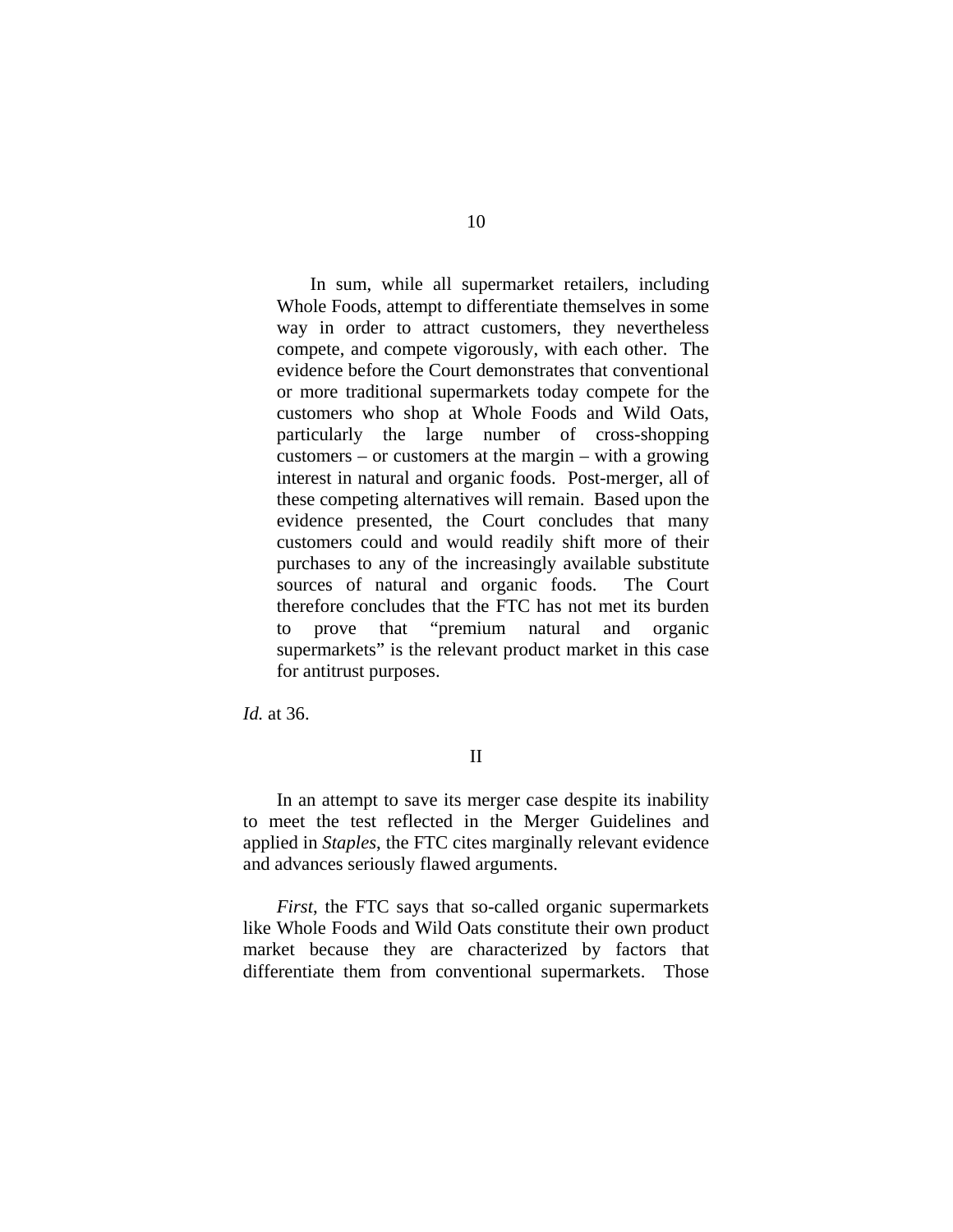> In sum, while all supermarket retailers, including Whole Foods, attempt to differentiate themselves in some way in order to attract customers, they nevertheless compete, and compete vigorously, with each other. The evidence before the Court demonstrates that conventional or more traditional supermarkets today compete for the customers who shop at Whole Foods and Wild Oats, particularly the large number of cross-shopping customers – or customers at the margin – with a growing interest in natural and organic foods. Post-merger, all of these competing alternatives will remain. Based upon the evidence presented, the Court concludes that many customers could and would readily shift more of their purchases to any of the increasingly available substitute sources of natural and organic foods. The Court therefore concludes that the FTC has not met its burden to prove that "premium natural and organic supermarkets" is the relevant product market in this case for antitrust purposes.

*Id.* at 36.

II

In an attempt to save its merger case despite its inability to meet the test reflected in the Merger Guidelines and applied in *Staples*, the FTC cites marginally relevant evidence and advances seriously flawed arguments.

*First*, the FTC says that so-called organic supermarkets like Whole Foods and Wild Oats constitute their own product market because they are characterized by factors that differentiate them from conventional supermarkets. Those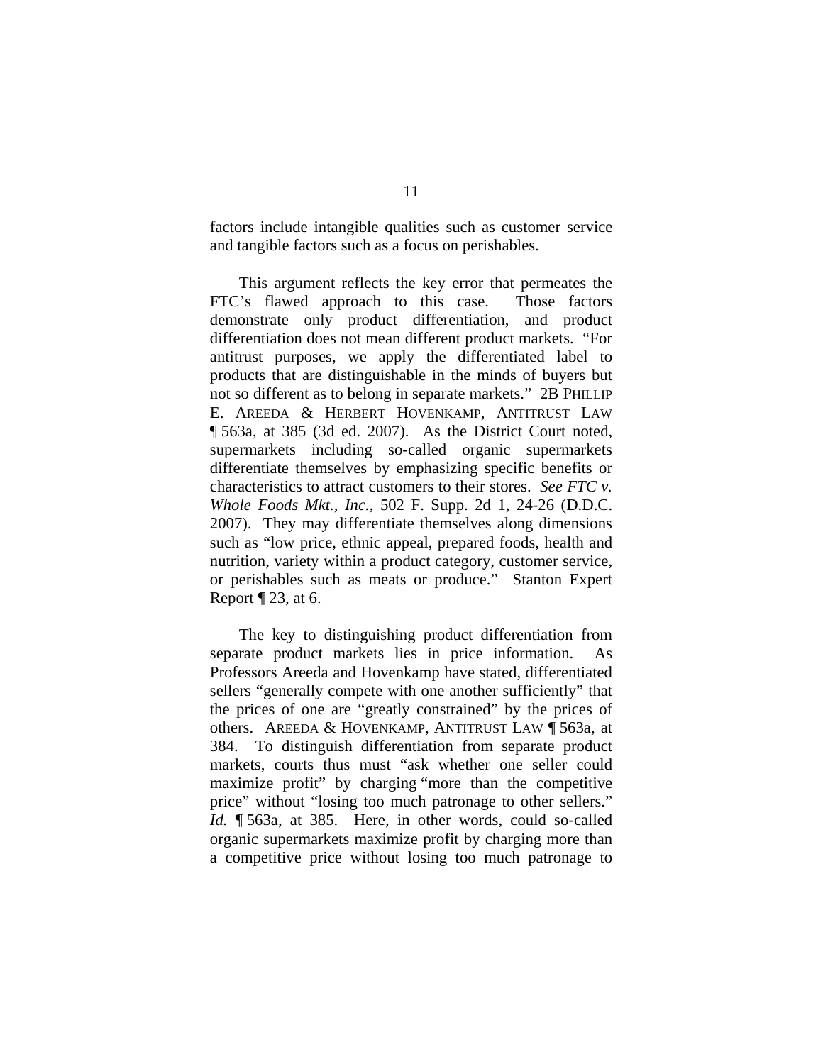factors include intangible qualities such as customer service and tangible factors such as a focus on perishables.

This argument reflects the key error that permeates the FTC's flawed approach to this case. Those factors demonstrate only product differentiation, and product differentiation does not mean different product markets. "For antitrust purposes, we apply the differentiated label to products that are distinguishable in the minds of buyers but not so different as to belong in separate markets." 2B PHILLIP E. AREEDA & HERBERT HOVENKAMP, ANTITRUST LAW ¶ 563a, at 385 (3d ed. 2007). As the District Court noted, supermarkets including so-called organic supermarkets differentiate themselves by emphasizing specific benefits or characteristics to attract customers to their stores. *See FTC v. Whole Foods Mkt., Inc.*, 502 F. Supp. 2d 1, 24-26 (D.D.C. 2007). They may differentiate themselves along dimensions such as "low price, ethnic appeal, prepared foods, health and nutrition, variety within a product category, customer service, or perishables such as meats or produce." Stanton Expert Report ¶ 23, at 6.

The key to distinguishing product differentiation from separate product markets lies in price information. As Professors Areeda and Hovenkamp have stated, differentiated sellers "generally compete with one another sufficiently" that the prices of one are "greatly constrained" by the prices of others. AREEDA & HOVENKAMP, ANTITRUST LAW ¶ 563a, at 384. To distinguish differentiation from separate product markets, courts thus must "ask whether one seller could maximize profit" by charging "more than the competitive price" without "losing too much patronage to other sellers." *Id.* ¶ 563a, at 385. Here, in other words, could so-called organic supermarkets maximize profit by charging more than a competitive price without losing too much patronage to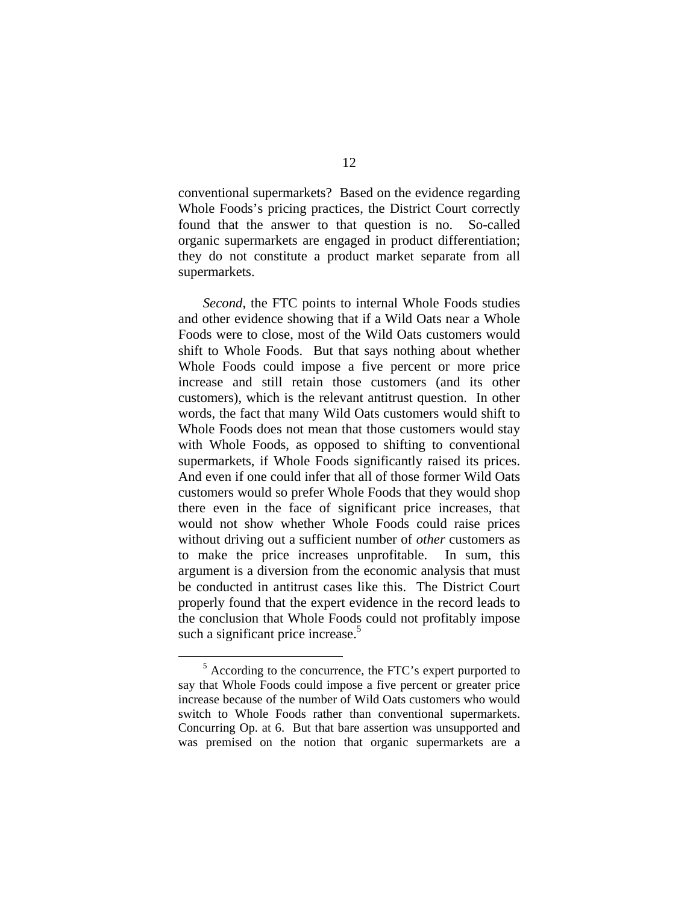conventional supermarkets? Based on the evidence regarding Whole Foods's pricing practices, the District Court correctly found that the answer to that question is no. So-called organic supermarkets are engaged in product differentiation; they do not constitute a product market separate from all supermarkets.

*Second*, the FTC points to internal Whole Foods studies and other evidence showing that if a Wild Oats near a Whole Foods were to close, most of the Wild Oats customers would shift to Whole Foods. But that says nothing about whether Whole Foods could impose a five percent or more price increase and still retain those customers (and its other customers), which is the relevant antitrust question. In other words, the fact that many Wild Oats customers would shift to Whole Foods does not mean that those customers would stay with Whole Foods, as opposed to shifting to conventional supermarkets, if Whole Foods significantly raised its prices. And even if one could infer that all of those former Wild Oats customers would so prefer Whole Foods that they would shop there even in the face of significant price increases, that would not show whether Whole Foods could raise prices without driving out a sufficient number of *other* customers as to make the price increases unprofitable. In sum, this argument is a diversion from the economic analysis that must be conducted in antitrust cases like this. The District Court properly found that the expert evidence in the record leads to the conclusion that Whole Foods could not profitably impose such a significant price increase.[5]

[5] According to the concurrence, the FTC's expert purported to say that Whole Foods could impose a five percent or greater price increase because of the number of Wild Oats customers who would switch to Whole Foods rather than conventional supermarkets. Concurring Op. at 6. But that bare assertion was unsupported and was premised on the notion that organic supermarkets are a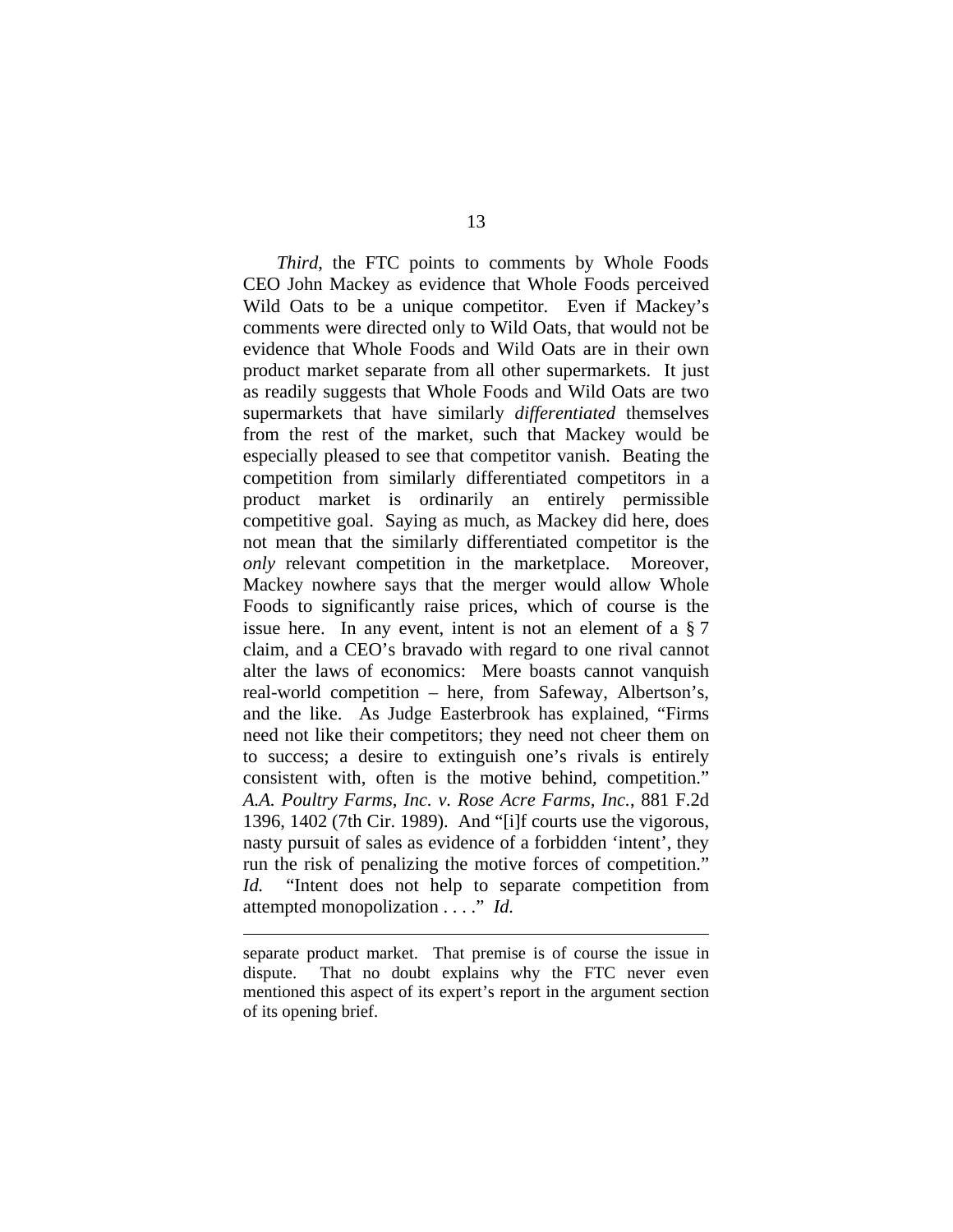*Third*, the FTC points to comments by Whole Foods CEO John Mackey as evidence that Whole Foods perceived Wild Oats to be a unique competitor. Even if Mackey's comments were directed only to Wild Oats, that would not be evidence that Whole Foods and Wild Oats are in their own product market separate from all other supermarkets. It just as readily suggests that Whole Foods and Wild Oats are two supermarkets that have similarly *differentiated* themselves from the rest of the market, such that Mackey would be especially pleased to see that competitor vanish. Beating the competition from similarly differentiated competitors in a product market is ordinarily an entirely permissible competitive goal. Saying as much, as Mackey did here, does not mean that the similarly differentiated competitor is the *only* relevant competition in the marketplace. Moreover, Mackey nowhere says that the merger would allow Whole Foods to significantly raise prices, which of course is the issue here. In any event, intent is not an element of a § 7 claim, and a CEO's bravado with regard to one rival cannot alter the laws of economics: Mere boasts cannot vanquish real-world competition – here, from Safeway, Albertson's, and the like. As Judge Easterbrook has explained, "Firms need not like their competitors; they need not cheer them on to success; a desire to extinguish one's rivals is entirely consistent with, often is the motive behind, competition." *A.A. Poultry Farms, Inc. v. Rose Acre Farms, Inc.*, 881 F.2d 1396, 1402 (7th Cir. 1989). And "[i]f courts use the vigorous, nasty pursuit of sales as evidence of a forbidden 'intent', they run the risk of penalizing the motive forces of competition." *Id.* "Intent does not help to separate competition from attempted monopolization . . . ." *Id.*

---

separate product market. That premise is of course the issue in dispute. That no doubt explains why the FTC never even mentioned this aspect of its expert's report in the argument section of its opening brief.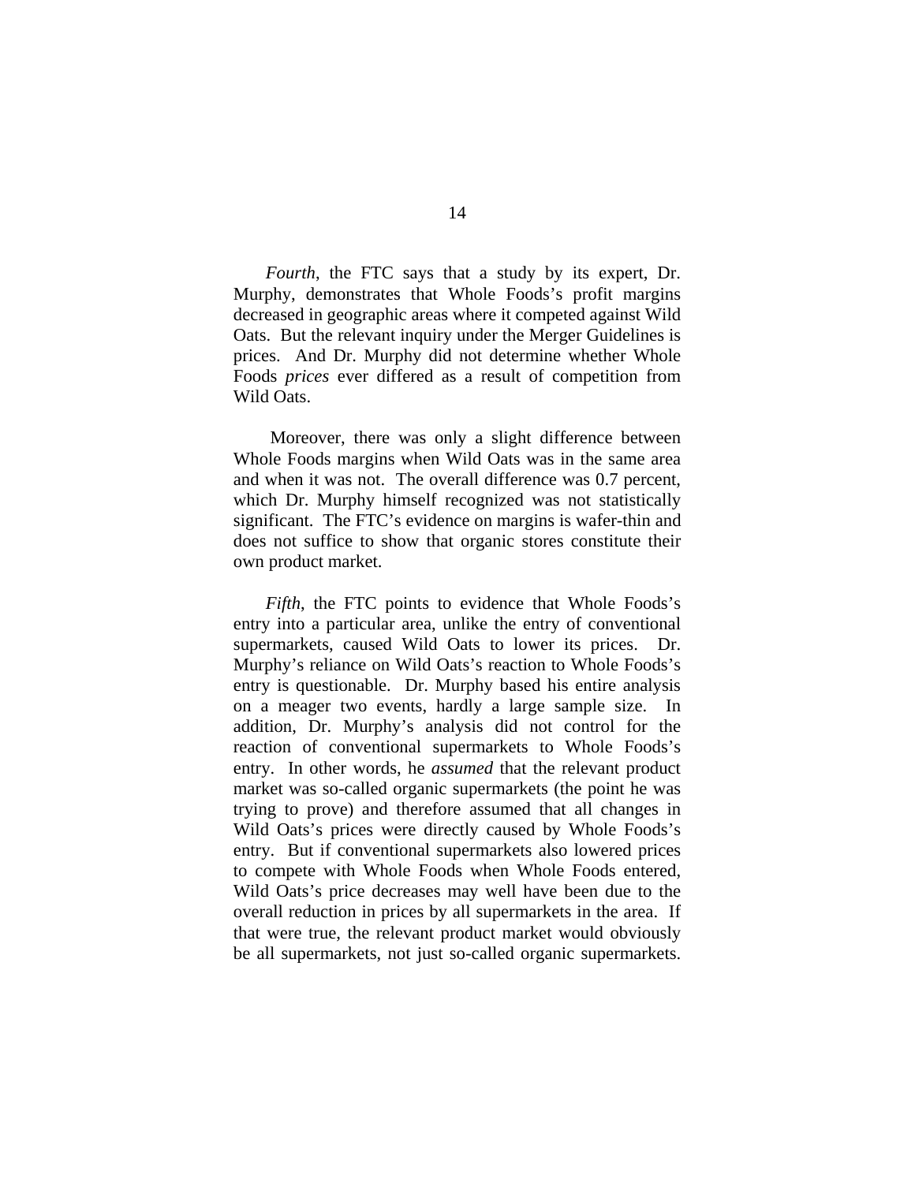*Fourth*, the FTC says that a study by its expert, Dr. Murphy, demonstrates that Whole Foods's profit margins decreased in geographic areas where it competed against Wild Oats. But the relevant inquiry under the Merger Guidelines is prices. And Dr. Murphy did not determine whether Whole Foods *prices* ever differed as a result of competition from Wild Oats.

Moreover, there was only a slight difference between Whole Foods margins when Wild Oats was in the same area and when it was not. The overall difference was 0.7 percent, which Dr. Murphy himself recognized was not statistically significant. The FTC's evidence on margins is wafer-thin and does not suffice to show that organic stores constitute their own product market.

*Fifth*, the FTC points to evidence that Whole Foods's entry into a particular area, unlike the entry of conventional supermarkets, caused Wild Oats to lower its prices. Dr. Murphy's reliance on Wild Oats's reaction to Whole Foods's entry is questionable. Dr. Murphy based his entire analysis on a meager two events, hardly a large sample size. In addition, Dr. Murphy's analysis did not control for the reaction of conventional supermarkets to Whole Foods's entry. In other words, he *assumed* that the relevant product market was so-called organic supermarkets (the point he was trying to prove) and therefore assumed that all changes in Wild Oats's prices were directly caused by Whole Foods's entry. But if conventional supermarkets also lowered prices to compete with Whole Foods when Whole Foods entered, Wild Oats's price decreases may well have been due to the overall reduction in prices by all supermarkets in the area. If that were true, the relevant product market would obviously be all supermarkets, not just so-called organic supermarkets.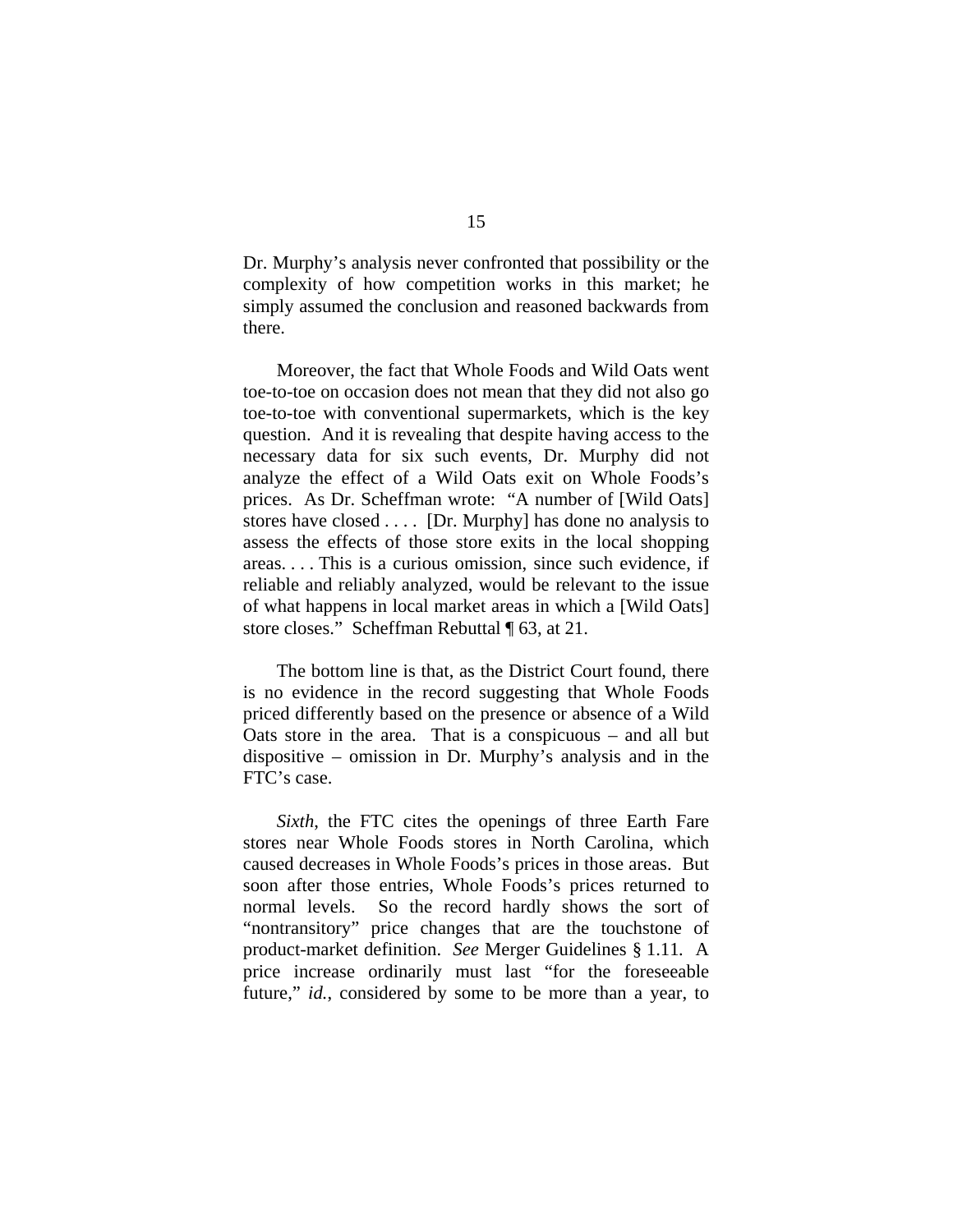Dr. Murphy's analysis never confronted that possibility or the complexity of how competition works in this market; he simply assumed the conclusion and reasoned backwards from there.

Moreover, the fact that Whole Foods and Wild Oats went toe-to-toe on occasion does not mean that they did not also go toe-to-toe with conventional supermarkets, which is the key question. And it is revealing that despite having access to the necessary data for six such events, Dr. Murphy did not analyze the effect of a Wild Oats exit on Whole Foods's prices. As Dr. Scheffman wrote: "A number of [Wild Oats] stores have closed . . . . [Dr. Murphy] has done no analysis to assess the effects of those store exits in the local shopping areas. . . . This is a curious omission, since such evidence, if reliable and reliably analyzed, would be relevant to the issue of what happens in local market areas in which a [Wild Oats] store closes." Scheffman Rebuttal ¶ 63, at 21.

The bottom line is that, as the District Court found, there is no evidence in the record suggesting that Whole Foods priced differently based on the presence or absence of a Wild Oats store in the area. That is a conspicuous – and all but dispositive – omission in Dr. Murphy's analysis and in the FTC's case.

*Sixth*, the FTC cites the openings of three Earth Fare stores near Whole Foods stores in North Carolina, which caused decreases in Whole Foods's prices in those areas. But soon after those entries, Whole Foods's prices returned to normal levels. So the record hardly shows the sort of "nontransitory" price changes that are the touchstone of product-market definition. *See* Merger Guidelines § 1.11. A price increase ordinarily must last "for the foreseeable future," *id.*, considered by some to be more than a year, to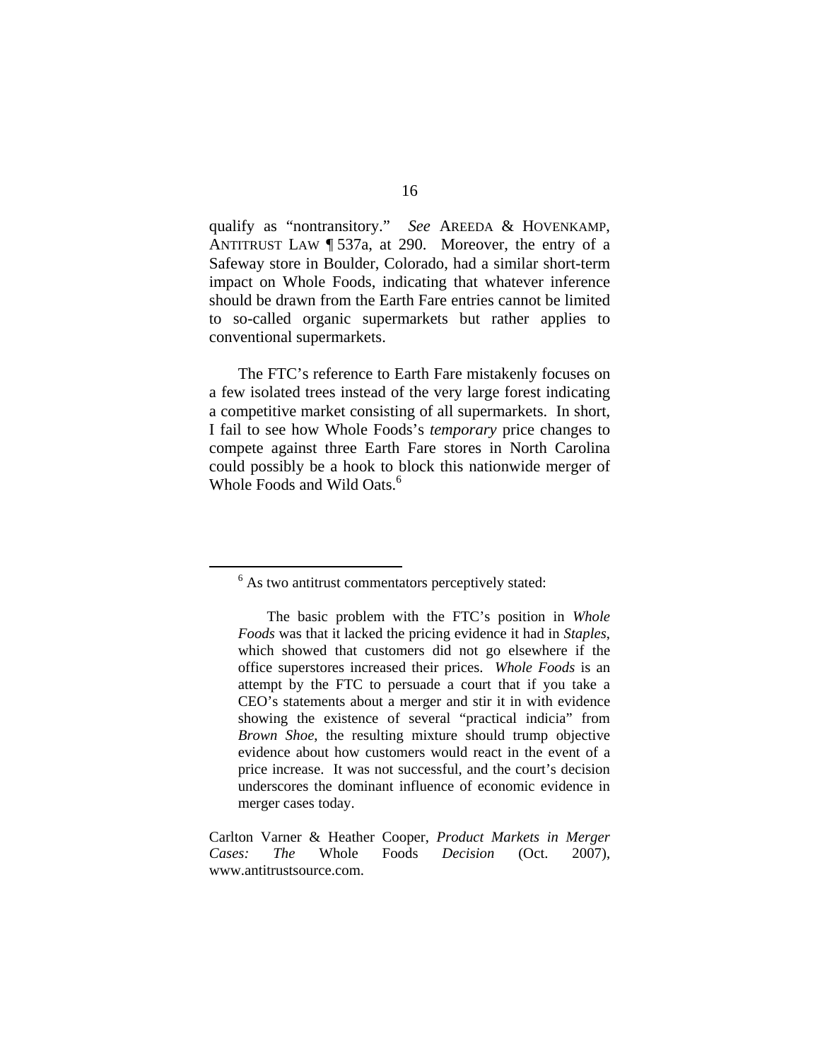qualify as "nontransitory." *See* AREEDA & HOVENKAMP, ANTITRUST LAW ¶ 537a, at 290. Moreover, the entry of a Safeway store in Boulder, Colorado, had a similar short-term impact on Whole Foods, indicating that whatever inference should be drawn from the Earth Fare entries cannot be limited to so-called organic supermarkets but rather applies to conventional supermarkets.

The FTC's reference to Earth Fare mistakenly focuses on a few isolated trees instead of the very large forest indicating a competitive market consisting of all supermarkets. In short, I fail to see how Whole Foods's *temporary* price changes to compete against three Earth Fare stores in North Carolina could possibly be a hook to block this nationwide merger of Whole Foods and Wild Oats.[6]

---

[6] As two antitrust commentators perceptively stated:

> The basic problem with the FTC's position in *Whole Foods* was that it lacked the pricing evidence it had in *Staples*, which showed that customers did not go elsewhere if the office superstores increased their prices. *Whole Foods* is an attempt by the FTC to persuade a court that if you take a CEO's statements about a merger and stir it in with evidence showing the existence of several "practical indicia" from *Brown Shoe*, the resulting mixture should trump objective evidence about how customers would react in the event of a price increase. It was not successful, and the court's decision underscores the dominant influence of economic evidence in merger cases today.

Carlton Varner & Heather Cooper, *Product Markets in Merger Cases: The* Whole Foods *Decision* (Oct. 2007), www.antitrustsource.com.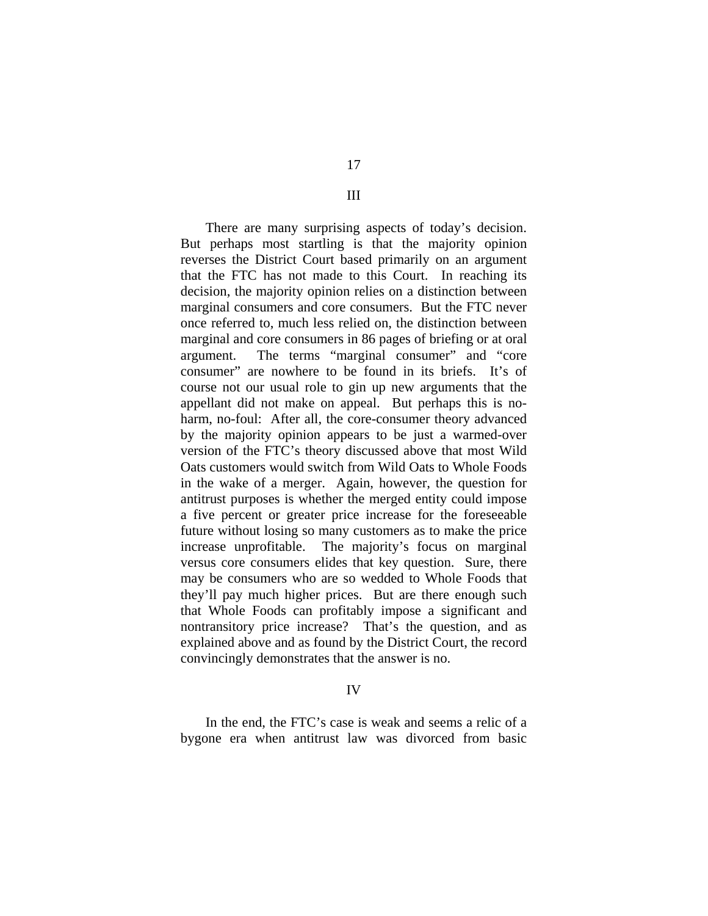III

There are many surprising aspects of today's decision. But perhaps most startling is that the majority opinion reverses the District Court based primarily on an argument that the FTC has not made to this Court. In reaching its decision, the majority opinion relies on a distinction between marginal consumers and core consumers. But the FTC never once referred to, much less relied on, the distinction between marginal and core consumers in 86 pages of briefing or at oral argument. The terms "marginal consumer" and "core consumer" are nowhere to be found in its briefs. It's of course not our usual role to gin up new arguments that the appellant did not make on appeal. But perhaps this is no-harm, no-foul: After all, the core-consumer theory advanced by the majority opinion appears to be just a warmed-over version of the FTC's theory discussed above that most Wild Oats customers would switch from Wild Oats to Whole Foods in the wake of a merger. Again, however, the question for antitrust purposes is whether the merged entity could impose a five percent or greater price increase for the foreseeable future without losing so many customers as to make the price increase unprofitable. The majority's focus on marginal versus core consumers elides that key question. Sure, there may be consumers who are so wedded to Whole Foods that they'll pay much higher prices. But are there enough such that Whole Foods can profitably impose a significant and nontransitory price increase? That's the question, and as explained above and as found by the District Court, the record convincingly demonstrates that the answer is no.

IV

In the end, the FTC's case is weak and seems a relic of a bygone era when antitrust law was divorced from basic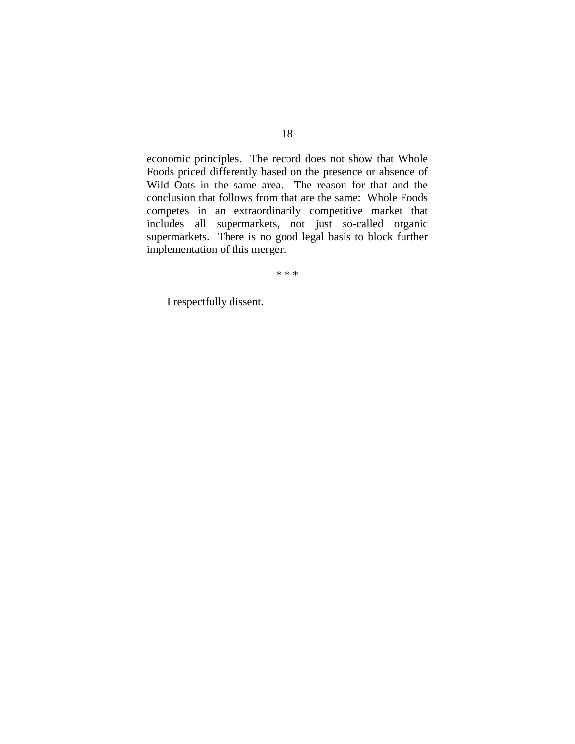economic principles. The record does not show that Whole Foods priced differently based on the presence or absence of Wild Oats in the same area. The reason for that and the conclusion that follows from that are the same: Whole Foods competes in an extraordinarily competitive market that includes all supermarkets, not just so-called organic supermarkets. There is no good legal basis to block further implementation of this merger.

* * *

I respectfully dissent.